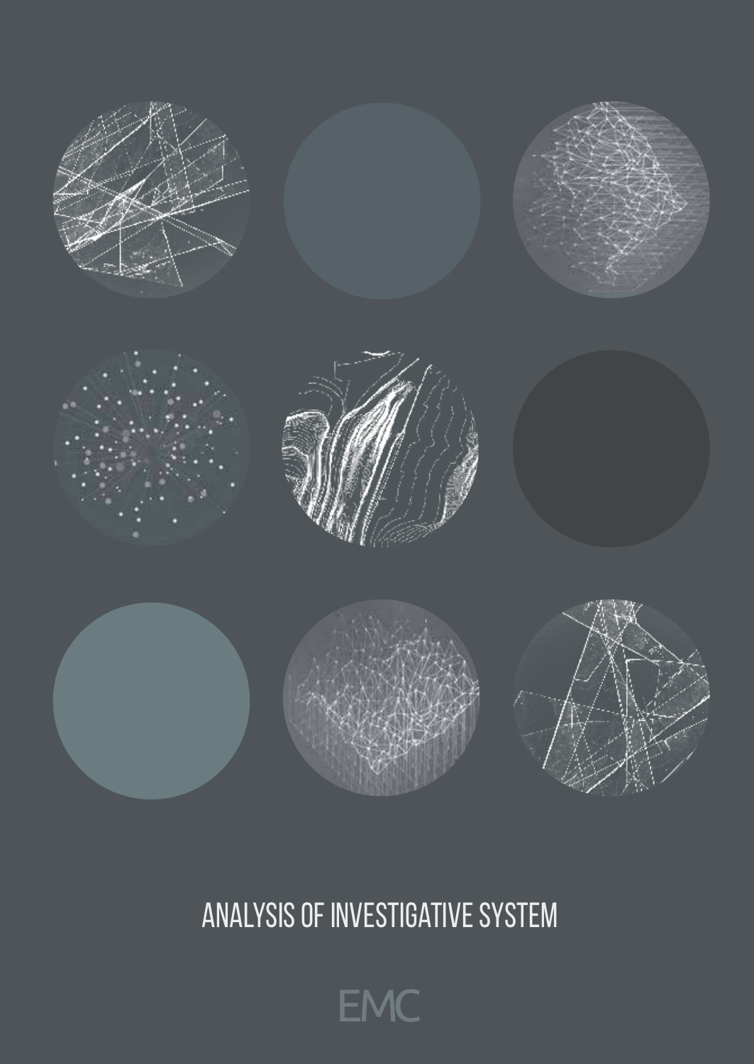# ANALYSIS OF INVESTIGATIVE SYSTEM

EMC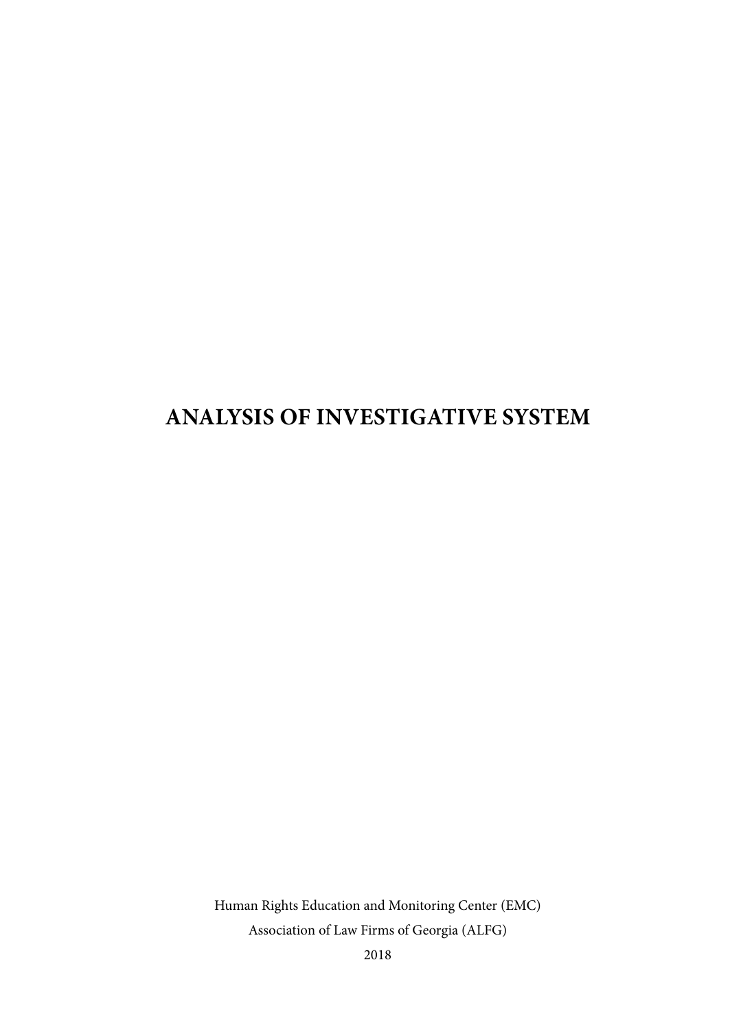# ANALYSIS OF INVESTIGATIVE SYSTEM

Human Rights Education and Monitoring Center (EMC)

Association of Law Firms of Georgia (ALFG)

2018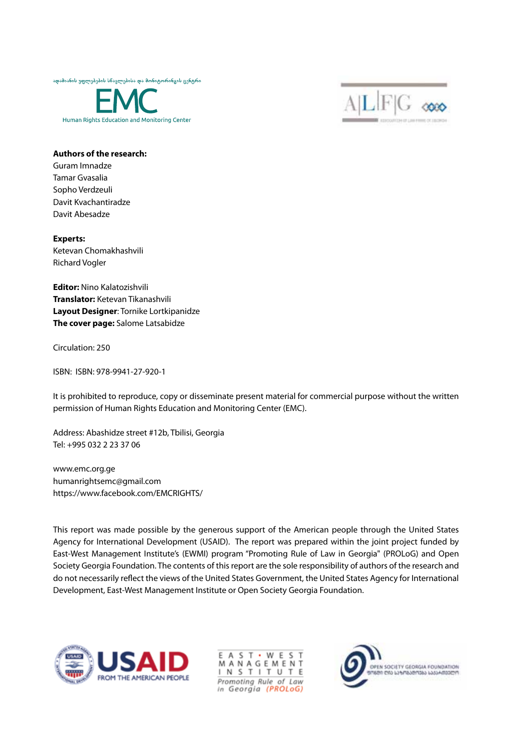ადამიანის უფლებების სწავლებისა და მონიტორინგის ცენტრი

EMC

Human Rights Education and Monitoring Center

A|L|F|G

**Authors of the research:**
Guram Imnadze
Tamar Gvasalia
Sopho Verdzeuli
Davit Kvachantiradze
Davit Abesadze

**Experts:**
Ketevan Chomakhashvili
Richard Vogler

**Editor:** Nino Kalatozishvili
**Translator:** Ketevan Tikanashvili
**Layout Designer**: Tornike Lortkipanidze
**The cover page:** Salome Latsabidze

Circulation: 250

ISBN: ISBN: 978-9941-27-920-1

It is prohibited to reproduce, copy or disseminate present material for commercial purpose without the written permission of Human Rights Education and Monitoring Center (EMC).

Address: Abashidze street #12b, Tbilisi, Georgia
Tel: +995 032 2 23 37 06

www.emc.org.ge
humanrightsemc@gmail.com
https://www.facebook.com/EMCRIGHTS/

This report was made possible by the generous support of the American people through the United States Agency for International Development (USAID). The report was prepared within the joint project funded by East-West Management Institute's (EWMI) program "Promoting Rule of Law in Georgia" (PROLoG) and Open Society Georgia Foundation. The contents of this report are the sole responsibility of authors of the research and do not necessarily reflect the views of the United States Government, the United States Agency for International Development, East-West Management Institute or Open Society Georgia Foundation.

USAID FROM THE AMERICAN PEOPLE

EAST • WEST MANAGEMENT INSTITUTE
Promoting Rule of Law in Georgia (PROLoG)

OPEN SOCIETY GEORGIA FOUNDATION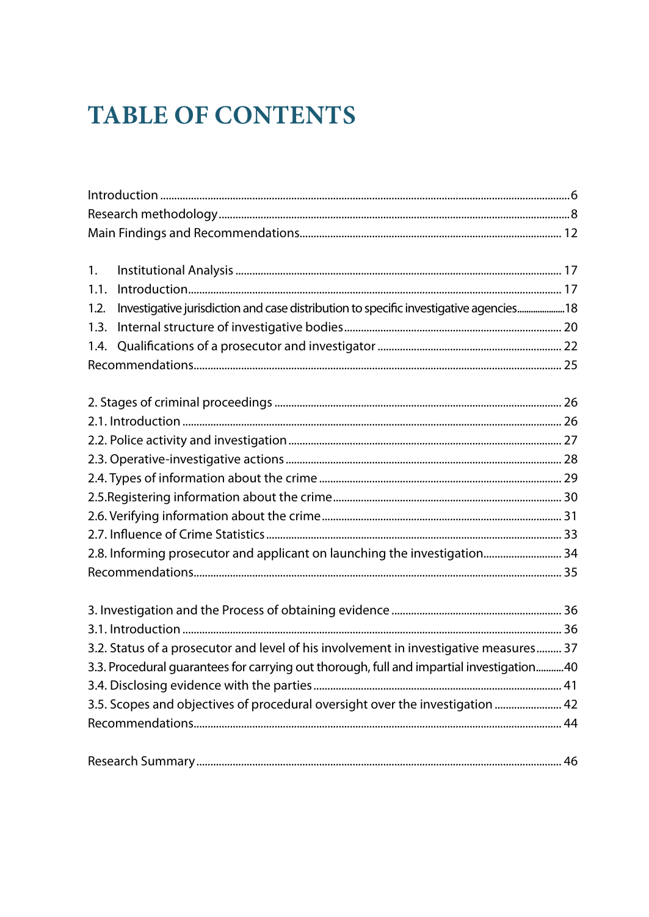# TABLE OF CONTENTS

Introduction ... 6
Research methodology ... 8
Main Findings and Recommendations ... 12

1. Institutional Analysis ... 17
1.1. Introduction ... 17
1.2. Investigative jurisdiction and case distribution to specific investigative agencies ... 18
1.3. Internal structure of investigative bodies ... 20
1.4. Qualifications of a prosecutor and investigator ... 22
Recommendations ... 25

2. Stages of criminal proceedings ... 26
2.1. Introduction ... 26
2.2. Police activity and investigation ... 27
2.3. Operative-investigative actions ... 28
2.4. Types of information about the crime ... 29
2.5.Registering information about the crime ... 30
2.6. Verifying information about the crime ... 31
2.7. Influence of Crime Statistics ... 33
2.8. Informing prosecutor and applicant on launching the investigation ... 34
Recommendations ... 35

3. Investigation and the Process of obtaining evidence ... 36
3.1. Introduction ... 36
3.2. Status of a prosecutor and level of his involvement in investigative measures ... 37
3.3. Procedural guarantees for carrying out thorough, full and impartial investigation ... 40
3.4. Disclosing evidence with the parties ... 41
3.5. Scopes and objectives of procedural oversight over the investigation ... 42
Recommendations ... 44

Research Summary ... 46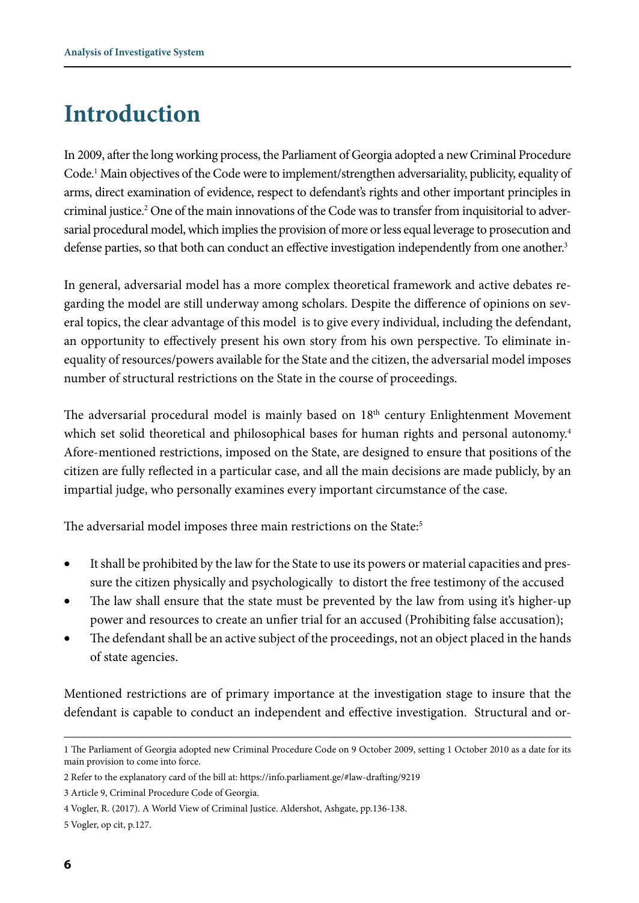# Introduction

In 2009, after the long working process, the Parliament of Georgia adopted a new Criminal Procedure Code.[1] Main objectives of the Code were to implement/strengthen adversariality, publicity, equality of arms, direct examination of evidence, respect to defendant's rights and other important principles in criminal justice.[2] One of the main innovations of the Code was to transfer from inquisitorial to adversarial procedural model, which implies the provision of more or less equal leverage to prosecution and defense parties, so that both can conduct an effective investigation independently from one another.[3]

In general, adversarial model has a more complex theoretical framework and active debates regarding the model are still underway among scholars. Despite the difference of opinions on several topics, the clear advantage of this model is to give every individual, including the defendant, an opportunity to effectively present his own story from his own perspective. To eliminate inequality of resources/powers available for the State and the citizen, the adversarial model imposes number of structural restrictions on the State in the course of proceedings.

The adversarial procedural model is mainly based on 18th century Enlightenment Movement which set solid theoretical and philosophical bases for human rights and personal autonomy.[4] Afore-mentioned restrictions, imposed on the State, are designed to ensure that positions of the citizen are fully reflected in a particular case, and all the main decisions are made publicly, by an impartial judge, who personally examines every important circumstance of the case.

The adversarial model imposes three main restrictions on the State:[5]

- It shall be prohibited by the law for the State to use its powers or material capacities and pressure the citizen physically and psychologically to distort the free testimony of the accused
- The law shall ensure that the state must be prevented by the law from using it's higher-up power and resources to create an unfier trial for an accused (Prohibiting false accusation);
- The defendant shall be an active subject of the proceedings, not an object placed in the hands of state agencies.

Mentioned restrictions are of primary importance at the investigation stage to insure that the defendant is capable to conduct an independent and effective investigation. Structural and or-

---

1 The Parliament of Georgia adopted new Criminal Procedure Code on 9 October 2009, setting 1 October 2010 as a date for its main provision to come into force.

2 Refer to the explanatory card of the bill at: https://info.parliament.ge/#law-drafting/9219

3 Article 9, Criminal Procedure Code of Georgia.

4 Vogler, R. (2017). A World View of Criminal Justice. Aldershot, Ashgate, pp.136-138.

5 Vogler, op cit, p.127.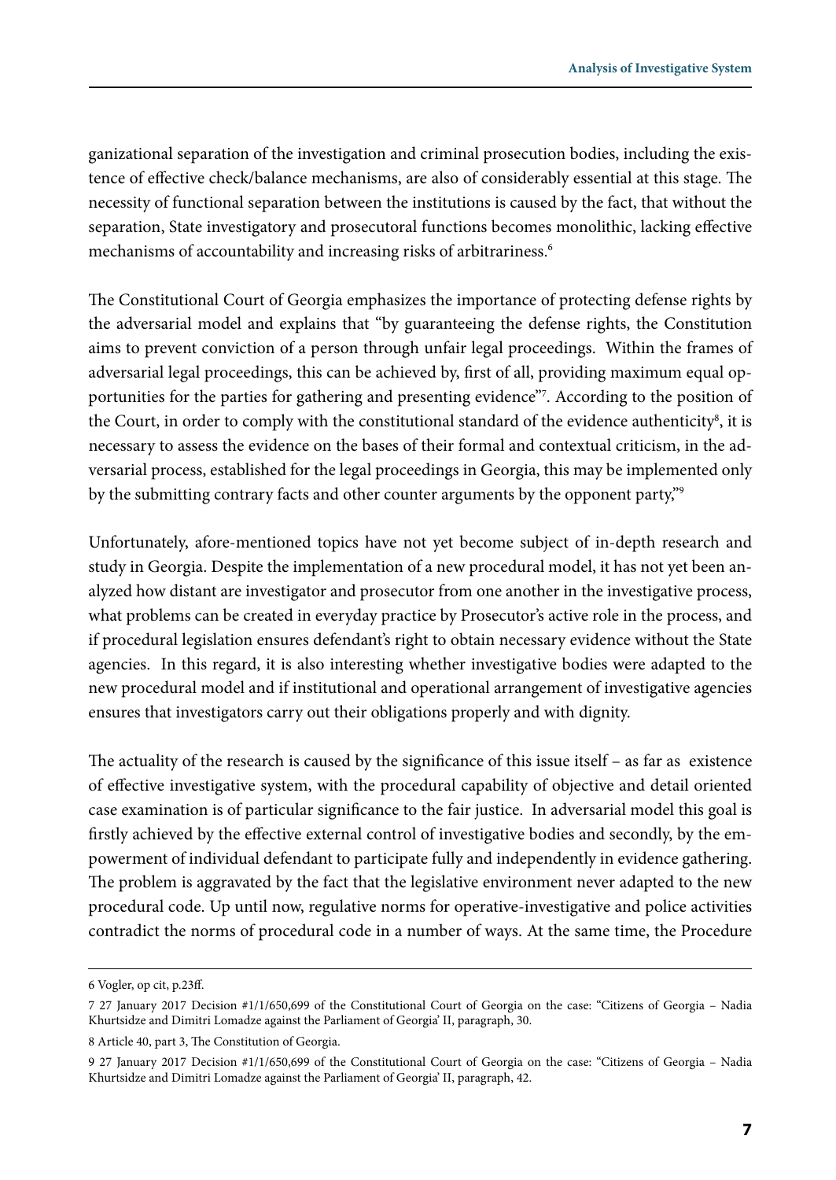ganizational separation of the investigation and criminal prosecution bodies, including the existence of effective check/balance mechanisms, are also of considerably essential at this stage. The necessity of functional separation between the institutions is caused by the fact, that without the separation, State investigatory and prosecutoral functions becomes monolithic, lacking effective mechanisms of accountability and increasing risks of arbitrariness.[6]

The Constitutional Court of Georgia emphasizes the importance of protecting defense rights by the adversarial model and explains that "by guaranteeing the defense rights, the Constitution aims to prevent conviction of a person through unfair legal proceedings. Within the frames of adversarial legal proceedings, this can be achieved by, first of all, providing maximum equal opportunities for the parties for gathering and presenting evidence"[7]. According to the position of the Court, in order to comply with the constitutional standard of the evidence authenticity[8], it is necessary to assess the evidence on the bases of their formal and contextual criticism, in the adversarial process, established for the legal proceedings in Georgia, this may be implemented only by the submitting contrary facts and other counter arguments by the opponent party,"[9]

Unfortunately, afore-mentioned topics have not yet become subject of in-depth research and study in Georgia. Despite the implementation of a new procedural model, it has not yet been analyzed how distant are investigator and prosecutor from one another in the investigative process, what problems can be created in everyday practice by Prosecutor's active role in the process, and if procedural legislation ensures defendant's right to obtain necessary evidence without the State agencies. In this regard, it is also interesting whether investigative bodies were adapted to the new procedural model and if institutional and operational arrangement of investigative agencies ensures that investigators carry out their obligations properly and with dignity.

The actuality of the research is caused by the significance of this issue itself – as far as existence of effective investigative system, with the procedural capability of objective and detail oriented case examination is of particular significance to the fair justice. In adversarial model this goal is firstly achieved by the effective external control of investigative bodies and secondly, by the empowerment of individual defendant to participate fully and independently in evidence gathering. The problem is aggravated by the fact that the legislative environment never adapted to the new procedural code. Up until now, regulative norms for operative-investigative and police activities contradict the norms of procedural code in a number of ways. At the same time, the Procedure

6 Vogler, op cit, p.23ff.

7 27 January 2017 Decision #1/1/650,699 of the Constitutional Court of Georgia on the case: "Citizens of Georgia – Nadia Khurtsidze and Dimitri Lomadze against the Parliament of Georgia' II, paragraph, 30.

8 Article 40, part 3, The Constitution of Georgia.

9 27 January 2017 Decision #1/1/650,699 of the Constitutional Court of Georgia on the case: "Citizens of Georgia – Nadia Khurtsidze and Dimitri Lomadze against the Parliament of Georgia' II, paragraph, 42.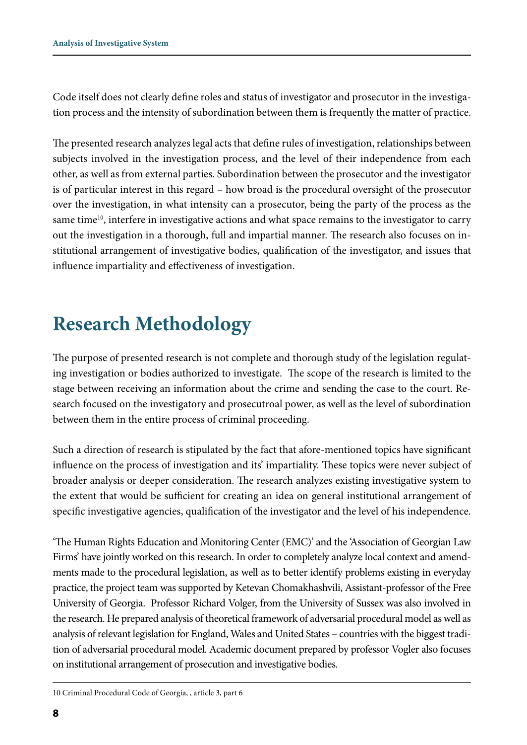Code itself does not clearly define roles and status of investigator and prosecutor in the investigation process and the intensity of subordination between them is frequently the matter of practice.

The presented research analyzes legal acts that define rules of investigation, relationships between subjects involved in the investigation process, and the level of their independence from each other, as well as from external parties. Subordination between the prosecutor and the investigator is of particular interest in this regard – how broad is the procedural oversight of the prosecutor over the investigation, in what intensity can a prosecutor, being the party of the process as the same time[10], interfere in investigative actions and what space remains to the investigator to carry out the investigation in a thorough, full and impartial manner. The research also focuses on institutional arrangement of investigative bodies, qualification of the investigator, and issues that influence impartiality and effectiveness of investigation.

# Research Methodology

The purpose of presented research is not complete and thorough study of the legislation regulating investigation or bodies authorized to investigate. The scope of the research is limited to the stage between receiving an information about the crime and sending the case to the court. Research focused on the investigatory and prosecutroal power, as well as the level of subordination between them in the entire process of criminal proceeding.

Such a direction of research is stipulated by the fact that afore-mentioned topics have significant influence on the process of investigation and its' impartiality. These topics were never subject of broader analysis or deeper consideration. The research analyzes existing investigative system to the extent that would be sufficient for creating an idea on general institutional arrangement of specific investigative agencies, qualification of the investigator and the level of his independence.

'The Human Rights Education and Monitoring Center (EMC)' and the 'Association of Georgian Law Firms' have jointly worked on this research. In order to completely analyze local context and amendments made to the procedural legislation, as well as to better identify problems existing in everyday practice, the project team was supported by Ketevan Chomakhashvili, Assistant-professor of the Free University of Georgia. Professor Richard Volger, from the University of Sussex was also involved in the research. He prepared analysis of theoretical framework of adversarial procedural model as well as analysis of relevant legislation for England, Wales and United States – countries with the biggest tradition of adversarial procedural model. Academic document prepared by professor Vogler also focuses on institutional arrangement of prosecution and investigative bodies.

---

10 Criminal Procedural Code of Georgia, , article 3, part 6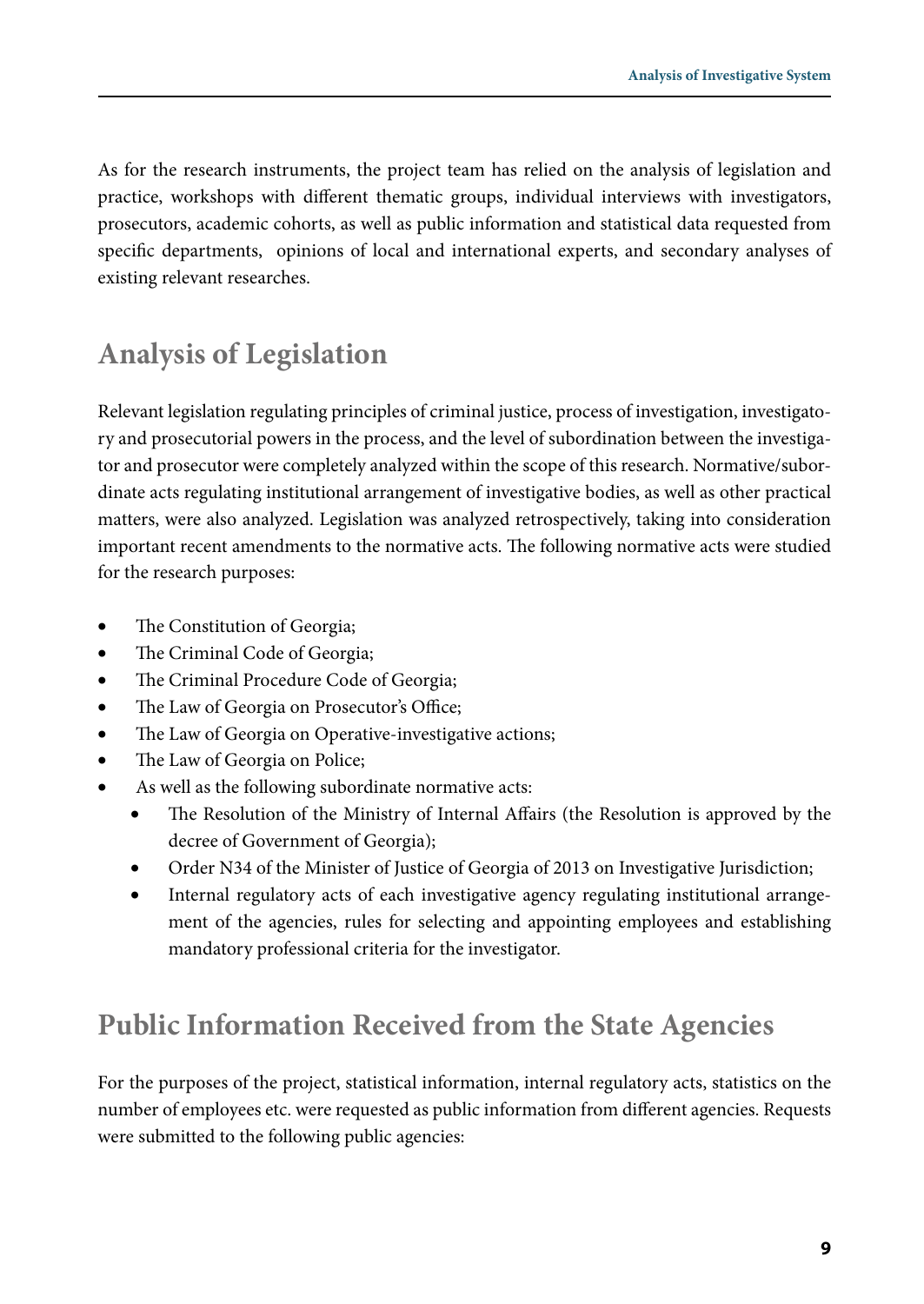As for the research instruments, the project team has relied on the analysis of legislation and practice, workshops with different thematic groups, individual interviews with investigators, prosecutors, academic cohorts, as well as public information and statistical data requested from specific departments, opinions of local and international experts, and secondary analyses of existing relevant researches.

## Analysis of Legislation

Relevant legislation regulating principles of criminal justice, process of investigation, investigatory and prosecutorial powers in the process, and the level of subordination between the investigator and prosecutor were completely analyzed within the scope of this research. Normative/subordinate acts regulating institutional arrangement of investigative bodies, as well as other practical matters, were also analyzed. Legislation was analyzed retrospectively, taking into consideration important recent amendments to the normative acts. The following normative acts were studied for the research purposes:

- The Constitution of Georgia;
- The Criminal Code of Georgia;
- The Criminal Procedure Code of Georgia;
- The Law of Georgia on Prosecutor's Office;
- The Law of Georgia on Operative-investigative actions;
- The Law of Georgia on Police;
- As well as the following subordinate normative acts:
    - The Resolution of the Ministry of Internal Affairs (the Resolution is approved by the decree of Government of Georgia);
    - Order N34 of the Minister of Justice of Georgia of 2013 on Investigative Jurisdiction;
    - Internal regulatory acts of each investigative agency regulating institutional arrangement of the agencies, rules for selecting and appointing employees and establishing mandatory professional criteria for the investigator.

## Public Information Received from the State Agencies

For the purposes of the project, statistical information, internal regulatory acts, statistics on the number of employees etc. were requested as public information from different agencies. Requests were submitted to the following public agencies: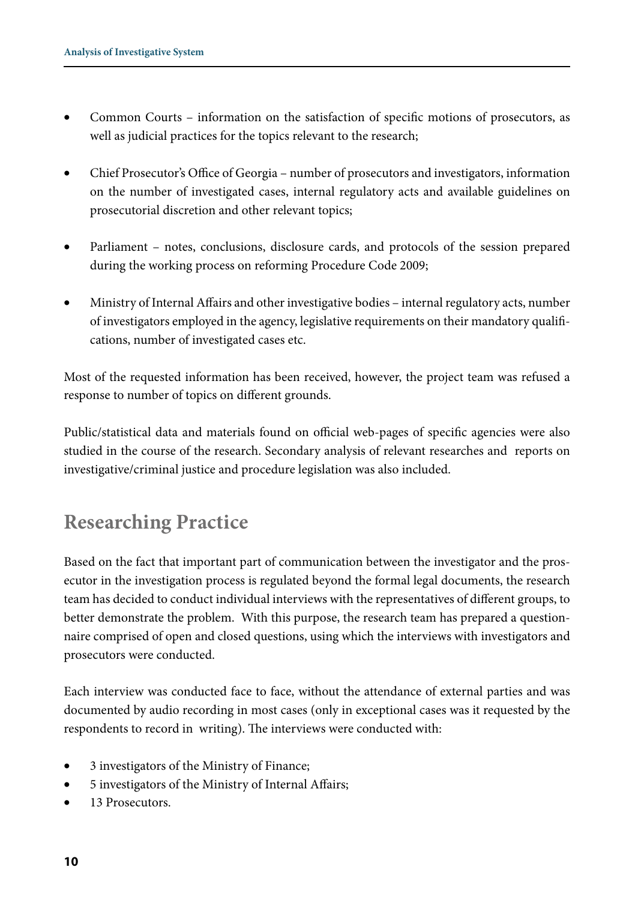- Common Courts – information on the satisfaction of specific motions of prosecutors, as well as judicial practices for the topics relevant to the research;
- Chief Prosecutor's Office of Georgia – number of prosecutors and investigators, information on the number of investigated cases, internal regulatory acts and available guidelines on prosecutorial discretion and other relevant topics;
- Parliament – notes, conclusions, disclosure cards, and protocols of the session prepared during the working process on reforming Procedure Code 2009;
- Ministry of Internal Affairs and other investigative bodies – internal regulatory acts, number of investigators employed in the agency, legislative requirements on their mandatory qualifications, number of investigated cases etc.

Most of the requested information has been received, however, the project team was refused a response to number of topics on different grounds.

Public/statistical data and materials found on official web-pages of specific agencies were also studied in the course of the research. Secondary analysis of relevant researches and reports on investigative/criminal justice and procedure legislation was also included.

## Researching Practice

Based on the fact that important part of communication between the investigator and the prosecutor in the investigation process is regulated beyond the formal legal documents, the research team has decided to conduct individual interviews with the representatives of different groups, to better demonstrate the problem. With this purpose, the research team has prepared a questionnaire comprised of open and closed questions, using which the interviews with investigators and prosecutors were conducted.

Each interview was conducted face to face, without the attendance of external parties and was documented by audio recording in most cases (only in exceptional cases was it requested by the respondents to record in writing). The interviews were conducted with:

- 3 investigators of the Ministry of Finance;
- 5 investigators of the Ministry of Internal Affairs;
- 13 Prosecutors.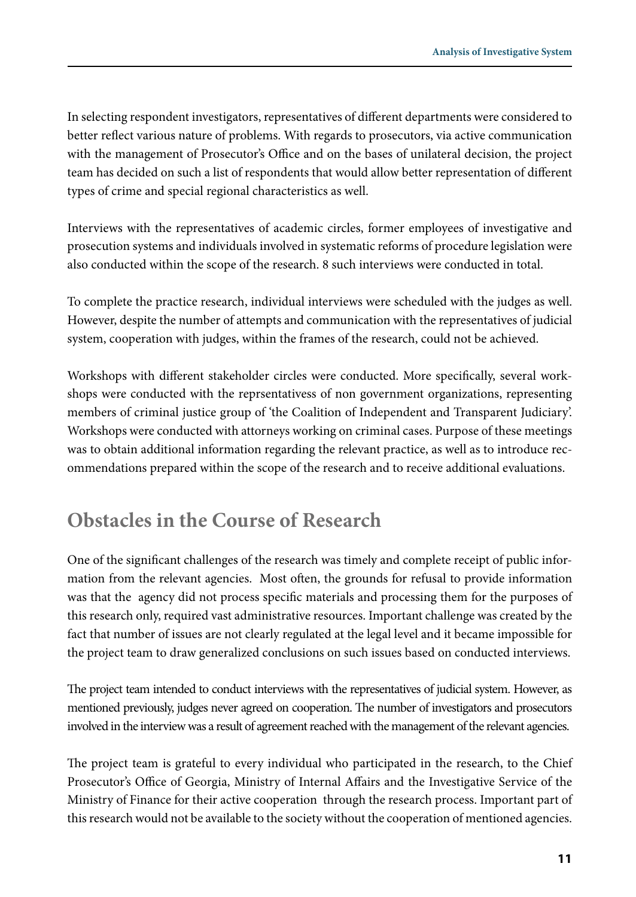In selecting respondent investigators, representatives of different departments were considered to better reflect various nature of problems. With regards to prosecutors, via active communication with the management of Prosecutor's Office and on the bases of unilateral decision, the project team has decided on such a list of respondents that would allow better representation of different types of crime and special regional characteristics as well.

Interviews with the representatives of academic circles, former employees of investigative and prosecution systems and individuals involved in systematic reforms of procedure legislation were also conducted within the scope of the research. 8 such interviews were conducted in total.

To complete the practice research, individual interviews were scheduled with the judges as well. However, despite the number of attempts and communication with the representatives of judicial system, cooperation with judges, within the frames of the research, could not be achieved.

Workshops with different stakeholder circles were conducted. More specifically, several workshops were conducted with the reprsentativess of non government organizations, representing members of criminal justice group of 'the Coalition of Independent and Transparent Judiciary'. Workshops were conducted with attorneys working on criminal cases. Purpose of these meetings was to obtain additional information regarding the relevant practice, as well as to introduce recommendations prepared within the scope of the research and to receive additional evaluations.

## Obstacles in the Course of Research

One of the significant challenges of the research was timely and complete receipt of public information from the relevant agencies. Most often, the grounds for refusal to provide information was that the agency did not process specific materials and processing them for the purposes of this research only, required vast administrative resources. Important challenge was created by the fact that number of issues are not clearly regulated at the legal level and it became impossible for the project team to draw generalized conclusions on such issues based on conducted interviews.

The project team intended to conduct interviews with the representatives of judicial system. However, as mentioned previously, judges never agreed on cooperation. The number of investigators and prosecutors involved in the interview was a result of agreement reached with the management of the relevant agencies.

The project team is grateful to every individual who participated in the research, to the Chief Prosecutor's Office of Georgia, Ministry of Internal Affairs and the Investigative Service of the Ministry of Finance for their active cooperation through the research process. Important part of this research would not be available to the society without the cooperation of mentioned agencies.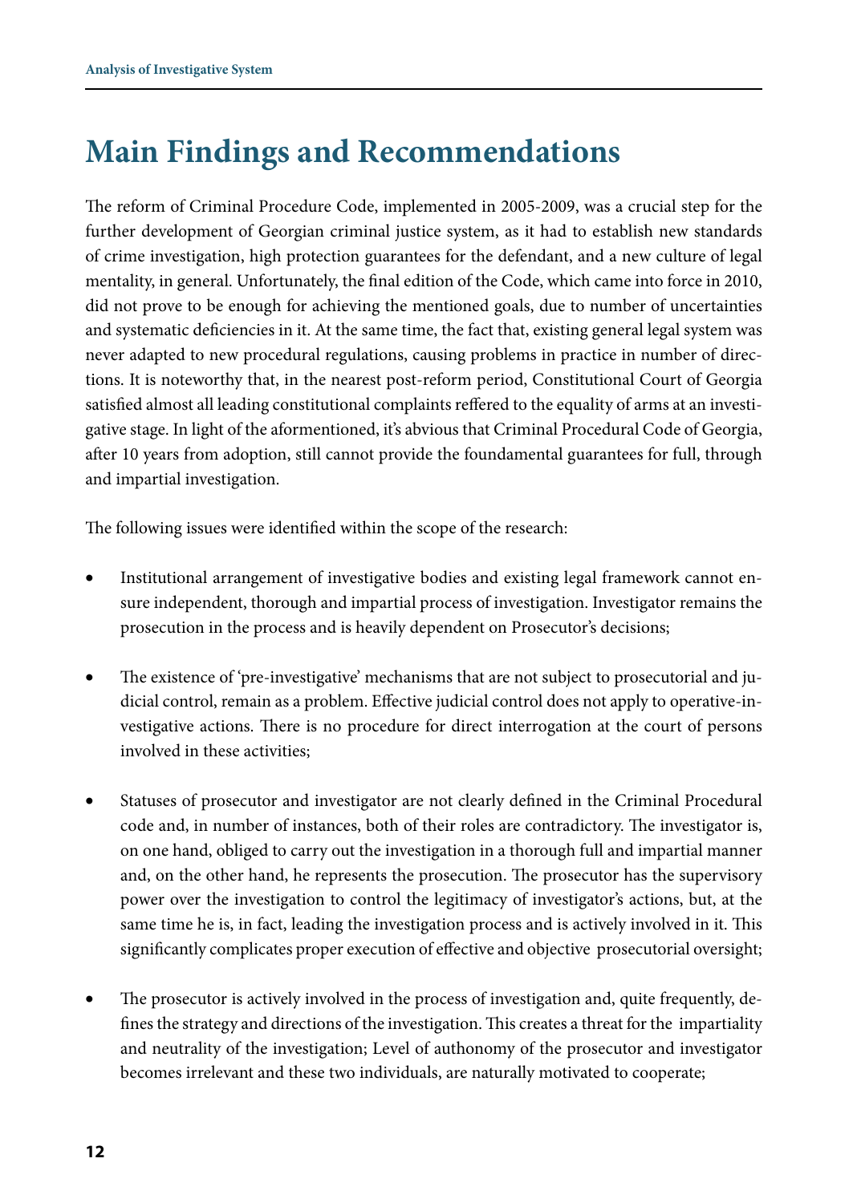# Main Findings and Recommendations

The reform of Criminal Procedure Code, implemented in 2005-2009, was a crucial step for the further development of Georgian criminal justice system, as it had to establish new standards of crime investigation, high protection guarantees for the defendant, and a new culture of legal mentality, in general. Unfortunately, the final edition of the Code, which came into force in 2010, did not prove to be enough for achieving the mentioned goals, due to number of uncertainties and systematic deficiencies in it. At the same time, the fact that, existing general legal system was never adapted to new procedural regulations, causing problems in practice in number of directions. It is noteworthy that, in the nearest post-reform period, Constitutional Court of Georgia satisfied almost all leading constitutional complaints reffered to the equality of arms at an investigative stage. In light of the aformentioned, it's abvious that Criminal Procedural Code of Georgia, after 10 years from adoption, still cannot provide the foundamental guarantees for full, through and impartial investigation.

The following issues were identified within the scope of the research:

- Institutional arrangement of investigative bodies and existing legal framework cannot ensure independent, thorough and impartial process of investigation. Investigator remains the prosecution in the process and is heavily dependent on Prosecutor's decisions;

- The existence of 'pre-investigative' mechanisms that are not subject to prosecutorial and judicial control, remain as a problem. Effective judicial control does not apply to operative-investigative actions. There is no procedure for direct interrogation at the court of persons involved in these activities;

- Statuses of prosecutor and investigator are not clearly defined in the Criminal Procedural code and, in number of instances, both of their roles are contradictory. The investigator is, on one hand, obliged to carry out the investigation in a thorough full and impartial manner and, on the other hand, he represents the prosecution. The prosecutor has the supervisory power over the investigation to control the legitimacy of investigator's actions, but, at the same time he is, in fact, leading the investigation process and is actively involved in it. This significantly complicates proper execution of effective and objective prosecutorial oversight;

- The prosecutor is actively involved in the process of investigation and, quite frequently, defines the strategy and directions of the investigation. This creates a threat for the impartiality and neutrality of the investigation; Level of authonomy of the prosecutor and investigator becomes irrelevant and these two individuals, are naturally motivated to cooperate;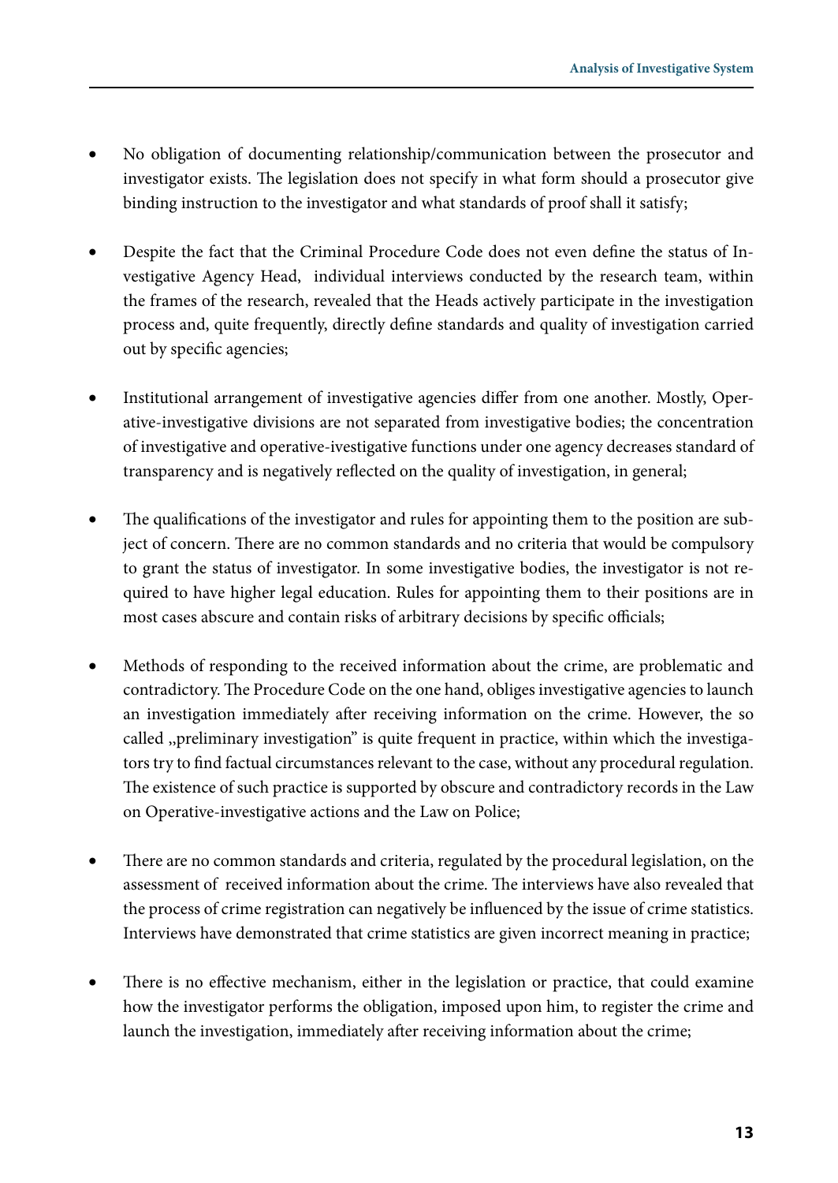- No obligation of documenting relationship/communication between the prosecutor and investigator exists. The legislation does not specify in what form should a prosecutor give binding instruction to the investigator and what standards of proof shall it satisfy;

- Despite the fact that the Criminal Procedure Code does not even define the status of Investigative Agency Head, individual interviews conducted by the research team, within the frames of the research, revealed that the Heads actively participate in the investigation process and, quite frequently, directly define standards and quality of investigation carried out by specific agencies;

- Institutional arrangement of investigative agencies differ from one another. Mostly, Operative-investigative divisions are not separated from investigative bodies; the concentration of investigative and operative-ivestigative functions under one agency decreases standard of transparency and is negatively reflected on the quality of investigation, in general;

- The qualifications of the investigator and rules for appointing them to the position are subject of concern. There are no common standards and no criteria that would be compulsory to grant the status of investigator. In some investigative bodies, the investigator is not required to have higher legal education. Rules for appointing them to their positions are in most cases abscure and contain risks of arbitrary decisions by specific officials;

- Methods of responding to the received information about the crime, are problematic and contradictory. The Procedure Code on the one hand, obliges investigative agencies to launch an investigation immediately after receiving information on the crime. However, the so called „preliminary investigation" is quite frequent in practice, within which the investigators try to find factual circumstances relevant to the case, without any procedural regulation. The existence of such practice is supported by obscure and contradictory records in the Law on Operative-investigative actions and the Law on Police;

- There are no common standards and criteria, regulated by the procedural legislation, on the assessment of received information about the crime. The interviews have also revealed that the process of crime registration can negatively be influenced by the issue of crime statistics. Interviews have demonstrated that crime statistics are given incorrect meaning in practice;

- There is no effective mechanism, either in the legislation or practice, that could examine how the investigator performs the obligation, imposed upon him, to register the crime and launch the investigation, immediately after receiving information about the crime;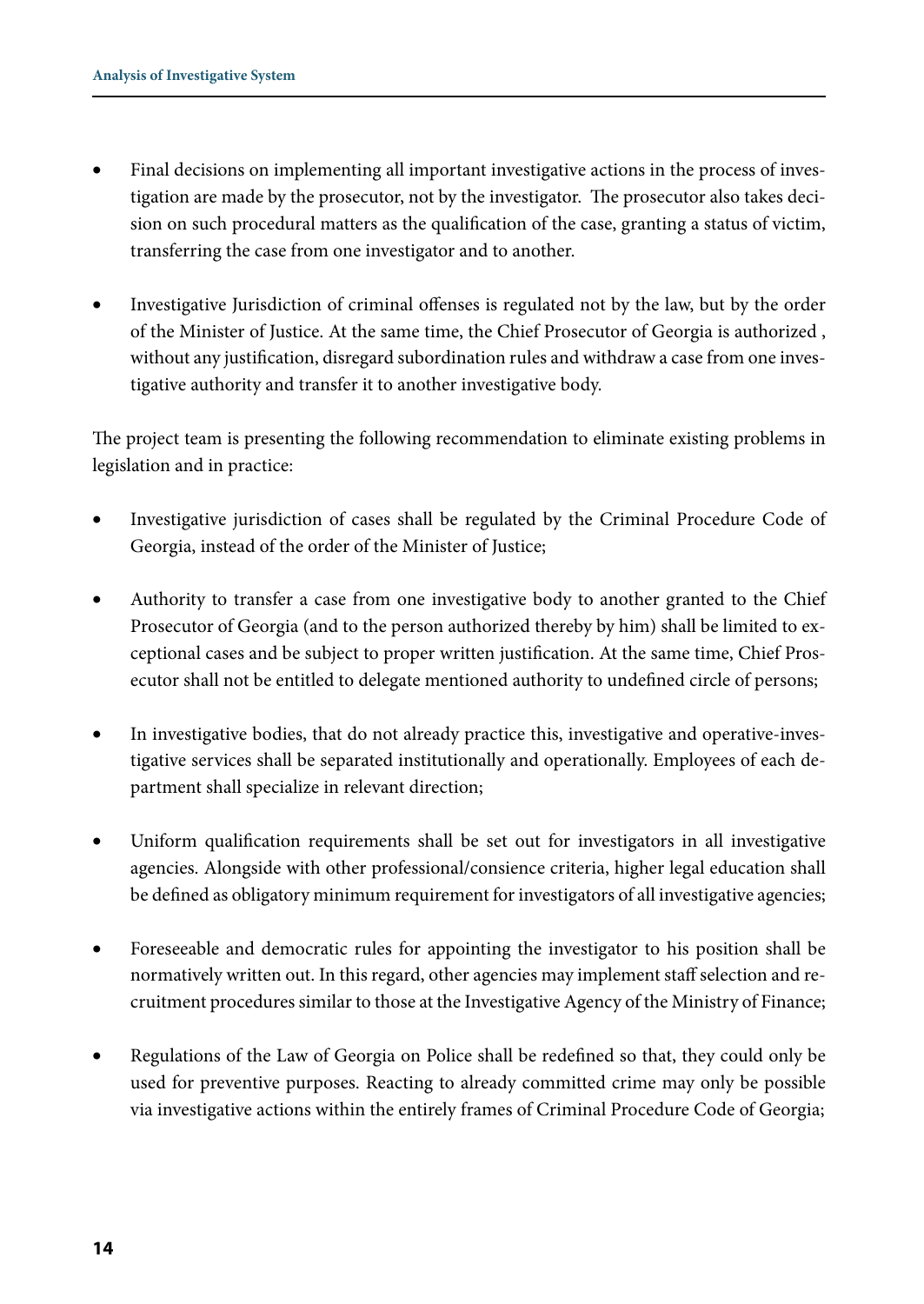- Final decisions on implementing all important investigative actions in the process of investigation are made by the prosecutor, not by the investigator. The prosecutor also takes decision on such procedural matters as the qualification of the case, granting a status of victim, transferring the case from one investigator and to another.

- Investigative Jurisdiction of criminal offenses is regulated not by the law, but by the order of the Minister of Justice. At the same time, the Chief Prosecutor of Georgia is authorized , without any justification, disregard subordination rules and withdraw a case from one investigative authority and transfer it to another investigative body.

The project team is presenting the following recommendation to eliminate existing problems in legislation and in practice:

- Investigative jurisdiction of cases shall be regulated by the Criminal Procedure Code of Georgia, instead of the order of the Minister of Justice;

- Authority to transfer a case from one investigative body to another granted to the Chief Prosecutor of Georgia (and to the person authorized thereby by him) shall be limited to exceptional cases and be subject to proper written justification. At the same time, Chief Prosecutor shall not be entitled to delegate mentioned authority to undefined circle of persons;

- In investigative bodies, that do not already practice this, investigative and operative-investigative services shall be separated institutionally and operationally. Employees of each department shall specialize in relevant direction;

- Uniform qualification requirements shall be set out for investigators in all investigative agencies. Alongside with other professional/consience criteria, higher legal education shall be defined as obligatory minimum requirement for investigators of all investigative agencies;

- Foreseeable and democratic rules for appointing the investigator to his position shall be normatively written out. In this regard, other agencies may implement staff selection and recruitment procedures similar to those at the Investigative Agency of the Ministry of Finance;

- Regulations of the Law of Georgia on Police shall be redefined so that, they could only be used for preventive purposes. Reacting to already committed crime may only be possible via investigative actions within the entirely frames of Criminal Procedure Code of Georgia;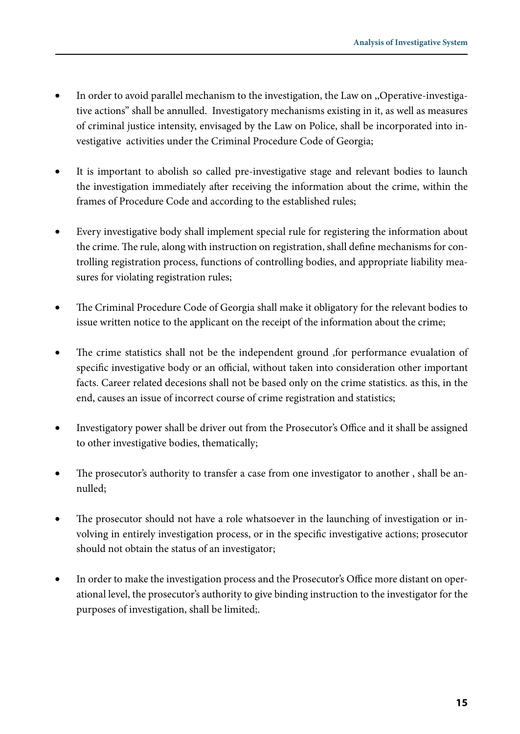- In order to avoid parallel mechanism to the investigation, the Law on „Operative-investigative actions" shall be annulled. Investigatory mechanisms existing in it, as well as measures of criminal justice intensity, envisaged by the Law on Police, shall be incorporated into investigative activities under the Criminal Procedure Code of Georgia;

- It is important to abolish so called pre-investigative stage and relevant bodies to launch the investigation immediately after receiving the information about the crime, within the frames of Procedure Code and according to the established rules;

- Every investigative body shall implement special rule for registering the information about the crime. The rule, along with instruction on registration, shall define mechanisms for controlling registration process, functions of controlling bodies, and appropriate liability measures for violating registration rules;

- The Criminal Procedure Code of Georgia shall make it obligatory for the relevant bodies to issue written notice to the applicant on the receipt of the information about the crime;

- The crime statistics shall not be the independent ground ,for performance evualation of specific investigative body or an official, without taken into consideration other important facts. Career related decesions shall not be based only on the crime statistics. as this, in the end, causes an issue of incorrect course of crime registration and statistics;

- Investigatory power shall be driver out from the Prosecutor's Office and it shall be assigned to other investigative bodies, thematically;

- The prosecutor's authority to transfer a case from one investigator to another , shall be annulled;

- The prosecutor should not have a role whatsoever in the launching of investigation or involving in entirely investigation process, or in the specific investigative actions; prosecutor should not obtain the status of an investigator;

- In order to make the investigation process and the Prosecutor's Office more distant on operational level, the prosecutor's authority to give binding instruction to the investigator for the purposes of investigation, shall be limited;.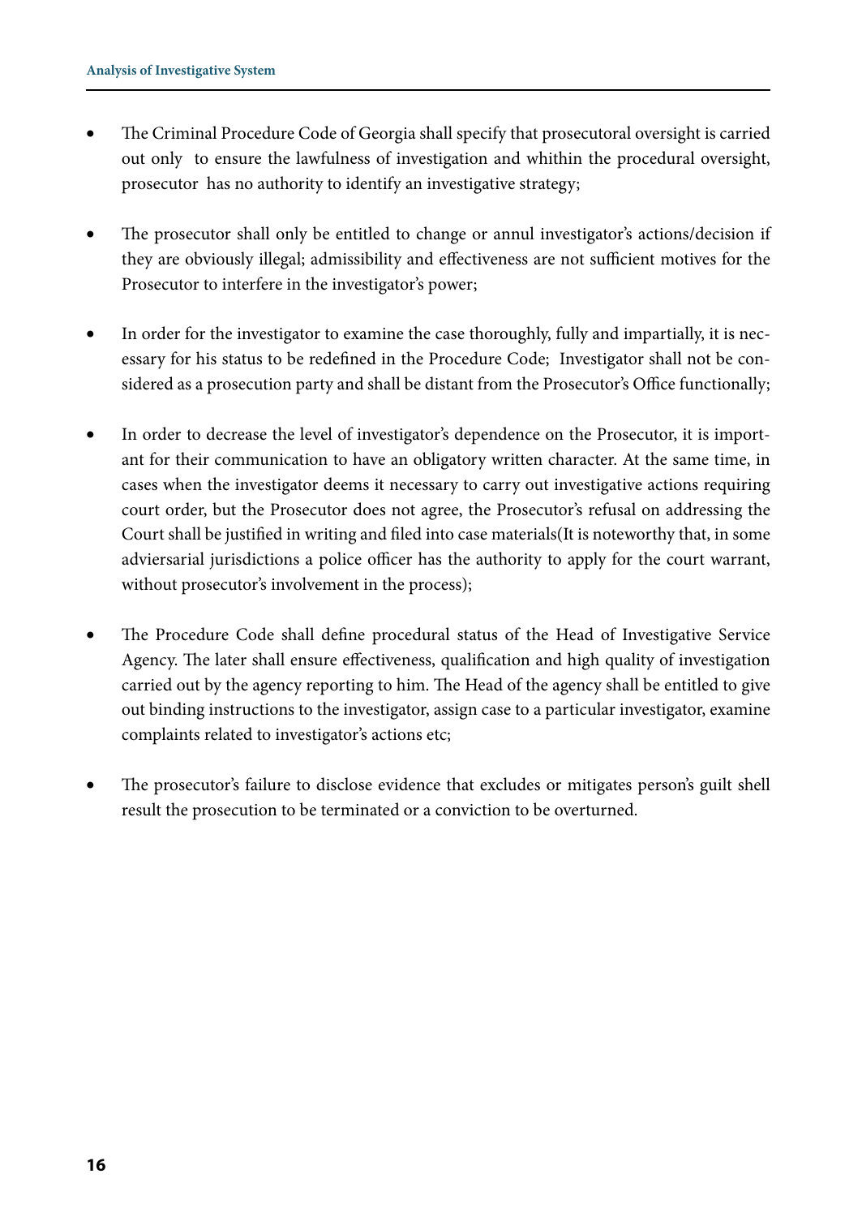- The Criminal Procedure Code of Georgia shall specify that prosecutoral oversight is carried out only to ensure the lawfulness of investigation and whithin the procedural oversight, prosecutor has no authority to identify an investigative strategy;

- The prosecutor shall only be entitled to change or annul investigator's actions/decision if they are obviously illegal; admissibility and effectiveness are not sufficient motives for the Prosecutor to interfere in the investigator's power;

- In order for the investigator to examine the case thoroughly, fully and impartially, it is necessary for his status to be redefined in the Procedure Code; Investigator shall not be considered as a prosecution party and shall be distant from the Prosecutor's Office functionally;

- In order to decrease the level of investigator's dependence on the Prosecutor, it is important for their communication to have an obligatory written character. At the same time, in cases when the investigator deems it necessary to carry out investigative actions requiring court order, but the Prosecutor does not agree, the Prosecutor's refusal on addressing the Court shall be justified in writing and filed into case materials(It is noteworthy that, in some adviersarial jurisdictions a police officer has the authority to apply for the court warrant, without prosecutor's involvement in the process);

- The Procedure Code shall define procedural status of the Head of Investigative Service Agency. The later shall ensure effectiveness, qualification and high quality of investigation carried out by the agency reporting to him. The Head of the agency shall be entitled to give out binding instructions to the investigator, assign case to a particular investigator, examine complaints related to investigator's actions etc;

- The prosecutor's failure to disclose evidence that excludes or mitigates person's guilt shell result the prosecution to be terminated or a conviction to be overturned.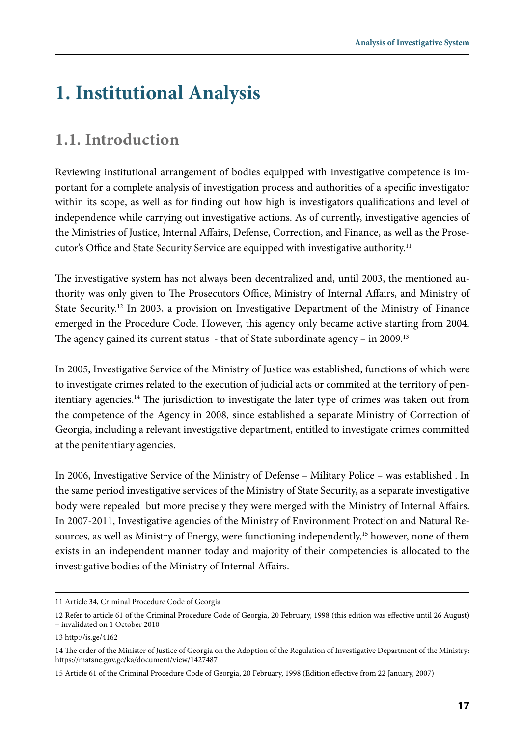# 1. Institutional Analysis

## 1.1. Introduction

Reviewing institutional arrangement of bodies equipped with investigative competence is important for a complete analysis of investigation process and authorities of a specific investigator within its scope, as well as for finding out how high is investigators qualifications and level of independence while carrying out investigative actions. As of currently, investigative agencies of the Ministries of Justice, Internal Affairs, Defense, Correction, and Finance, as well as the Prosecutor's Office and State Security Service are equipped with investigative authority.[11]

The investigative system has not always been decentralized and, until 2003, the mentioned authority was only given to The Prosecutors Office, Ministry of Internal Affairs, and Ministry of State Security.[12] In 2003, a provision on Investigative Department of the Ministry of Finance emerged in the Procedure Code. However, this agency only became active starting from 2004. The agency gained its current status - that of State subordinate agency – in 2009.[13]

In 2005, Investigative Service of the Ministry of Justice was established, functions of which were to investigate crimes related to the execution of judicial acts or commited at the territory of penitentiary agencies.[14] The jurisdiction to investigate the later type of crimes was taken out from the competence of the Agency in 2008, since established a separate Ministry of Correction of Georgia, including a relevant investigative department, entitled to investigate crimes committed at the penitentiary agencies.

In 2006, Investigative Service of the Ministry of Defense – Military Police – was established . In the same period investigative services of the Ministry of State Security, as a separate investigative body were repealed but more precisely they were merged with the Ministry of Internal Affairs. In 2007-2011, Investigative agencies of the Ministry of Environment Protection and Natural Resources, as well as Ministry of Energy, were functioning independently,[15] however, none of them exists in an independent manner today and majority of their competencies is allocated to the investigative bodies of the Ministry of Internal Affairs.

---

11 Article 34, Criminal Procedure Code of Georgia

12 Refer to article 61 of the Criminal Procedure Code of Georgia, 20 February, 1998 (this edition was effective until 26 August) – invalidated on 1 October 2010

13 http://is.ge/4162

14 The order of the Minister of Justice of Georgia on the Adoption of the Regulation of Investigative Department of the Ministry: https://matsne.gov.ge/ka/document/view/1427487

15 Article 61 of the Criminal Procedure Code of Georgia, 20 February, 1998 (Edition effective from 22 January, 2007)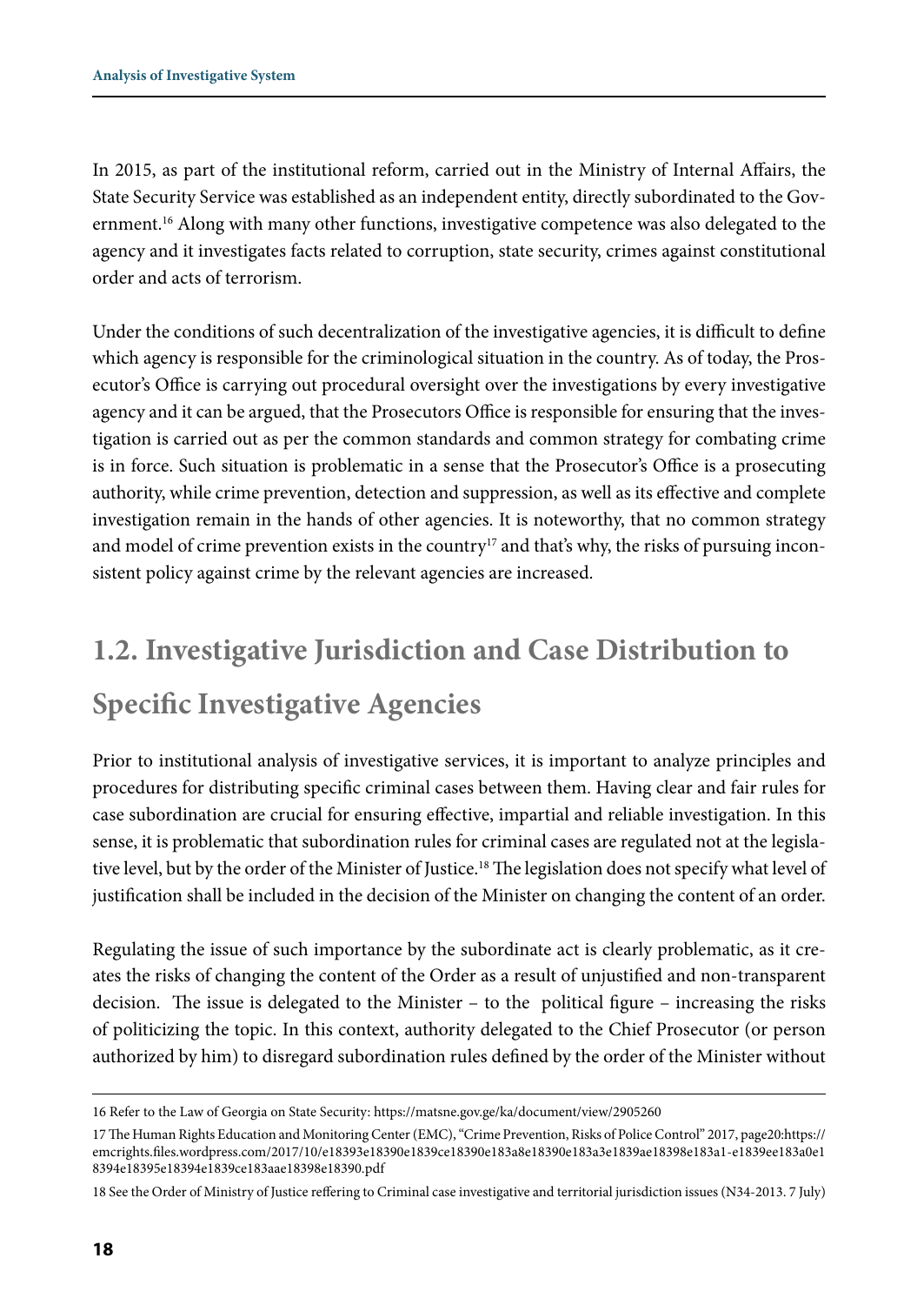In 2015, as part of the institutional reform, carried out in the Ministry of Internal Affairs, the State Security Service was established as an independent entity, directly subordinated to the Government.[16] Along with many other functions, investigative competence was also delegated to the agency and it investigates facts related to corruption, state security, crimes against constitutional order and acts of terrorism.

Under the conditions of such decentralization of the investigative agencies, it is difficult to define which agency is responsible for the criminological situation in the country. As of today, the Prosecutor's Office is carrying out procedural oversight over the investigations by every investigative agency and it can be argued, that the Prosecutors Office is responsible for ensuring that the investigation is carried out as per the common standards and common strategy for combating crime is in force. Such situation is problematic in a sense that the Prosecutor's Office is a prosecuting authority, while crime prevention, detection and suppression, as well as its effective and complete investigation remain in the hands of other agencies. It is noteworthy, that no common strategy and model of crime prevention exists in the country[17] and that's why, the risks of pursuing inconsistent policy against crime by the relevant agencies are increased.

## 1.2. Investigative Jurisdiction and Case Distribution to Specific Investigative Agencies

Prior to institutional analysis of investigative services, it is important to analyze principles and procedures for distributing specific criminal cases between them. Having clear and fair rules for case subordination are crucial for ensuring effective, impartial and reliable investigation. In this sense, it is problematic that subordination rules for criminal cases are regulated not at the legislative level, but by the order of the Minister of Justice.[18] The legislation does not specify what level of justification shall be included in the decision of the Minister on changing the content of an order.

Regulating the issue of such importance by the subordinate act is clearly problematic, as it creates the risks of changing the content of the Order as a result of unjustified and non-transparent decision. The issue is delegated to the Minister – to the political figure – increasing the risks of politicizing the topic. In this context, authority delegated to the Chief Prosecutor (or person authorized by him) to disregard subordination rules defined by the order of the Minister without

16 Refer to the Law of Georgia on State Security: https://matsne.gov.ge/ka/document/view/2905260

17 The Human Rights Education and Monitoring Center (EMC), "Crime Prevention, Risks of Police Control" 2017, page20:https://emcrights.files.wordpress.com/2017/10/e18393e18390e1839ce18390e183a8e18390e183a3e1839ae18398e183a1-e1839ee183a0e18394e18395e18394e1839ce183aae18398e18390.pdf

18 See the Order of Ministry of Justice reffering to Criminal case investigative and territorial jurisdiction issues (N34-2013. 7 July)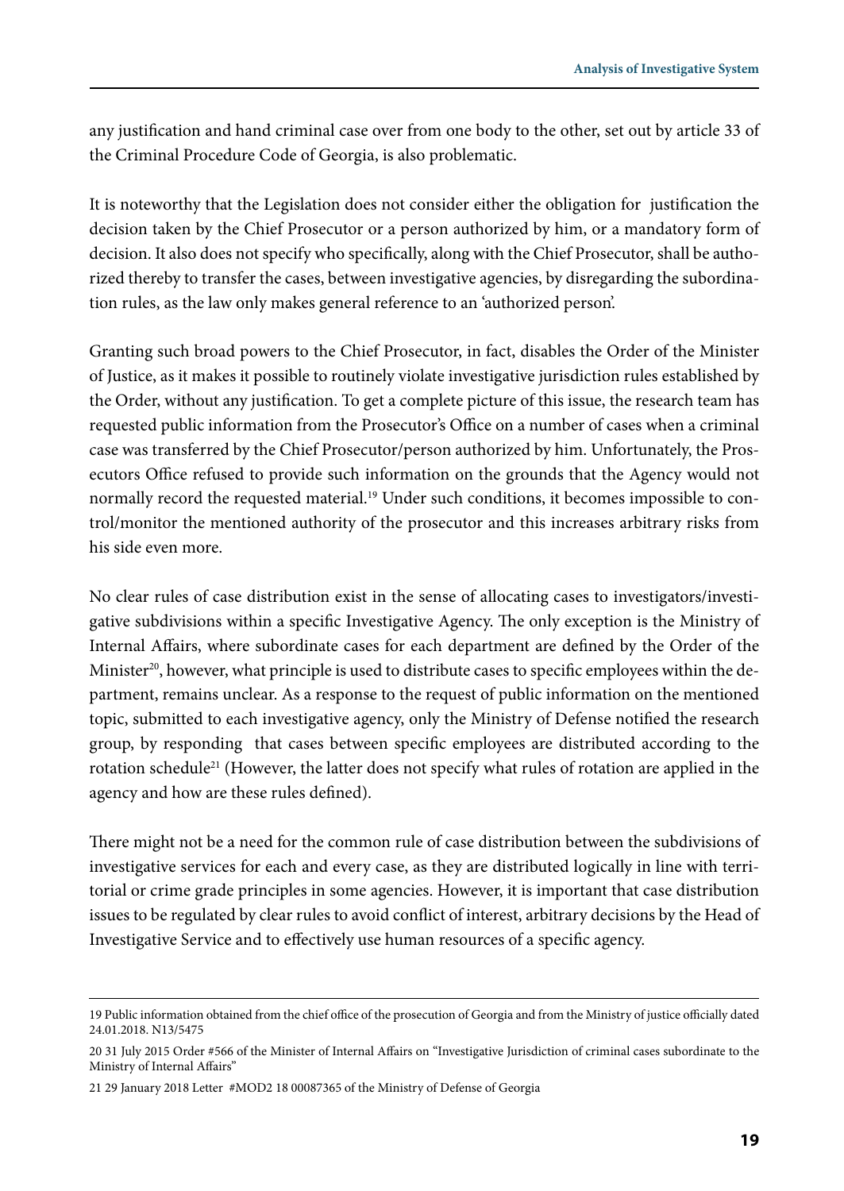any justification and hand criminal case over from one body to the other, set out by article 33 of the Criminal Procedure Code of Georgia, is also problematic.

It is noteworthy that the Legislation does not consider either the obligation for justification the decision taken by the Chief Prosecutor or a person authorized by him, or a mandatory form of decision. It also does not specify who specifically, along with the Chief Prosecutor, shall be authorized thereby to transfer the cases, between investigative agencies, by disregarding the subordination rules, as the law only makes general reference to an 'authorized person'.

Granting such broad powers to the Chief Prosecutor, in fact, disables the Order of the Minister of Justice, as it makes it possible to routinely violate investigative jurisdiction rules established by the Order, without any justification. To get a complete picture of this issue, the research team has requested public information from the Prosecutor's Office on a number of cases when a criminal case was transferred by the Chief Prosecutor/person authorized by him. Unfortunately, the Prosecutors Office refused to provide such information on the grounds that the Agency would not normally record the requested material.[19] Under such conditions, it becomes impossible to control/monitor the mentioned authority of the prosecutor and this increases arbitrary risks from his side even more.

No clear rules of case distribution exist in the sense of allocating cases to investigators/investigative subdivisions within a specific Investigative Agency. The only exception is the Ministry of Internal Affairs, where subordinate cases for each department are defined by the Order of the Minister[20], however, what principle is used to distribute cases to specific employees within the department, remains unclear. As a response to the request of public information on the mentioned topic, submitted to each investigative agency, only the Ministry of Defense notified the research group, by responding that cases between specific employees are distributed according to the rotation schedule[21] (However, the latter does not specify what rules of rotation are applied in the agency and how are these rules defined).

There might not be a need for the common rule of case distribution between the subdivisions of investigative services for each and every case, as they are distributed logically in line with territorial or crime grade principles in some agencies. However, it is important that case distribution issues to be regulated by clear rules to avoid conflict of interest, arbitrary decisions by the Head of Investigative Service and to effectively use human resources of a specific agency.

---

19 Public information obtained from the chief office of the prosecution of Georgia and from the Ministry of justice officially dated 24.01.2018. N13/5475

20 31 July 2015 Order #566 of the Minister of Internal Affairs on "Investigative Jurisdiction of criminal cases subordinate to the Ministry of Internal Affairs"

21 29 January 2018 Letter #MOD2 18 00087365 of the Ministry of Defense of Georgia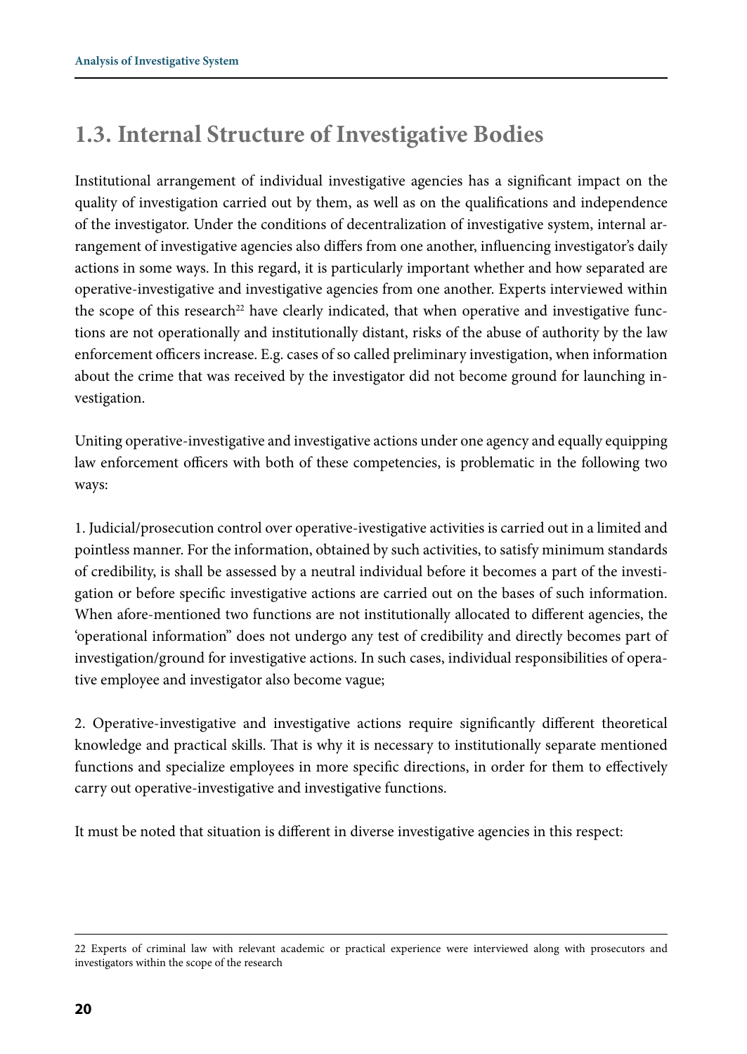## 1.3. Internal Structure of Investigative Bodies

Institutional arrangement of individual investigative agencies has a significant impact on the quality of investigation carried out by them, as well as on the qualifications and independence of the investigator. Under the conditions of decentralization of investigative system, internal arrangement of investigative agencies also differs from one another, influencing investigator's daily actions in some ways. In this regard, it is particularly important whether and how separated are operative-investigative and investigative agencies from one another. Experts interviewed within the scope of this research[22] have clearly indicated, that when operative and investigative functions are not operationally and institutionally distant, risks of the abuse of authority by the law enforcement officers increase. E.g. cases of so called preliminary investigation, when information about the crime that was received by the investigator did not become ground for launching investigation.

Uniting operative-investigative and investigative actions under one agency and equally equipping law enforcement officers with both of these competencies, is problematic in the following two ways:

1. Judicial/prosecution control over operative-iestigative activities is carried out in a limited and pointless manner. For the information, obtained by such activities, to satisfy minimum standards of credibility, is shall be assessed by a neutral individual before it becomes a part of the investigation or before specific investigative actions are carried out on the bases of such information. When afore-mentioned two functions are not institutionally allocated to different agencies, the 'operational information" does not undergo any test of credibility and directly becomes part of investigation/ground for investigative actions. In such cases, individual responsibilities of operative employee and investigator also become vague;

2. Operative-investigative and investigative actions require significantly different theoretical knowledge and practical skills. That is why it is necessary to institutionally separate mentioned functions and specialize employees in more specific directions, in order for them to effectively carry out operative-investigative and investigative functions.

It must be noted that situation is different in diverse investigative agencies in this respect:

---

22 Experts of criminal law with relevant academic or practical experience were interviewed along with prosecutors and investigators within the scope of the research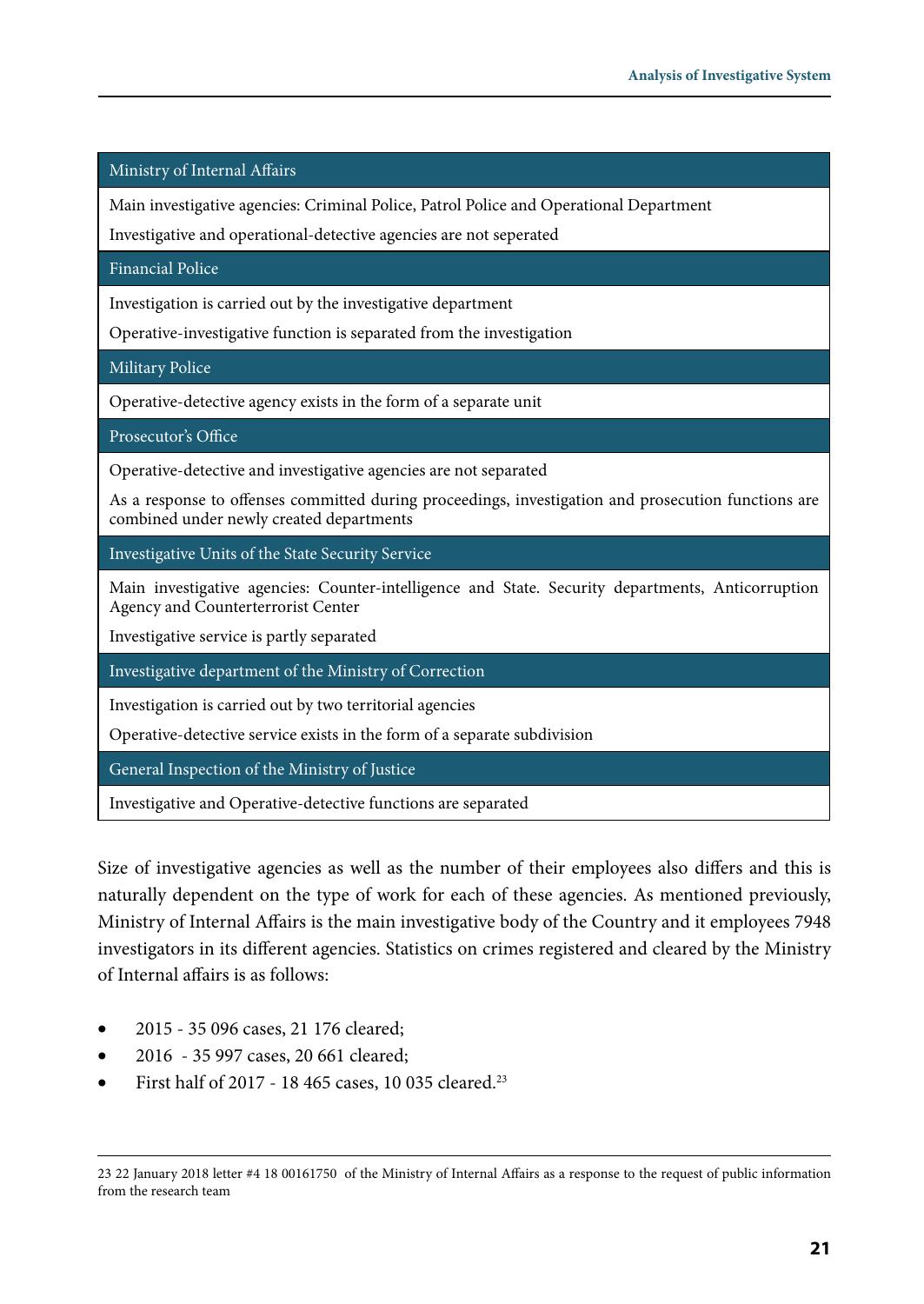| Ministry of Internal Affairs |
|---|
| Main investigative agencies: Criminal Police, Patrol Police and Operational Department |
| Investigative and operational-detective agencies are not seperated |
| **Financial Police** |
| Investigation is carried out by the investigative department |
| Operative-investigative function is separated from the investigation |
| **Military Police** |
| Operative-detective agency exists in the form of a separate unit |
| **Prosecutor's Office** |
| Operative-detective and investigative agencies are not separated |
| As a response to offenses committed during proceedings, investigation and prosecution functions are combined under newly created departments |
| **Investigative Units of the State Security Service** |
| Main investigative agencies: Counter-intelligence and State. Security departments, Anticorruption Agency and Counterterrorist Center |
| Investigative service is partly separated |
| **Investigative department of the Ministry of Correction** |
| Investigation is carried out by two territorial agencies |
| Operative-detective service exists in the form of a separate subdivision |
| **General Inspection of the Ministry of Justice** |
| Investigative and Operative-detective functions are separated |

Size of investigative agencies as well as the number of their employees also differs and this is naturally dependent on the type of work for each of these agencies. As mentioned previously, Ministry of Internal Affairs is the main investigative body of the Country and it employees 7948 investigators in its different agencies. Statistics on crimes registered and cleared by the Ministry of Internal affairs is as follows:

- 2015 - 35 096 cases, 21 176 cleared;
- 2016 - 35 997 cases, 20 661 cleared;
- First half of 2017 - 18 465 cases, 10 035 cleared.[23]

---

23 22 January 2018 letter #4 18 00161750 of the Ministry of Internal Affairs as a response to the request of public information from the research team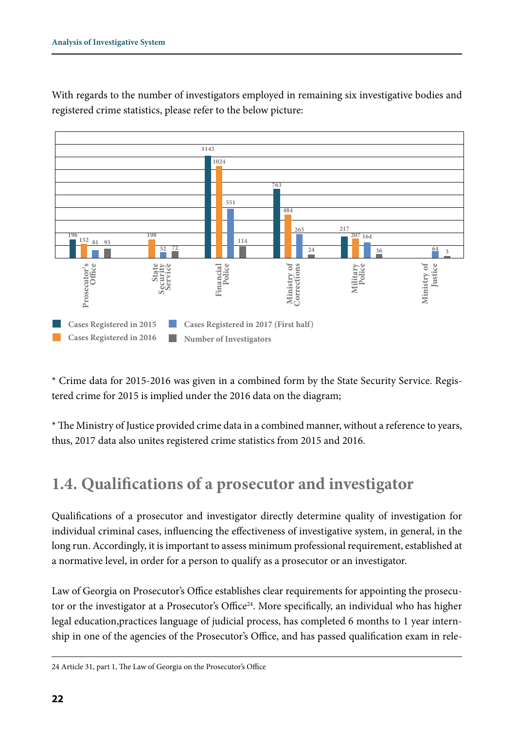With regards to the number of investigators employed in remaining six investigative bodies and registered crime statistics, please refer to the below picture:

| | Cases Registered in 2015 | Cases Registered in 2016 | Cases Registered in 2017 (First half) | Number of Investigators |
|---|---|---|---|---|
| Prosecutor's Office | 196 | 152 | 81 | 93 |
| State Security Service | | 198 | 52 | 72 |
| Financial Police | 1143 | 1024 | 551 | 114 |
| Ministry of Corrections | 763 | 484 | 265 | 24 |
| Military Police | 217 | 207 | 164 | 36 |
| Ministry of Justice | | | 64 | 3 |

* Crime data for 2015-2016 was given in a combined form by the State Security Service. Registered crime for 2015 is implied under the 2016 data on the diagram;

* The Ministry of Justice provided crime data in a combined manner, without a reference to years, thus, 2017 data also unites registered crime statistics from 2015 and 2016.

## 1.4. Qualifications of a prosecutor and investigator

Qualifications of a prosecutor and investigator directly determine quality of investigation for individual criminal cases, influencing the effectiveness of investigative system, in general, in the long run. Accordingly, it is important to assess minimum professional requirement, established at a normative level, in order for a person to qualify as a prosecutor or an investigator.

Law of Georgia on Prosecutor's Office establishes clear requirements for appointing the prosecutor or the investigator at a Prosecutor's Office[24]. More specifically, an individual who has higher legal education,practices language of judicial process, has completed 6 months to 1 year internship in one of the agencies of the Prosecutor's Office, and has passed qualification exam in rele-

24 Article 31, part 1, The Law of Georgia on the Prosecutor's Office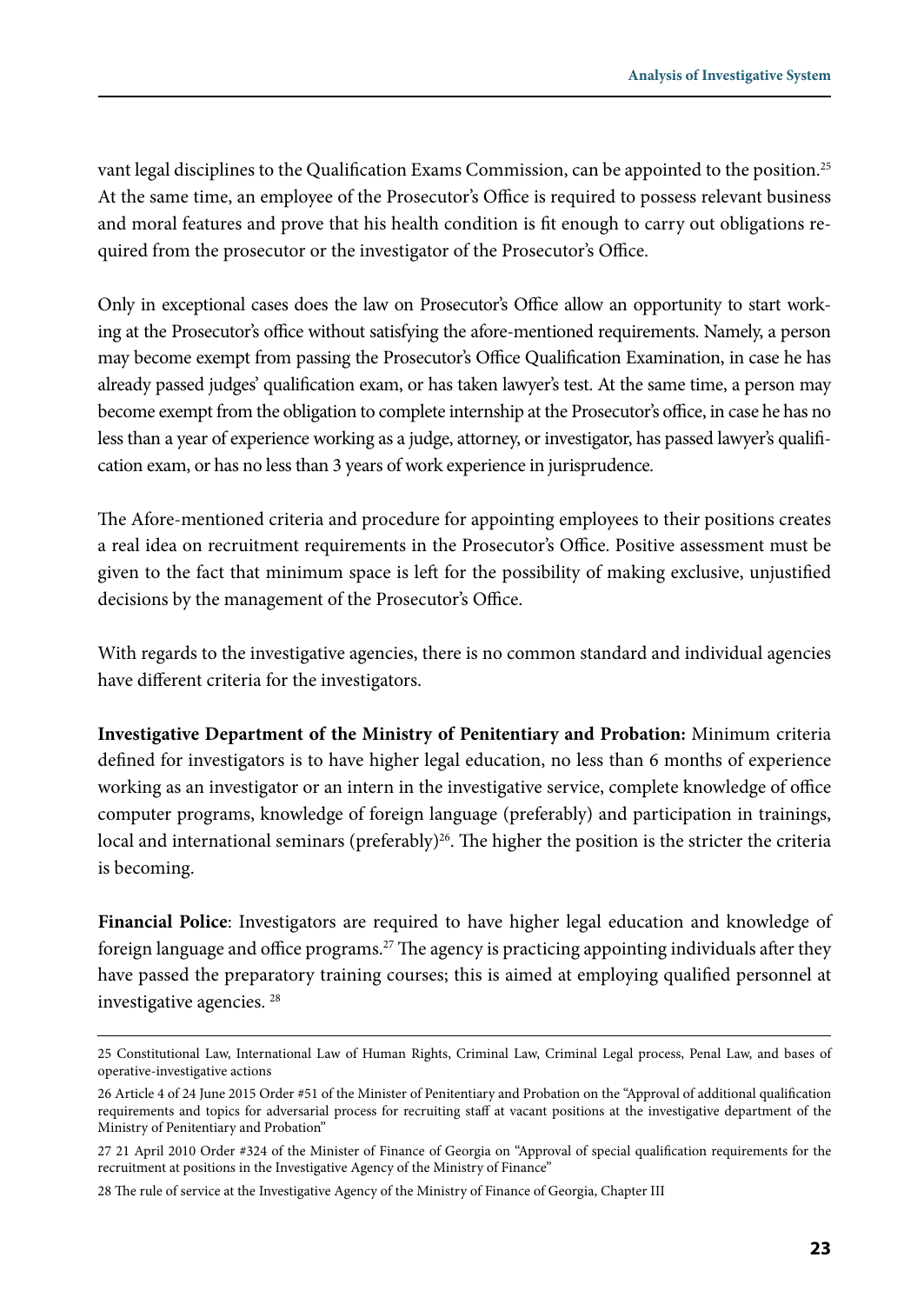vant legal disciplines to the Qualification Exams Commission, can be appointed to the position.[25] At the same time, an employee of the Prosecutor's Office is required to possess relevant business and moral features and prove that his health condition is fit enough to carry out obligations required from the prosecutor or the investigator of the Prosecutor's Office.

Only in exceptional cases does the law on Prosecutor's Office allow an opportunity to start working at the Prosecutor's office without satisfying the afore-mentioned requirements. Namely, a person may become exempt from passing the Prosecutor's Office Qualification Examination, in case he has already passed judges' qualification exam, or has taken lawyer's test. At the same time, a person may become exempt from the obligation to complete internship at the Prosecutor's office, in case he has no less than a year of experience working as a judge, attorney, or investigator, has passed lawyer's qualification exam, or has no less than 3 years of work experience in jurisprudence.

The Afore-mentioned criteria and procedure for appointing employees to their positions creates a real idea on recruitment requirements in the Prosecutor's Office. Positive assessment must be given to the fact that minimum space is left for the possibility of making exclusive, unjustified decisions by the management of the Prosecutor's Office.

With regards to the investigative agencies, there is no common standard and individual agencies have different criteria for the investigators.

**Investigative Department of the Ministry of Penitentiary and Probation:** Minimum criteria defined for investigators is to have higher legal education, no less than 6 months of experience working as an investigator or an intern in the investigative service, complete knowledge of office computer programs, knowledge of foreign language (preferably) and participation in trainings, local and international seminars (preferably)[26]. The higher the position is the stricter the criteria is becoming.

**Financial Police**: Investigators are required to have higher legal education and knowledge of foreign language and office programs.[27] The agency is practicing appointing individuals after they have passed the preparatory training courses; this is aimed at employing qualified personnel at investigative agencies. [28]

---

25 Constitutional Law, International Law of Human Rights, Criminal Law, Criminal Legal process, Penal Law, and bases of operative-investigative actions

26 Article 4 of 24 June 2015 Order #51 of the Minister of Penitentiary and Probation on the "Approval of additional qualification requirements and topics for adversarial process for recruiting staff at vacant positions at the investigative department of the Ministry of Penitentiary and Probation"

27 21 April 2010 Order #324 of the Minister of Finance of Georgia on "Approval of special qualification requirements for the recruitment at positions in the Investigative Agency of the Ministry of Finance"

28 The rule of service at the Investigative Agency of the Ministry of Finance of Georgia, Chapter III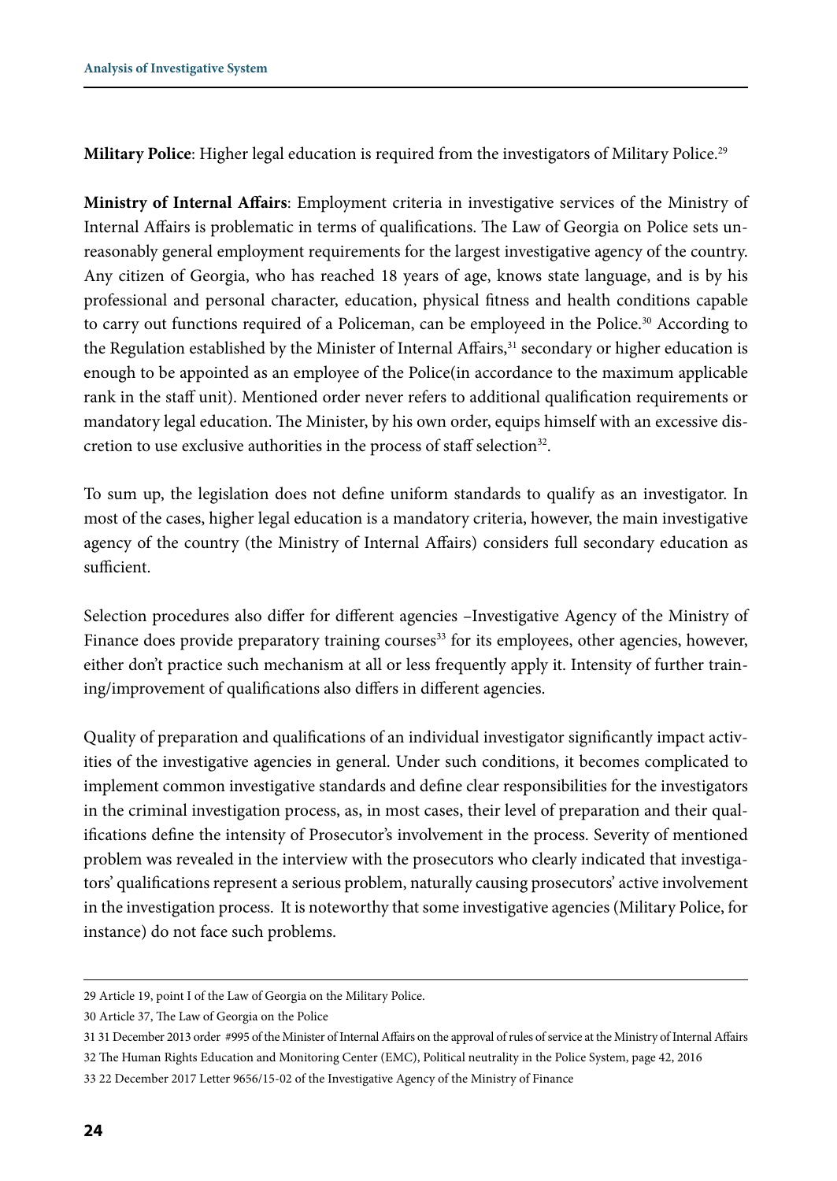**Military Police**: Higher legal education is required from the investigators of Military Police.[29]

**Ministry of Internal Affairs**: Employment criteria in investigative services of the Ministry of Internal Affairs is problematic in terms of qualifications. The Law of Georgia on Police sets unreasonably general employment requirements for the largest investigative agency of the country. Any citizen of Georgia, who has reached 18 years of age, knows state language, and is by his professional and personal character, education, physical fitness and health conditions capable to carry out functions required of a Policeman, can be employeed in the Police.[30] According to the Regulation established by the Minister of Internal Affairs,[31] secondary or higher education is enough to be appointed as an employee of the Police(in accordance to the maximum applicable rank in the staff unit). Mentioned order never refers to additional qualification requirements or mandatory legal education. The Minister, by his own order, equips himself with an excessive discretion to use exclusive authorities in the process of staff selection[32].

To sum up, the legislation does not define uniform standards to qualify as an investigator. In most of the cases, higher legal education is a mandatory criteria, however, the main investigative agency of the country (the Ministry of Internal Affairs) considers full secondary education as sufficient.

Selection procedures also differ for different agencies –Investigative Agency of the Ministry of Finance does provide preparatory training courses[33] for its employees, other agencies, however, either don't practice such mechanism at all or less frequently apply it. Intensity of further training/improvement of qualifications also differs in different agencies.

Quality of preparation and qualifications of an individual investigator significantly impact activities of the investigative agencies in general. Under such conditions, it becomes complicated to implement common investigative standards and define clear responsibilities for the investigators in the criminal investigation process, as, in most cases, their level of preparation and their qualifications define the intensity of Prosecutor's involvement in the process. Severity of mentioned problem was revealed in the interview with the prosecutors who clearly indicated that investigators' qualifications represent a serious problem, naturally causing prosecutors' active involvement in the investigation process. It is noteworthy that some investigative agencies (Military Police, for instance) do not face such problems.

---

29 Article 19, point I of the Law of Georgia on the Military Police.

30 Article 37, The Law of Georgia on the Police

31 31 December 2013 order #995 of the Minister of Internal Affairs on the approval of rules of service at the Ministry of Internal Affairs

32 The Human Rights Education and Monitoring Center (EMC), Political neutrality in the Police System, page 42, 2016

33 22 December 2017 Letter 9656/15-02 of the Investigative Agency of the Ministry of Finance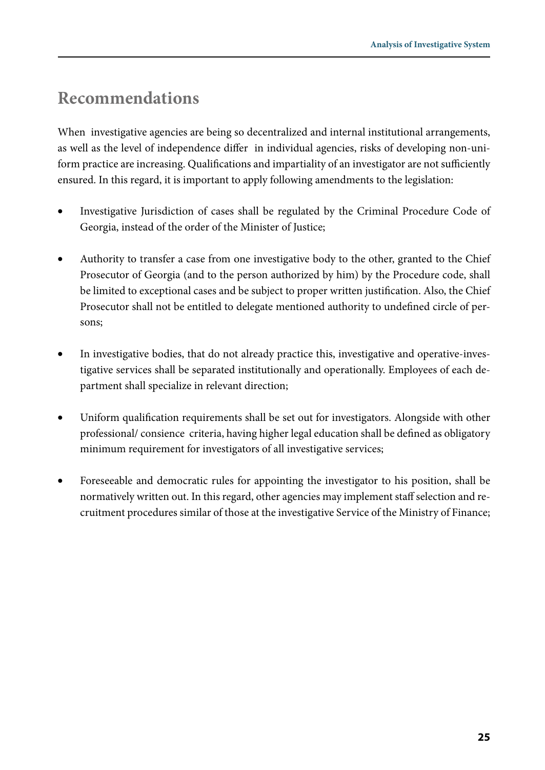## Recommendations

When investigative agencies are being so decentralized and internal institutional arrangements, as well as the level of independence differ in individual agencies, risks of developing non-uniform practice are increasing. Qualifications and impartiality of an investigator are not sufficiently ensured. In this regard, it is important to apply following amendments to the legislation:

- Investigative Jurisdiction of cases shall be regulated by the Criminal Procedure Code of Georgia, instead of the order of the Minister of Justice;
- Authority to transfer a case from one investigative body to the other, granted to the Chief Prosecutor of Georgia (and to the person authorized by him) by the Procedure code, shall be limited to exceptional cases and be subject to proper written justification. Also, the Chief Prosecutor shall not be entitled to delegate mentioned authority to undefined circle of persons;
- In investigative bodies, that do not already practice this, investigative and operative-investigative services shall be separated institutionally and operationally. Employees of each department shall specialize in relevant direction;
- Uniform qualification requirements shall be set out for investigators. Alongside with other professional/ consience criteria, having higher legal education shall be defined as obligatory minimum requirement for investigators of all investigative services;
- Foreseeable and democratic rules for appointing the investigator to his position, shall be normatively written out. In this regard, other agencies may implement staff selection and recruitment procedures similar of those at the investigative Service of the Ministry of Finance;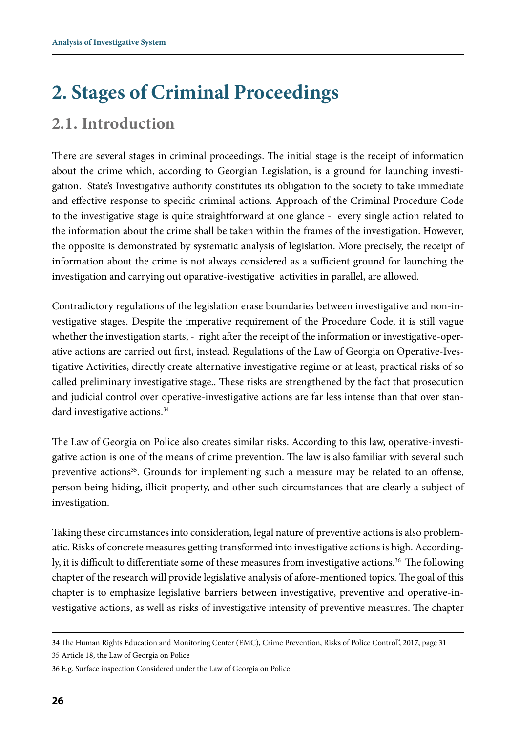# 2. Stages of Criminal Proceedings

## 2.1. Introduction

There are several stages in criminal proceedings. The initial stage is the receipt of information about the crime which, according to Georgian Legislation, is a ground for launching investigation. State's Investigative authority constitutes its obligation to the society to take immediate and effective response to specific criminal actions. Approach of the Criminal Procedure Code to the investigative stage is quite straightforward at one glance - every single action related to the information about the crime shall be taken within the frames of the investigation. However, the opposite is demonstrated by systematic analysis of legislation. More precisely, the receipt of information about the crime is not always considered as a sufficient ground for launching the investigation and carrying out oparative-ivestigative activities in parallel, are allowed.

Contradictory regulations of the legislation erase boundaries between investigative and non-investigative stages. Despite the imperative requirement of the Procedure Code, it is still vague whether the investigation starts, - right after the receipt of the information or investigative-operative actions are carried out first, instead. Regulations of the Law of Georgia on Operative-Ivestigative Activities, directly create alternative investigative regime or at least, practical risks of so called preliminary investigative stage.. These risks are strengthened by the fact that prosecution and judicial control over operative-investigative actions are far less intense than that over standard investigative actions.[34]

The Law of Georgia on Police also creates similar risks. According to this law, operative-investigative action is one of the means of crime prevention. The law is also familiar with several such preventive actions[35]. Grounds for implementing such a measure may be related to an offense, person being hiding, illicit property, and other such circumstances that are clearly a subject of investigation.

Taking these circumstances into consideration, legal nature of preventive actions is also problematic. Risks of concrete measures getting transformed into investigative actions is high. Accordingly, it is difficult to differentiate some of these measures from investigative actions.[36] The following chapter of the research will provide legislative analysis of afore-mentioned topics. The goal of this chapter is to emphasize legislative barriers between investigative, preventive and operative-investigative actions, as well as risks of investigative intensity of preventive measures. The chapter

---

34 The Human Rights Education and Monitoring Center (EMC), Crime Prevention, Risks of Police Control", 2017, page 31

35 Article 18, the Law of Georgia on Police

36 E.g. Surface inspection Considered under the Law of Georgia on Police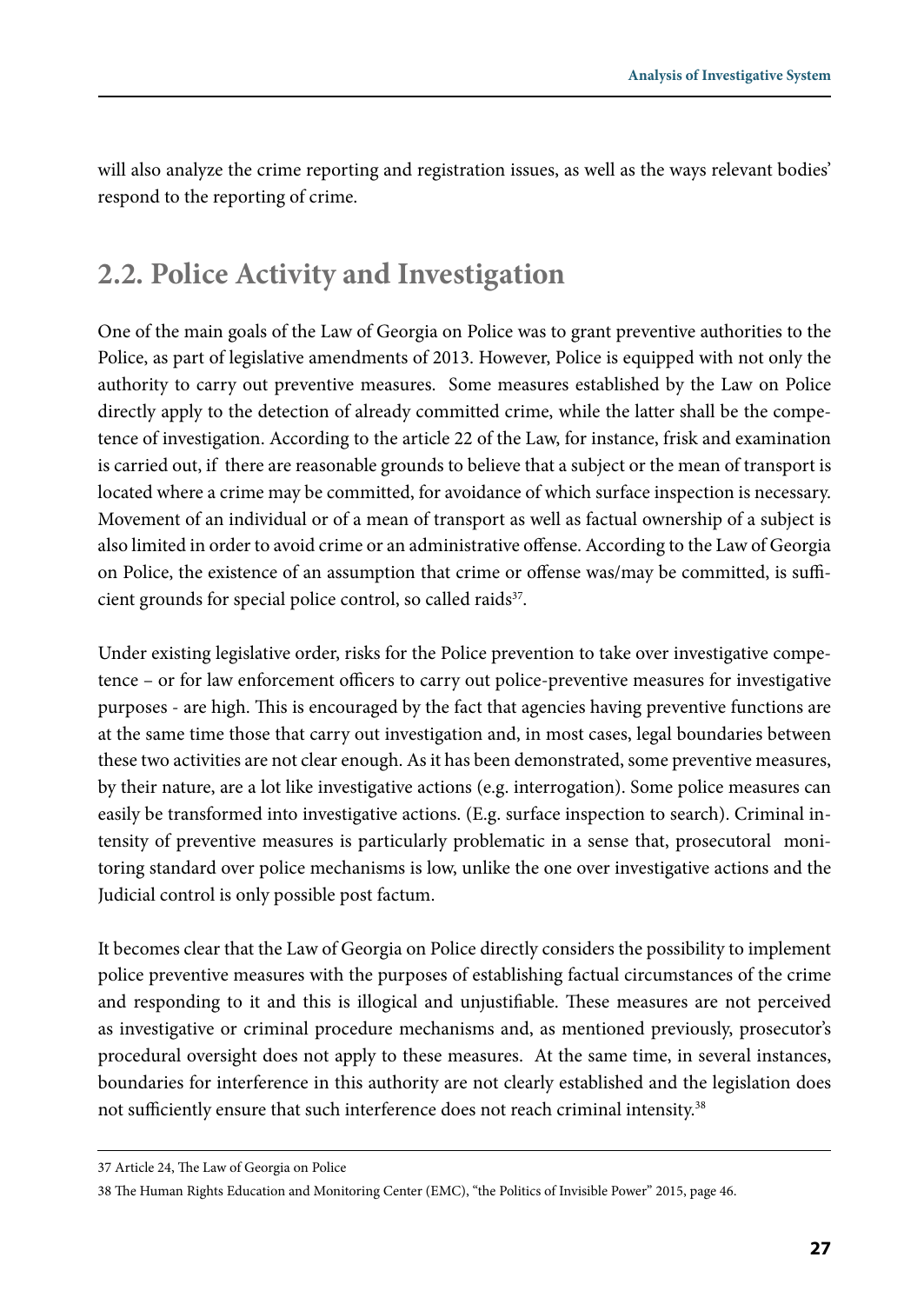will also analyze the crime reporting and registration issues, as well as the ways relevant bodies' respond to the reporting of crime.

## 2.2. Police Activity and Investigation

One of the main goals of the Law of Georgia on Police was to grant preventive authorities to the Police, as part of legislative amendments of 2013. However, Police is equipped with not only the authority to carry out preventive measures. Some measures established by the Law on Police directly apply to the detection of already committed crime, while the latter shall be the competence of investigation. According to the article 22 of the Law, for instance, frisk and examination is carried out, if there are reasonable grounds to believe that a subject or the mean of transport is located where a crime may be committed, for avoidance of which surface inspection is necessary. Movement of an individual or of a mean of transport as well as factual ownership of a subject is also limited in order to avoid crime or an administrative offense. According to the Law of Georgia on Police, the existence of an assumption that crime or offense was/may be committed, is sufficient grounds for special police control, so called raids[37].

Under existing legislative order, risks for the Police prevention to take over investigative competence – or for law enforcement officers to carry out police-preventive measures for investigative purposes - are high. This is encouraged by the fact that agencies having preventive functions are at the same time those that carry out investigation and, in most cases, legal boundaries between these two activities are not clear enough. As it has been demonstrated, some preventive measures, by their nature, are a lot like investigative actions (e.g. interrogation). Some police measures can easily be transformed into investigative actions. (E.g. surface inspection to search). Criminal intensity of preventive measures is particularly problematic in a sense that, prosecutoral monitoring standard over police mechanisms is low, unlike the one over investigative actions and the Judicial control is only possible post factum.

It becomes clear that the Law of Georgia on Police directly considers the possibility to implement police preventive measures with the purposes of establishing factual circumstances of the crime and responding to it and this is illogical and unjustifiable. These measures are not perceived as investigative or criminal procedure mechanisms and, as mentioned previously, prosecutor's procedural oversight does not apply to these measures. At the same time, in several instances, boundaries for interference in this authority are not clearly established and the legislation does not sufficiently ensure that such interference does not reach criminal intensity.[38]

---

37 Article 24, The Law of Georgia on Police

38 The Human Rights Education and Monitoring Center (EMC), "the Politics of Invisible Power" 2015, page 46.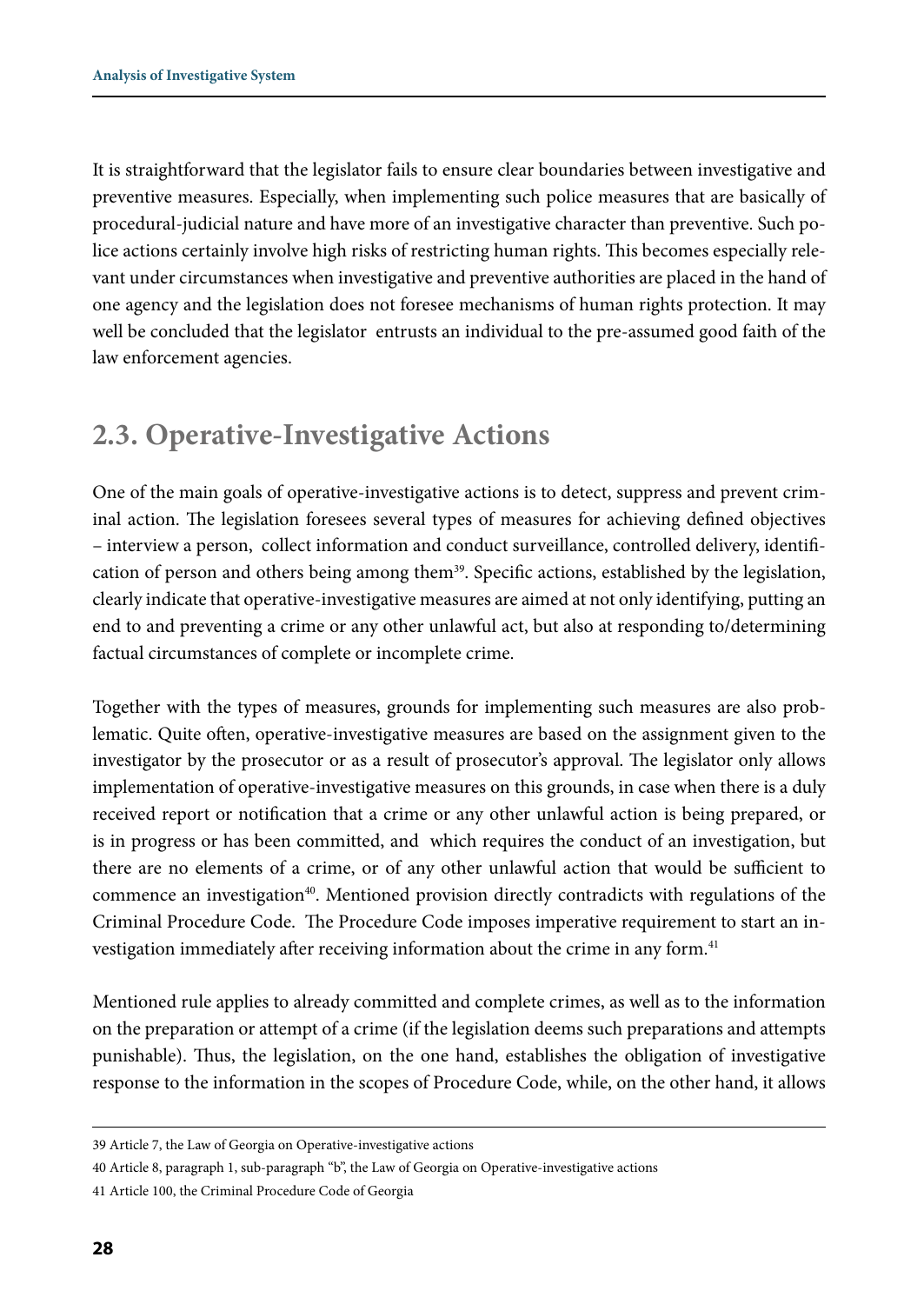It is straightforward that the legislator fails to ensure clear boundaries between investigative and preventive measures. Especially, when implementing such police measures that are basically of procedural-judicial nature and have more of an investigative character than preventive. Such police actions certainly involve high risks of restricting human rights. This becomes especially relevant under circumstances when investigative and preventive authorities are placed in the hand of one agency and the legislation does not foresee mechanisms of human rights protection. It may well be concluded that the legislator entrusts an individual to the pre-assumed good faith of the law enforcement agencies.

## 2.3. Operative-Investigative Actions

One of the main goals of operative-investigative actions is to detect, suppress and prevent criminal action. The legislation foresees several types of measures for achieving defined objectives – interview a person, collect information and conduct surveillance, controlled delivery, identification of person and others being among them[39]. Specific actions, established by the legislation, clearly indicate that operative-investigative measures are aimed at not only identifying, putting an end to and preventing a crime or any other unlawful act, but also at responding to/determining factual circumstances of complete or incomplete crime.

Together with the types of measures, grounds for implementing such measures are also problematic. Quite often, operative-investigative measures are based on the assignment given to the investigator by the prosecutor or as a result of prosecutor's approval. The legislator only allows implementation of operative-investigative measures on this grounds, in case when there is a duly received report or notification that a crime or any other unlawful action is being prepared, or is in progress or has been committed, and which requires the conduct of an investigation, but there are no elements of a crime, or of any other unlawful action that would be sufficient to commence an investigation[40]. Mentioned provision directly contradicts with regulations of the Criminal Procedure Code. The Procedure Code imposes imperative requirement to start an investigation immediately after receiving information about the crime in any form.[41]

Mentioned rule applies to already committed and complete crimes, as well as to the information on the preparation or attempt of a crime (if the legislation deems such preparations and attempts punishable). Thus, the legislation, on the one hand, establishes the obligation of investigative response to the information in the scopes of Procedure Code, while, on the other hand, it allows

39 Article 7, the Law of Georgia on Operative-investigative actions

40 Article 8, paragraph 1, sub-paragraph "b", the Law of Georgia on Operative-investigative actions

41 Article 100, the Criminal Procedure Code of Georgia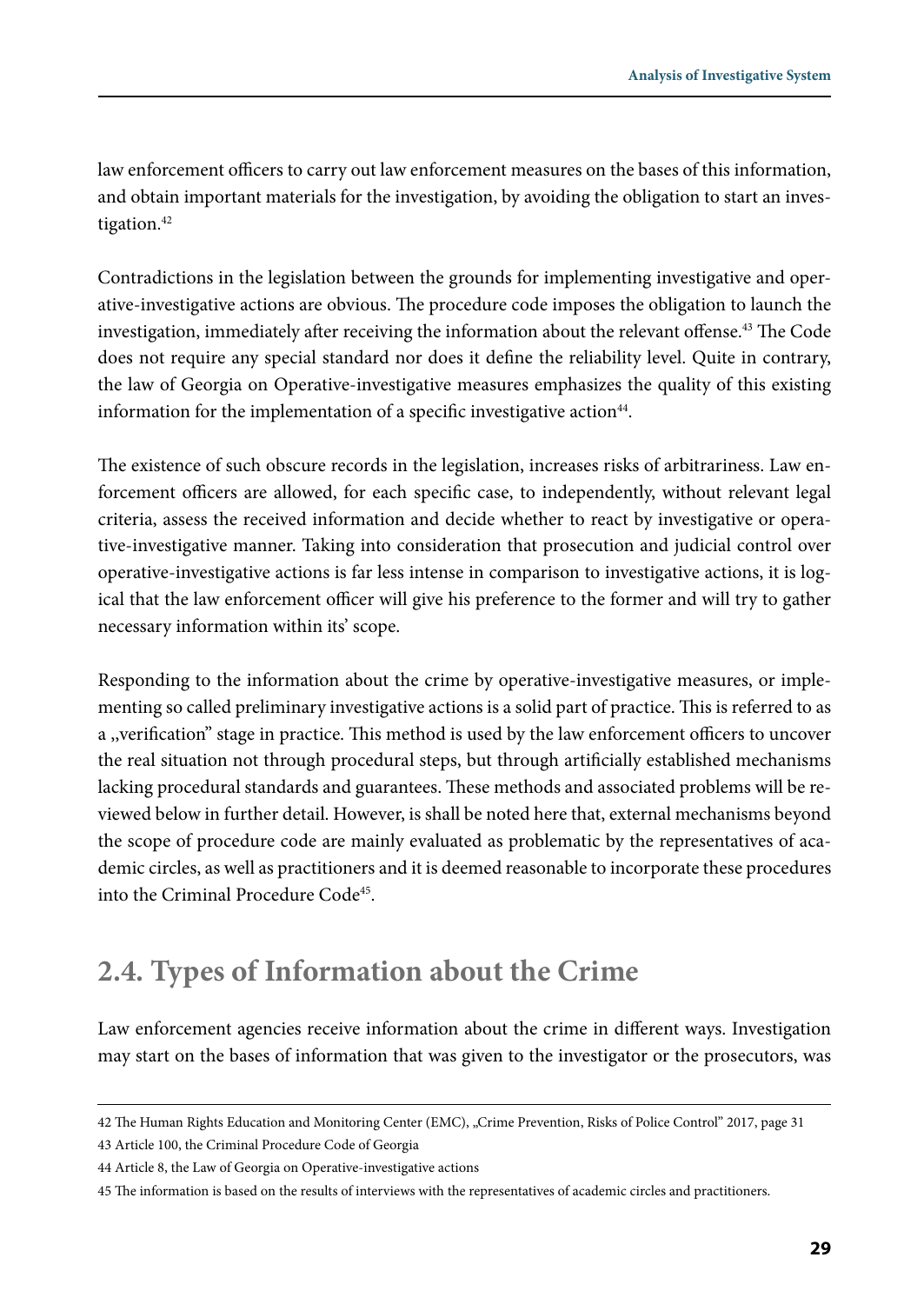law enforcement officers to carry out law enforcement measures on the bases of this information, and obtain important materials for the investigation, by avoiding the obligation to start an investigation.[42]

Contradictions in the legislation between the grounds for implementing investigative and operative-investigative actions are obvious. The procedure code imposes the obligation to launch the investigation, immediately after receiving the information about the relevant offense.[43] The Code does not require any special standard nor does it define the reliability level. Quite in contrary, the law of Georgia on Operative-investigative measures emphasizes the quality of this existing information for the implementation of a specific investigative action[44].

The existence of such obscure records in the legislation, increases risks of arbitrariness. Law enforcement officers are allowed, for each specific case, to independently, without relevant legal criteria, assess the received information and decide whether to react by investigative or operative-investigative manner. Taking into consideration that prosecution and judicial control over operative-investigative actions is far less intense in comparison to investigative actions, it is logical that the law enforcement officer will give his preference to the former and will try to gather necessary information within its' scope.

Responding to the information about the crime by operative-investigative measures, or implementing so called preliminary investigative actions is a solid part of practice. This is referred to as a „verification" stage in practice. This method is used by the law enforcement officers to uncover the real situation not through procedural steps, but through artificially established mechanisms lacking procedural standards and guarantees. These methods and associated problems will be reviewed below in further detail. However, is shall be noted here that, external mechanisms beyond the scope of procedure code are mainly evaluated as problematic by the representatives of academic circles, as well as practitioners and it is deemed reasonable to incorporate these procedures into the Criminal Procedure Code[45].

## 2.4. Types of Information about the Crime

Law enforcement agencies receive information about the crime in different ways. Investigation may start on the bases of information that was given to the investigator or the prosecutors, was

---

42 The Human Rights Education and Monitoring Center (EMC), „Crime Prevention, Risks of Police Control" 2017, page 31

43 Article 100, the Criminal Procedure Code of Georgia

44 Article 8, the Law of Georgia on Operative-investigative actions

45 The information is based on the results of interviews with the representatives of academic circles and practitioners.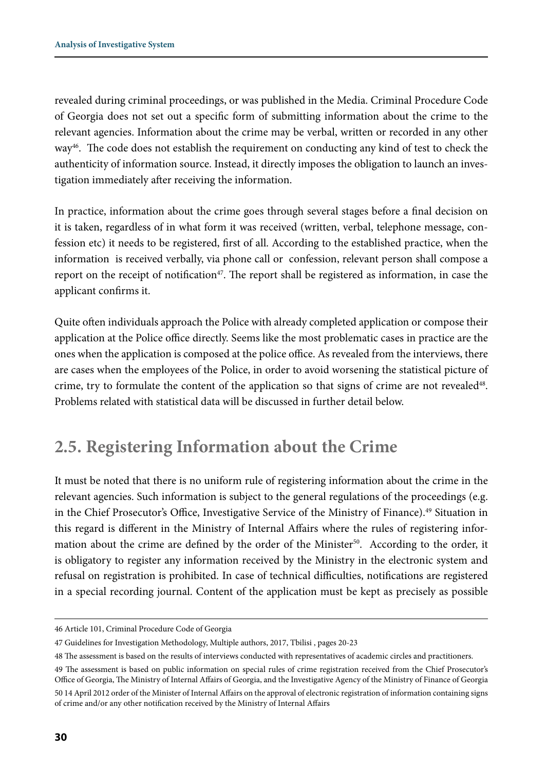revealed during criminal proceedings, or was published in the Media. Criminal Procedure Code of Georgia does not set out a specific form of submitting information about the crime to the relevant agencies. Information about the crime may be verbal, written or recorded in any other way[46]. The code does not establish the requirement on conducting any kind of test to check the authenticity of information source. Instead, it directly imposes the obligation to launch an investigation immediately after receiving the information.

In practice, information about the crime goes through several stages before a final decision on it is taken, regardless of in what form it was received (written, verbal, telephone message, confession etc) it needs to be registered, first of all. According to the established practice, when the information is received verbally, via phone call or confession, relevant person shall compose a report on the receipt of notification[47]. The report shall be registered as information, in case the applicant confirms it.

Quite often individuals approach the Police with already completed application or compose their application at the Police office directly. Seems like the most problematic cases in practice are the ones when the application is composed at the police office. As revealed from the interviews, there are cases when the employees of the Police, in order to avoid worsening the statistical picture of crime, try to formulate the content of the application so that signs of crime are not revealed[48]. Problems related with statistical data will be discussed in further detail below.

## 2.5. Registering Information about the Crime

It must be noted that there is no uniform rule of registering information about the crime in the relevant agencies. Such information is subject to the general regulations of the proceedings (e.g. in the Chief Prosecutor's Office, Investigative Service of the Ministry of Finance).[49] Situation in this regard is different in the Ministry of Internal Affairs where the rules of registering information about the crime are defined by the order of the Minister[50]. According to the order, it is obligatory to register any information received by the Ministry in the electronic system and refusal on registration is prohibited. In case of technical difficulties, notifications are registered in a special recording journal. Content of the application must be kept as precisely as possible

---

46 Article 101, Criminal Procedure Code of Georgia

47 Guidelines for Investigation Methodology, Multiple authors, 2017, Tbilisi , pages 20-23

48 The assessment is based on the results of interviews conducted with representatives of academic circles and practitioners.

49 The assessment is based on public information on special rules of crime registration received from the Chief Prosecutor's Office of Georgia, The Ministry of Internal Affairs of Georgia, and the Investigative Agency of the Ministry of Finance of Georgia

50 14 April 2012 order of the Minister of Internal Affairs on the approval of electronic registration of information containing signs of crime and/or any other notification received by the Ministry of Internal Affairs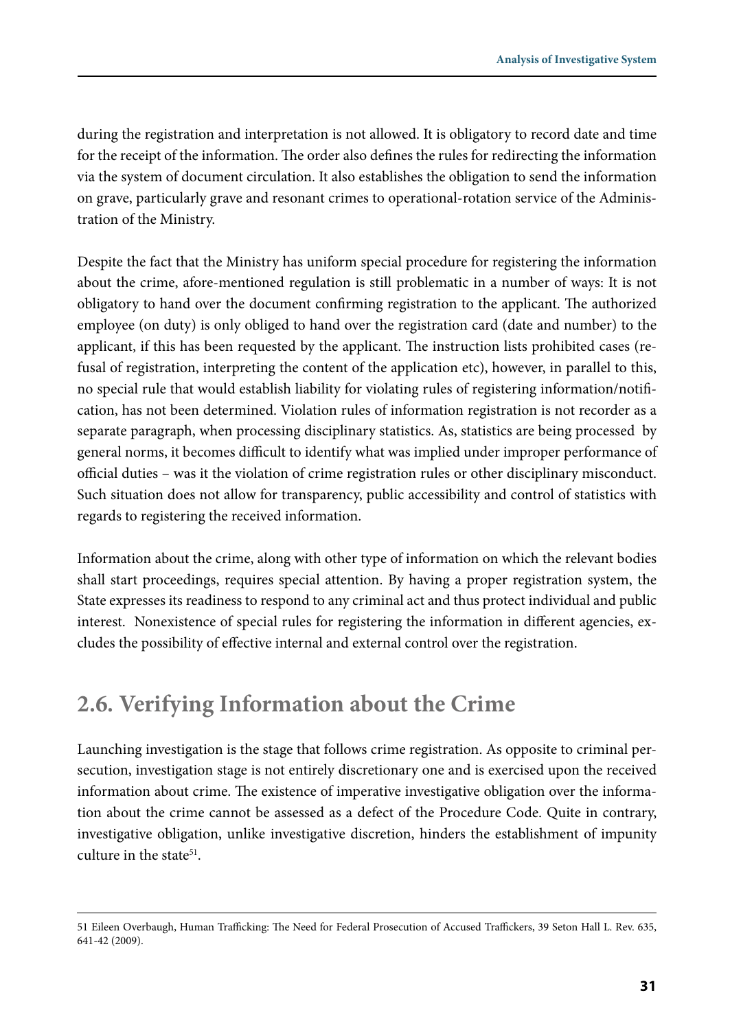during the registration and interpretation is not allowed. It is obligatory to record date and time for the receipt of the information. The order also defines the rules for redirecting the information via the system of document circulation. It also establishes the obligation to send the information on grave, particularly grave and resonant crimes to operational-rotation service of the Administration of the Ministry.

Despite the fact that the Ministry has uniform special procedure for registering the information about the crime, afore-mentioned regulation is still problematic in a number of ways: It is not obligatory to hand over the document confirming registration to the applicant. The authorized employee (on duty) is only obliged to hand over the registration card (date and number) to the applicant, if this has been requested by the applicant. The instruction lists prohibited cases (refusal of registration, interpreting the content of the application etc), however, in parallel to this, no special rule that would establish liability for violating rules of registering information/notification, has not been determined. Violation rules of information registration is not recorder as a separate paragraph, when processing disciplinary statistics. As, statistics are being processed by general norms, it becomes difficult to identify what was implied under improper performance of official duties – was it the violation of crime registration rules or other disciplinary misconduct. Such situation does not allow for transparency, public accessibility and control of statistics with regards to registering the received information.

Information about the crime, along with other type of information on which the relevant bodies shall start proceedings, requires special attention. By having a proper registration system, the State expresses its readiness to respond to any criminal act and thus protect individual and public interest. Nonexistence of special rules for registering the information in different agencies, excludes the possibility of effective internal and external control over the registration.

## 2.6. Verifying Information about the Crime

Launching investigation is the stage that follows crime registration. As opposite to criminal persecution, investigation stage is not entirely discretionary one and is exercised upon the received information about crime. The existence of imperative investigative obligation over the information about the crime cannot be assessed as a defect of the Procedure Code. Quite in contrary, investigative obligation, unlike investigative discretion, hinders the establishment of impunity culture in the state[51].

---

51 Eileen Overbaugh, Human Trafficking: The Need for Federal Prosecution of Accused Traffickers, 39 Seton Hall L. Rev. 635, 641-42 (2009).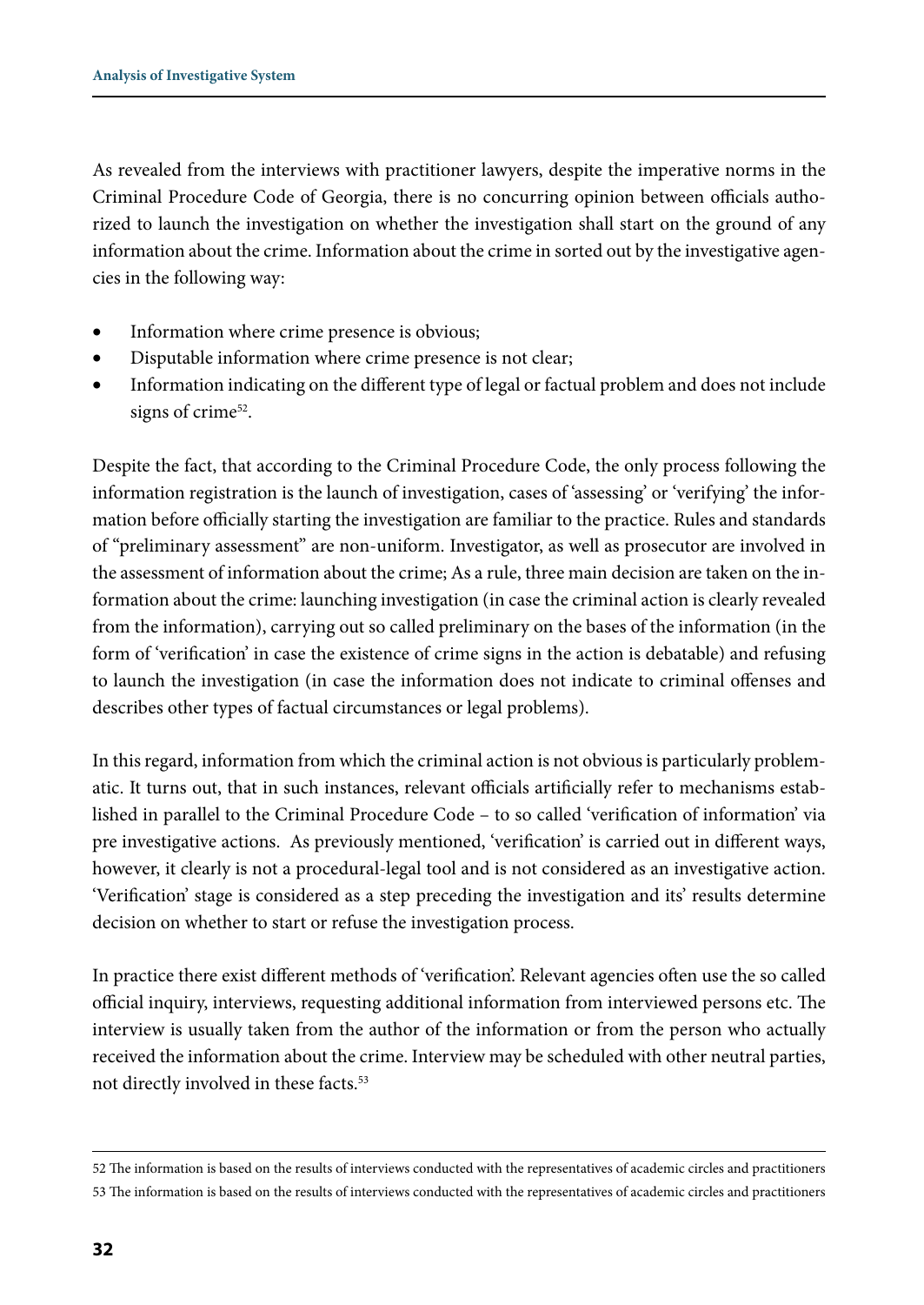As revealed from the interviews with practitioner lawyers, despite the imperative norms in the Criminal Procedure Code of Georgia, there is no concurring opinion between officials authorized to launch the investigation on whether the investigation shall start on the ground of any information about the crime. Information about the crime in sorted out by the investigative agencies in the following way:

- Information where crime presence is obvious;
- Disputable information where crime presence is not clear;
- Information indicating on the different type of legal or factual problem and does not include signs of crime[52].

Despite the fact, that according to the Criminal Procedure Code, the only process following the information registration is the launch of investigation, cases of 'assessing' or 'verifying' the information before officially starting the investigation are familiar to the practice. Rules and standards of "preliminary assessment" are non-uniform. Investigator, as well as prosecutor are involved in the assessment of information about the crime; As a rule, three main decision are taken on the information about the crime: launching investigation (in case the criminal action is clearly revealed from the information), carrying out so called preliminary on the bases of the information (in the form of 'verification' in case the existence of crime signs in the action is debatable) and refusing to launch the investigation (in case the information does not indicate to criminal offenses and describes other types of factual circumstances or legal problems).

In this regard, information from which the criminal action is not obvious is particularly problematic. It turns out, that in such instances, relevant officials artificially refer to mechanisms established in parallel to the Criminal Procedure Code – to so called 'verification of information' via pre investigative actions. As previously mentioned, 'verification' is carried out in different ways, however, it clearly is not a procedural-legal tool and is not considered as an investigative action. 'Verification' stage is considered as a step preceding the investigation and its' results determine decision on whether to start or refuse the investigation process.

In practice there exist different methods of 'verification'. Relevant agencies often use the so called official inquiry, interviews, requesting additional information from interviewed persons etc. The interview is usually taken from the author of the information or from the person who actually received the information about the crime. Interview may be scheduled with other neutral parties, not directly involved in these facts.[53]

52 The information is based on the results of interviews conducted with the representatives of academic circles and practitioners

53 The information is based on the results of interviews conducted with the representatives of academic circles and practitioners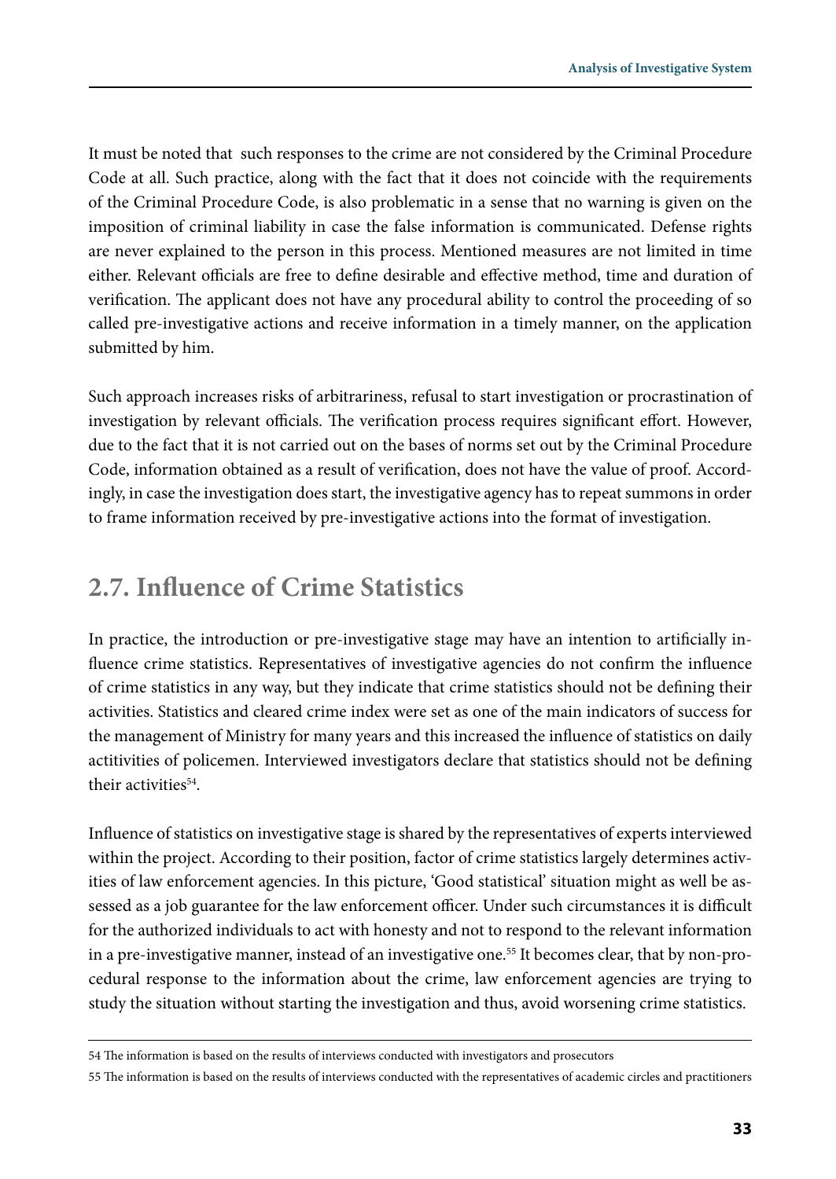It must be noted that  such responses to the crime are not considered by the Criminal Procedure Code at all. Such practice, along with the fact that it does not coincide with the requirements of the Criminal Procedure Code, is also problematic in a sense that no warning is given on the imposition of criminal liability in case the false information is communicated. Defense rights are never explained to the person in this process. Mentioned measures are not limited in time either. Relevant officials are free to define desirable and effective method, time and duration of verification. The applicant does not have any procedural ability to control the proceeding of so called pre-investigative actions and receive information in a timely manner, on the application submitted by him.

Such approach increases risks of arbitrariness, refusal to start investigation or procrastination of investigation by relevant officials. The verification process requires significant effort. However, due to the fact that it is not carried out on the bases of norms set out by the Criminal Procedure Code, information obtained as a result of verification, does not have the value of proof. Accordingly, in case the investigation does start, the investigative agency has to repeat summons in order to frame information received by pre-investigative actions into the format of investigation.

## 2.7. Influence of Crime Statistics

In practice, the introduction or pre-investigative stage may have an intention to artificially influence crime statistics. Representatives of investigative agencies do not confirm the influence of crime statistics in any way, but they indicate that crime statistics should not be defining their activities. Statistics and cleared crime index were set as one of the main indicators of success for the management of Ministry for many years and this increased the influence of statistics on daily actitivities of policemen. Interviewed investigators declare that statistics should not be defining their activities[54].

Influence of statistics on investigative stage is shared by the representatives of experts interviewed within the project. According to their position, factor of crime statistics largely determines activities of law enforcement agencies. In this picture, 'Good statistical' situation might as well be assessed as a job guarantee for the law enforcement officer. Under such circumstances it is difficult for the authorized individuals to act with honesty and not to respond to the relevant information in a pre-investigative manner, instead of an investigative one.[55] It becomes clear, that by non-procedural response to the information about the crime, law enforcement agencies are trying to study the situation without starting the investigation and thus, avoid worsening crime statistics.

---

54 The information is based on the results of interviews conducted with investigators and prosecutors

55 The information is based on the results of interviews conducted with the representatives of academic circles and practitioners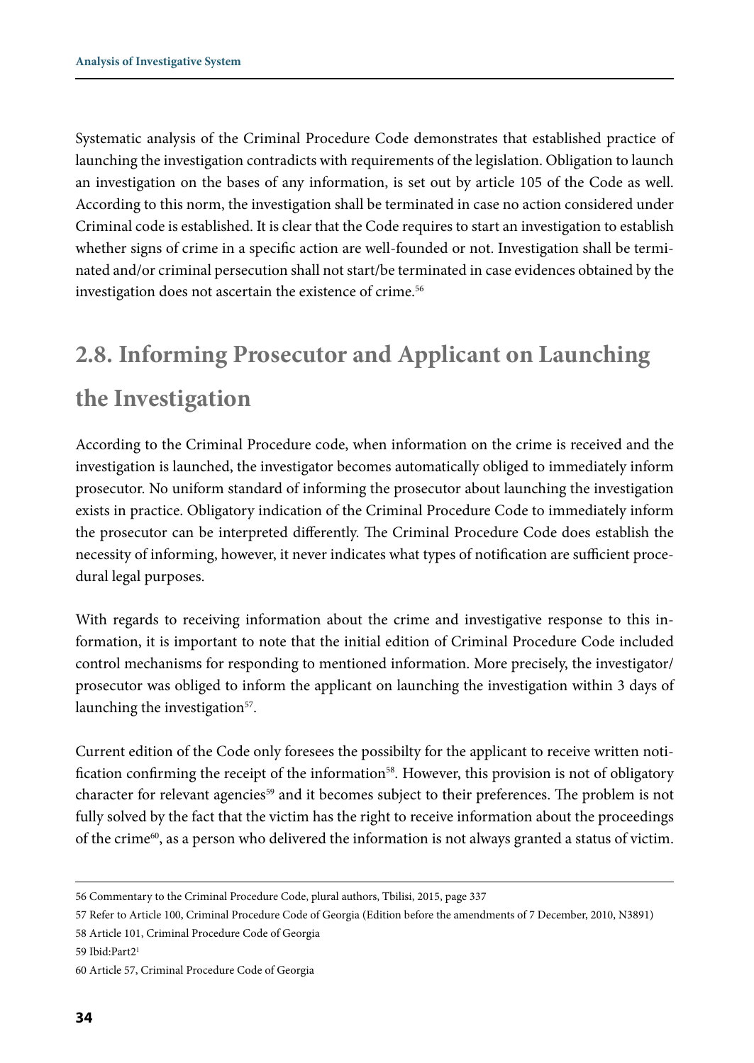Systematic analysis of the Criminal Procedure Code demonstrates that established practice of launching the investigation contradicts with requirements of the legislation. Obligation to launch an investigation on the bases of any information, is set out by article 105 of the Code as well. According to this norm, the investigation shall be terminated in case no action considered under Criminal code is established. It is clear that the Code requires to start an investigation to establish whether signs of crime in a specific action are well-founded or not. Investigation shall be terminated and/or criminal persecution shall not start/be terminated in case evidences obtained by the investigation does not ascertain the existence of crime.[56]

## 2.8. Informing Prosecutor and Applicant on Launching the Investigation

According to the Criminal Procedure code, when information on the crime is received and the investigation is launched, the investigator becomes automatically obliged to immediately inform prosecutor. No uniform standard of informing the prosecutor about launching the investigation exists in practice. Obligatory indication of the Criminal Procedure Code to immediately inform the prosecutor can be interpreted differently. The Criminal Procedure Code does establish the necessity of informing, however, it never indicates what types of notification are sufficient procedural legal purposes.

With regards to receiving information about the crime and investigative response to this information, it is important to note that the initial edition of Criminal Procedure Code included control mechanisms for responding to mentioned information. More precisely, the investigator/prosecutor was obliged to inform the applicant on launching the investigation within 3 days of launching the investigation[57].

Current edition of the Code only foresees the possibilty for the applicant to receive written notification confirming the receipt of the information[58]. However, this provision is not of obligatory character for relevant agencies[59] and it becomes subject to their preferences. The problem is not fully solved by the fact that the victim has the right to receive information about the proceedings of the crime[60], as a person who delivered the information is not always granted a status of victim.

---

56 Commentary to the Criminal Procedure Code, plural authors, Tbilisi, 2015, page 337

57 Refer to Article 100, Criminal Procedure Code of Georgia (Edition before the amendments of 7 December, 2010, N3891)

58 Article 101, Criminal Procedure Code of Georgia

59 Ibid:Part2[1]

60 Article 57, Criminal Procedure Code of Georgia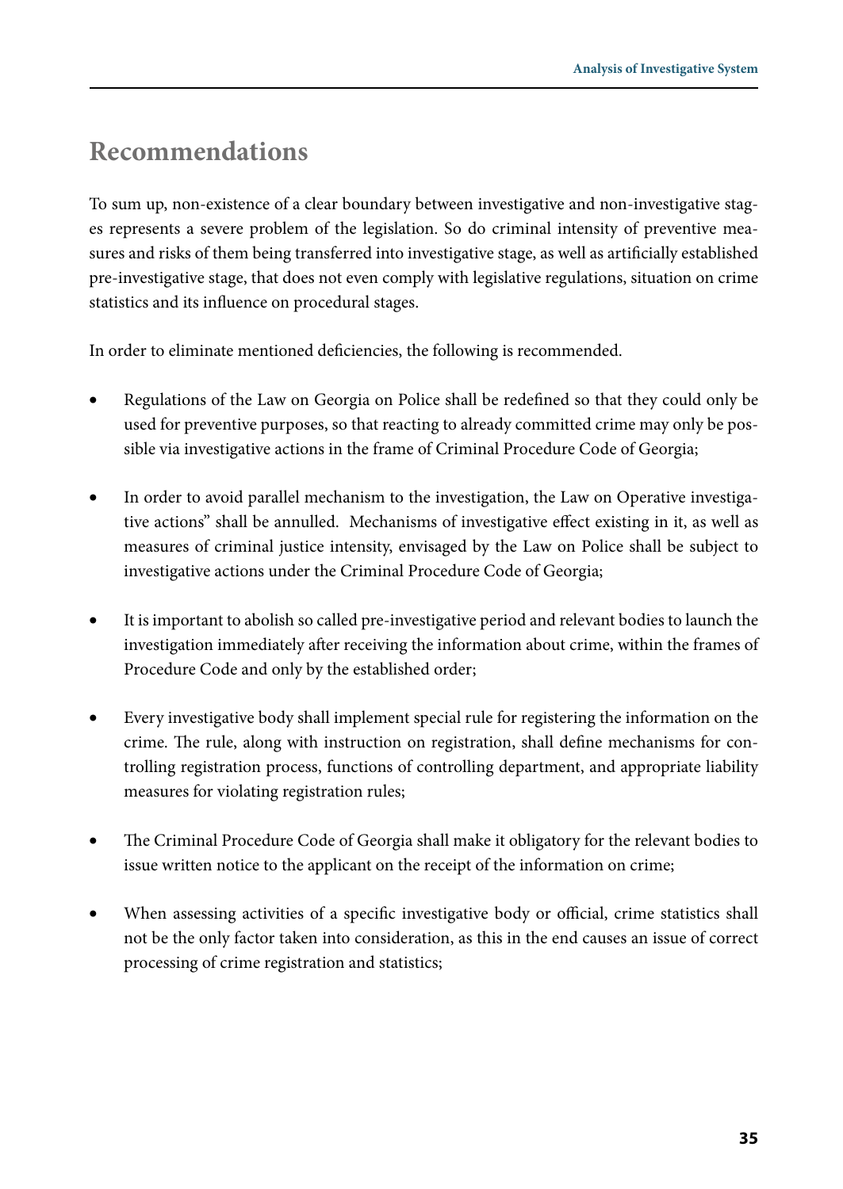## Recommendations

To sum up, non-existence of a clear boundary between investigative and non-investigative stages represents a severe problem of the legislation. So do criminal intensity of preventive measures and risks of them being transferred into investigative stage, as well as artificially established pre-investigative stage, that does not even comply with legislative regulations, situation on crime statistics and its influence on procedural stages.

In order to eliminate mentioned deficiencies, the following is recommended.

- Regulations of the Law on Georgia on Police shall be redefined so that they could only be used for preventive purposes, so that reacting to already committed crime may only be possible via investigative actions in the frame of Criminal Procedure Code of Georgia;

- In order to avoid parallel mechanism to the investigation, the Law on Operative investigative actions" shall be annulled. Mechanisms of investigative effect existing in it, as well as measures of criminal justice intensity, envisaged by the Law on Police shall be subject to investigative actions under the Criminal Procedure Code of Georgia;

- It is important to abolish so called pre-investigative period and relevant bodies to launch the investigation immediately after receiving the information about crime, within the frames of Procedure Code and only by the established order;

- Every investigative body shall implement special rule for registering the information on the crime. The rule, along with instruction on registration, shall define mechanisms for controlling registration process, functions of controlling department, and appropriate liability measures for violating registration rules;

- The Criminal Procedure Code of Georgia shall make it obligatory for the relevant bodies to issue written notice to the applicant on the receipt of the information on crime;

- When assessing activities of a specific investigative body or official, crime statistics shall not be the only factor taken into consideration, as this in the end causes an issue of correct processing of crime registration and statistics;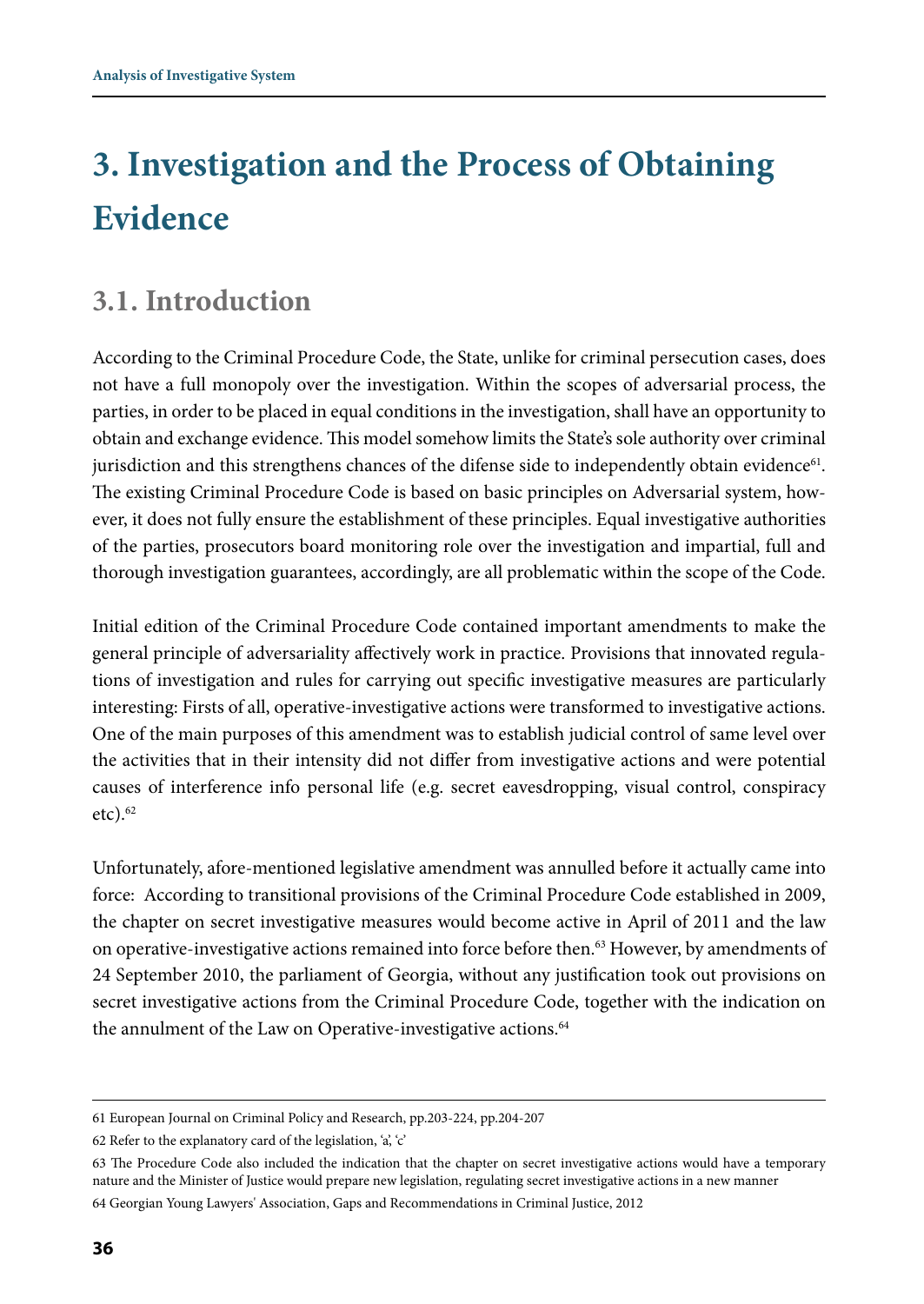# 3. Investigation and the Process of Obtaining Evidence

## 3.1. Introduction

According to the Criminal Procedure Code, the State, unlike for criminal persecution cases, does not have a full monopoly over the investigation. Within the scopes of adversarial process, the parties, in order to be placed in equal conditions in the investigation, shall have an opportunity to obtain and exchange evidence. This model somehow limits the State's sole authority over criminal jurisdiction and this strengthens chances of the difense side to independently obtain evidence[61]. The existing Criminal Procedure Code is based on basic principles on Adversarial system, however, it does not fully ensure the establishment of these principles. Equal investigative authorities of the parties, prosecutors board monitoring role over the investigation and impartial, full and thorough investigation guarantees, accordingly, are all problematic within the scope of the Code.

Initial edition of the Criminal Procedure Code contained important amendments to make the general principle of adversariality affectively work in practice. Provisions that innovated regulations of investigation and rules for carrying out specific investigative measures are particularly interesting: Firsts of all, operative-investigative actions were transformed to investigative actions. One of the main purposes of this amendment was to establish judicial control of same level over the activities that in their intensity did not differ from investigative actions and were potential causes of interference info personal life (e.g. secret eavesdropping, visual control, conspiracy etc).[62]

Unfortunately, afore-mentioned legislative amendment was annulled before it actually came into force: According to transitional provisions of the Criminal Procedure Code established in 2009, the chapter on secret investigative measures would become active in April of 2011 and the law on operative-investigative actions remained into force before then.[63] However, by amendments of 24 September 2010, the parliament of Georgia, without any justification took out provisions on secret investigative actions from the Criminal Procedure Code, together with the indication on the annulment of the Law on Operative-investigative actions.[64]

---

61 European Journal on Criminal Policy and Research, pp.203-224, pp.204-207

62 Refer to the explanatory card of the legislation, 'a', 'c'

63 The Procedure Code also included the indication that the chapter on secret investigative actions would have a temporary nature and the Minister of Justice would prepare new legislation, regulating secret investigative actions in a new manner

64 Georgian Young Lawyers' Association, Gaps and Recommendations in Criminal Justice, 2012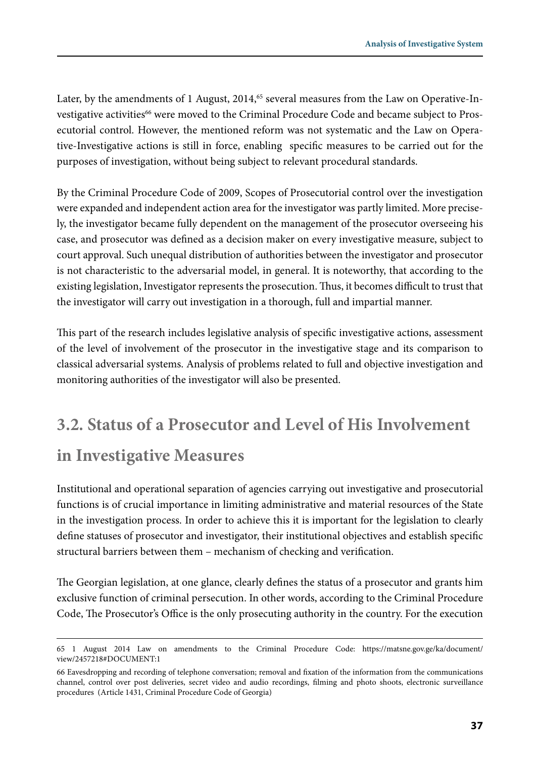Later, by the amendments of 1 August, 2014,[65] several measures from the Law on Operative-Investigative activities[66] were moved to the Criminal Procedure Code and became subject to Prosecutorial control. However, the mentioned reform was not systematic and the Law on Operative-Investigative actions is still in force, enabling specific measures to be carried out for the purposes of investigation, without being subject to relevant procedural standards.

By the Criminal Procedure Code of 2009, Scopes of Prosecutorial control over the investigation were expanded and independent action area for the investigator was partly limited. More precisely, the investigator became fully dependent on the management of the prosecutor overseeing his case, and prosecutor was defined as a decision maker on every investigative measure, subject to court approval. Such unequal distribution of authorities between the investigator and prosecutor is not characteristic to the adversarial model, in general. It is noteworthy, that according to the existing legislation, Investigator represents the prosecution. Thus, it becomes difficult to trust that the investigator will carry out investigation in a thorough, full and impartial manner.

This part of the research includes legislative analysis of specific investigative actions, assessment of the level of involvement of the prosecutor in the investigative stage and its comparison to classical adversarial systems. Analysis of problems related to full and objective investigation and monitoring authorities of the investigator will also be presented.

## 3.2. Status of a Prosecutor and Level of His Involvement in Investigative Measures

Institutional and operational separation of agencies carrying out investigative and prosecutorial functions is of crucial importance in limiting administrative and material resources of the State in the investigation process. In order to achieve this it is important for the legislation to clearly define statuses of prosecutor and investigator, their institutional objectives and establish specific structural barriers between them – mechanism of checking and verification.

The Georgian legislation, at one glance, clearly defines the status of a prosecutor and grants him exclusive function of criminal persecution. In other words, according to the Criminal Procedure Code, The Prosecutor's Office is the only prosecuting authority in the country. For the execution

---

65 1 August 2014 Law on amendments to the Criminal Procedure Code: https://matsne.gov.ge/ka/document/view/2457218#DOCUMENT:1

66 Eavesdropping and recording of telephone conversation; removal and fixation of the information from the communications channel, control over post deliveries, secret video and audio recordings, filming and photo shoots, electronic surveillance procedures (Article 1431, Criminal Procedure Code of Georgia)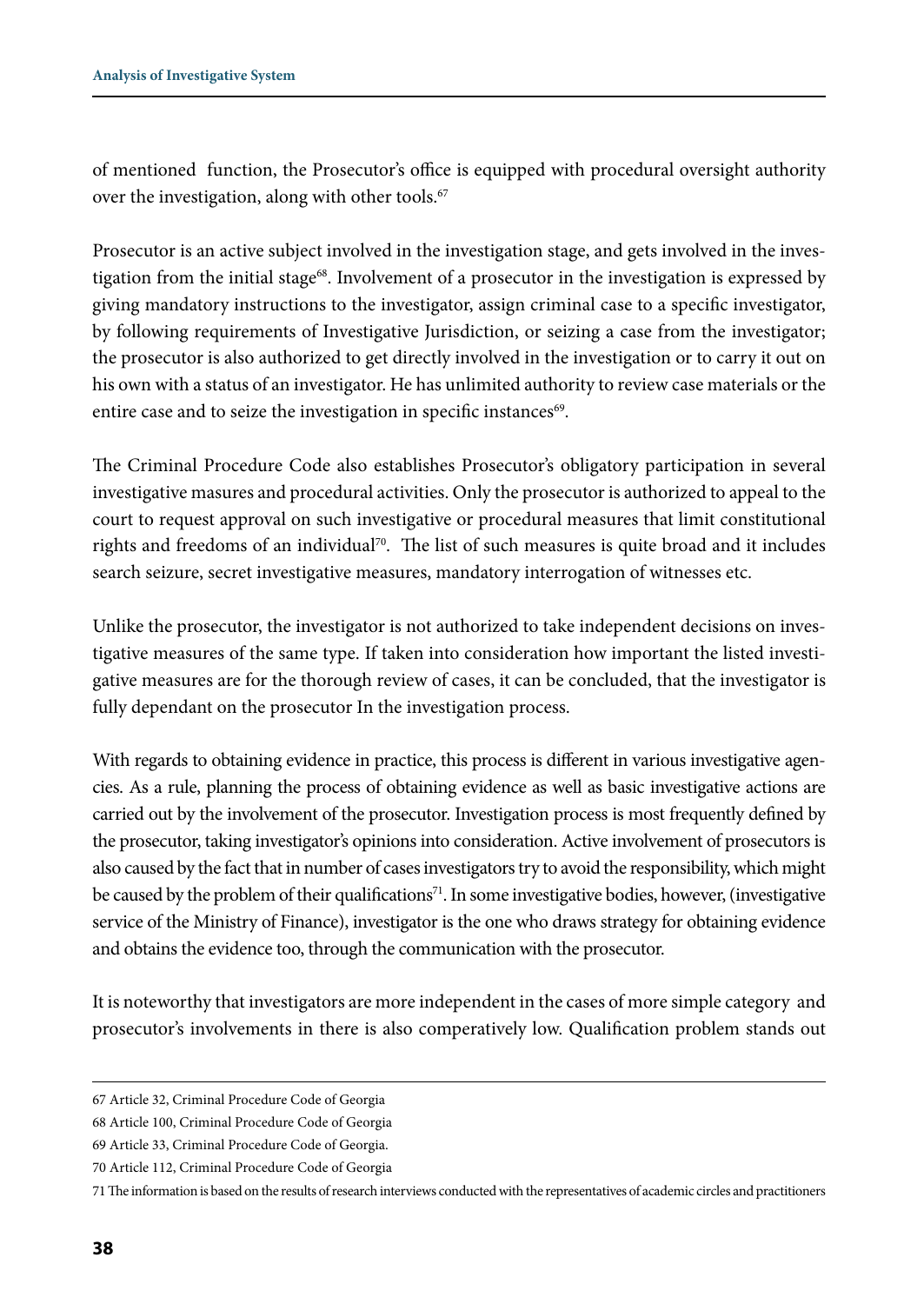of mentioned function, the Prosecutor's office is equipped with procedural oversight authority over the investigation, along with other tools.[67]

Prosecutor is an active subject involved in the investigation stage, and gets involved in the investigation from the initial stage[68]. Involvement of a prosecutor in the investigation is expressed by giving mandatory instructions to the investigator, assign criminal case to a specific investigator, by following requirements of Investigative Jurisdiction, or seizing a case from the investigator; the prosecutor is also authorized to get directly involved in the investigation or to carry it out on his own with a status of an investigator. He has unlimited authority to review case materials or the entire case and to seize the investigation in specific instances[69].

The Criminal Procedure Code also establishes Prosecutor's obligatory participation in several investigative masures and procedural activities. Only the prosecutor is authorized to appeal to the court to request approval on such investigative or procedural measures that limit constitutional rights and freedoms of an individual[70]. The list of such measures is quite broad and it includes search seizure, secret investigative measures, mandatory interrogation of witnesses etc.

Unlike the prosecutor, the investigator is not authorized to take independent decisions on investigative measures of the same type. If taken into consideration how important the listed investigative measures are for the thorough review of cases, it can be concluded, that the investigator is fully dependant on the prosecutor In the investigation process.

With regards to obtaining evidence in practice, this process is different in various investigative agencies. As a rule, planning the process of obtaining evidence as well as basic investigative actions are carried out by the involvement of the prosecutor. Investigation process is most frequently defined by the prosecutor, taking investigator's opinions into consideration. Active involvement of prosecutors is also caused by the fact that in number of cases investigators try to avoid the responsibility, which might be caused by the problem of their qualifications[71]. In some investigative bodies, however, (investigative service of the Ministry of Finance), investigator is the one who draws strategy for obtaining evidence and obtains the evidence too, through the communication with the prosecutor.

It is noteworthy that investigators are more independent in the cases of more simple category and prosecutor's involvements in there is also comperatively low. Qualification problem stands out

---

67 Article 32, Criminal Procedure Code of Georgia

68 Article 100, Criminal Procedure Code of Georgia

69 Article 33, Criminal Procedure Code of Georgia.

70 Article 112, Criminal Procedure Code of Georgia

71 The information is based on the results of research interviews conducted with the representatives of academic circles and practitioners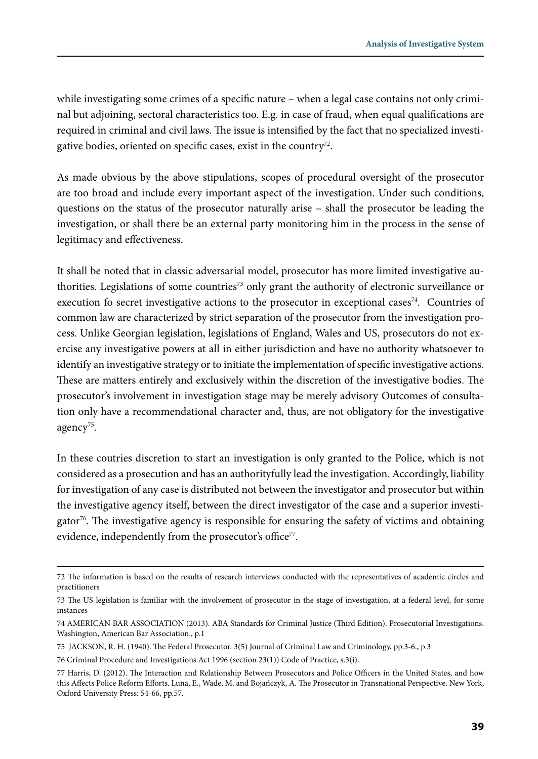while investigating some crimes of a specific nature – when a legal case contains not only criminal but adjoining, sectoral characteristics too. E.g. in case of fraud, when equal qualifications are required in criminal and civil laws. The issue is intensified by the fact that no specialized investigative bodies, oriented on specific cases, exist in the country[72].

As made obvious by the above stipulations, scopes of procedural oversight of the prosecutor are too broad and include every important aspect of the investigation. Under such conditions, questions on the status of the prosecutor naturally arise – shall the prosecutor be leading the investigation, or shall there be an external party monitoring him in the process in the sense of legitimacy and effectiveness.

It shall be noted that in classic adversarial model, prosecutor has more limited investigative authorities. Legislations of some countries[73] only grant the authority of electronic surveillance or execution fo secret investigative actions to the prosecutor in exceptional cases[74]. Countries of common law are characterized by strict separation of the prosecutor from the investigation process. Unlike Georgian legislation, legislations of England, Wales and US, prosecutors do not exercise any investigative powers at all in either jurisdiction and have no authority whatsoever to identify an investigative strategy or to initiate the implementation of specific investigative actions. These are matters entirely and exclusively within the discretion of the investigative bodies. The prosecutor's involvement in investigation stage may be merely advisory Outcomes of consultation only have a recommendational character and, thus, are not obligatory for the investigative agency[75].

In these coutries discretion to start an investigation is only granted to the Police, which is not considered as a prosecution and has an authorityfully lead the investigation. Accordingly, liability for investigation of any case is distributed not between the investigator and prosecutor but within the investigative agency itself, between the direct investigator of the case and a superior investigator[76]. The investigative agency is responsible for ensuring the safety of victims and obtaining evidence, independently from the prosecutor's office[77].

---

72 The information is based on the results of research interviews conducted with the representatives of academic circles and practitioners

73 The US legislation is familiar with the involvement of prosecutor in the stage of investigation, at a federal level, for some instances

74 AMERICAN BAR ASSOCIATION (2013). ABA Standards for Criminal Justice (Third Edition). Prosecutorial Investigations. Washington, American Bar Association., p.1

75 JACKSON, R. H. (1940). The Federal Prosecutor. 3(5) Journal of Criminal Law and Criminology, pp.3-6., p.3

76 Criminal Procedure and Investigations Act 1996 (section 23(1)) Code of Practice, s.3(i).

77 Harris, D. (2012). The Interaction and Relationship Between Prosecutors and Police Officers in the United States, and how this Affects Police Reform Efforts. Luna, E., Wade, M. and Bojańczyk, A. The Prosecutor in Transnational Perspective. New York, Oxford University Press: 54-66, pp.57.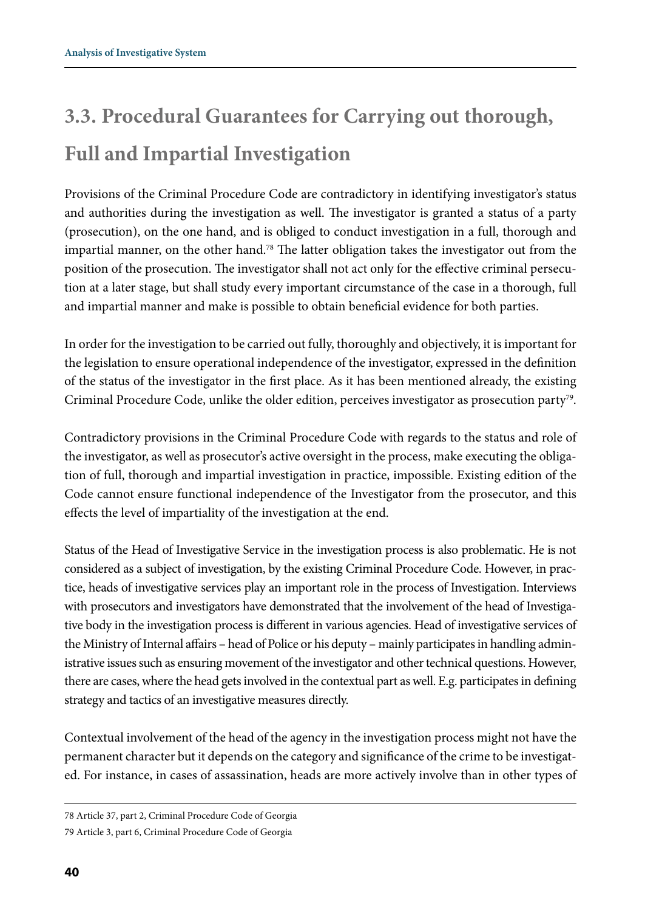## 3.3. Procedural Guarantees for Carrying out thorough, Full and Impartial Investigation

Provisions of the Criminal Procedure Code are contradictory in identifying investigator's status and authorities during the investigation as well. The investigator is granted a status of a party (prosecution), on the one hand, and is obliged to conduct investigation in a full, thorough and impartial manner, on the other hand.[78] The latter obligation takes the investigator out from the position of the prosecution. The investigator shall not act only for the effective criminal persecution at a later stage, but shall study every important circumstance of the case in a thorough, full and impartial manner and make is possible to obtain beneficial evidence for both parties.

In order for the investigation to be carried out fully, thoroughly and objectively, it is important for the legislation to ensure operational independence of the investigator, expressed in the definition of the status of the investigator in the first place. As it has been mentioned already, the existing Criminal Procedure Code, unlike the older edition, perceives investigator as prosecution party[79].

Contradictory provisions in the Criminal Procedure Code with regards to the status and role of the investigator, as well as prosecutor's active oversight in the process, make executing the obligation of full, thorough and impartial investigation in practice, impossible. Existing edition of the Code cannot ensure functional independence of the Investigator from the prosecutor, and this effects the level of impartiality of the investigation at the end.

Status of the Head of Investigative Service in the investigation process is also problematic. He is not considered as a subject of investigation, by the existing Criminal Procedure Code. However, in practice, heads of investigative services play an important role in the process of Investigation. Interviews with prosecutors and investigators have demonstrated that the involvement of the head of Investigative body in the investigation process is different in various agencies. Head of investigative services of the Ministry of Internal affairs – head of Police or his deputy – mainly participates in handling administrative issues such as ensuring movement of the investigator and other technical questions. However, there are cases, where the head gets involved in the contextual part as well. E.g. participates in defining strategy and tactics of an investigative measures directly.

Contextual involvement of the head of the agency in the investigation process might not have the permanent character but it depends on the category and significance of the crime to be investigated. For instance, in cases of assassination, heads are more actively involve than in other types of

---

78 Article 37, part 2, Criminal Procedure Code of Georgia

79 Article 3, part 6, Criminal Procedure Code of Georgia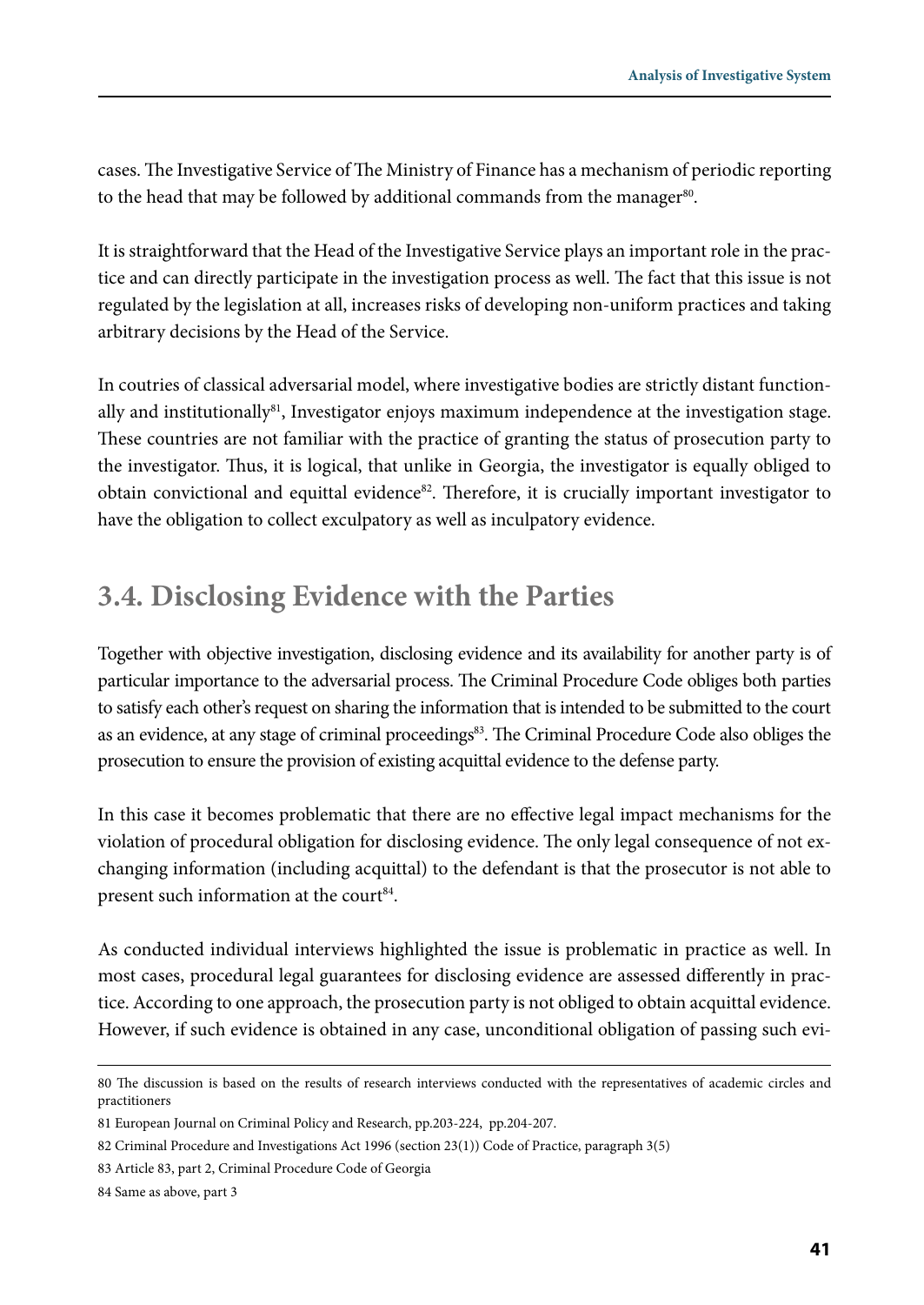cases. The Investigative Service of The Ministry of Finance has a mechanism of periodic reporting to the head that may be followed by additional commands from the manager[80].

It is straightforward that the Head of the Investigative Service plays an important role in the practice and can directly participate in the investigation process as well. The fact that this issue is not regulated by the legislation at all, increases risks of developing non-uniform practices and taking arbitrary decisions by the Head of the Service.

In coutries of classical adversarial model, where investigative bodies are strictly distant functionally and institutionally[81], Investigator enjoys maximum independence at the investigation stage. These countries are not familiar with the practice of granting the status of prosecution party to the investigator. Thus, it is logical, that unlike in Georgia, the investigator is equally obliged to obtain convictional and equittal evidence[82]. Therefore, it is crucially important investigator to have the obligation to collect exculpatory as well as inculpatory evidence.

## 3.4. Disclosing Evidence with the Parties

Together with objective investigation, disclosing evidence and its availability for another party is of particular importance to the adversarial process. The Criminal Procedure Code obliges both parties to satisfy each other's request on sharing the information that is intended to be submitted to the court as an evidence, at any stage of criminal proceedings[83]. The Criminal Procedure Code also obliges the prosecution to ensure the provision of existing acquittal evidence to the defense party.

In this case it becomes problematic that there are no effective legal impact mechanisms for the violation of procedural obligation for disclosing evidence. The only legal consequence of not exchanging information (including acquittal) to the defendant is that the prosecutor is not able to present such information at the court[84].

As conducted individual interviews highlighted the issue is problematic in practice as well. In most cases, procedural legal guarantees for disclosing evidence are assessed differently in practice. According to one approach, the prosecution party is not obliged to obtain acquittal evidence. However, if such evidence is obtained in any case, unconditional obligation of passing such evi-

---

80 The discussion is based on the results of research interviews conducted with the representatives of academic circles and practitioners

81 European Journal on Criminal Policy and Research, pp.203-224, pp.204-207.

82 Criminal Procedure and Investigations Act 1996 (section 23(1)) Code of Practice, paragraph 3(5)

83 Article 83, part 2, Criminal Procedure Code of Georgia

84 Same as above, part 3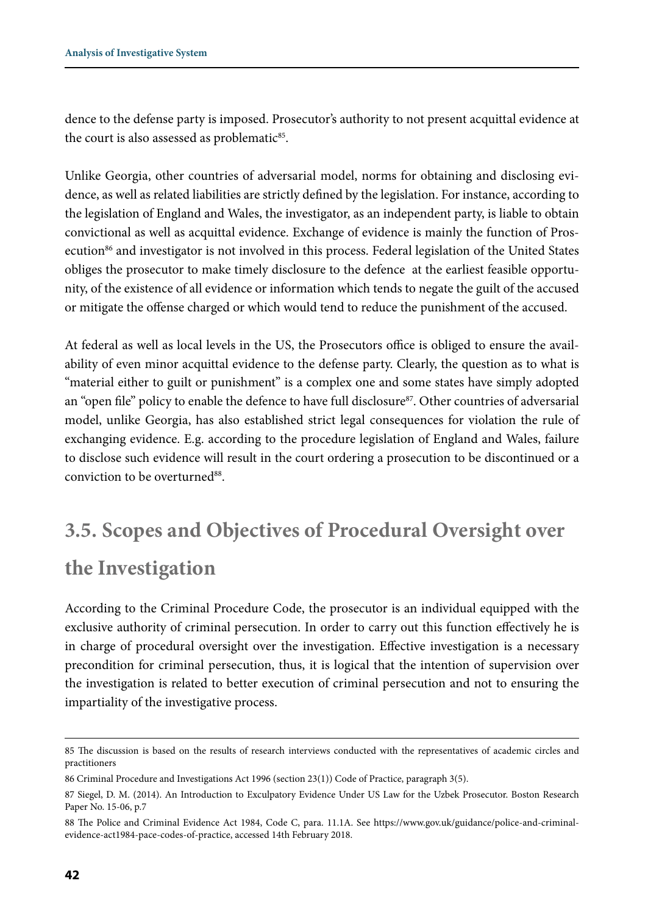dence to the defense party is imposed. Prosecutor's authority to not present acquittal evidence at the court is also assessed as problematic[85].

Unlike Georgia, other countries of adversarial model, norms for obtaining and disclosing evidence, as well as related liabilities are strictly defined by the legislation. For instance, according to the legislation of England and Wales, the investigator, as an independent party, is liable to obtain convictional as well as acquittal evidence. Exchange of evidence is mainly the function of Prosecution[86] and investigator is not involved in this process. Federal legislation of the United States obliges the prosecutor to make timely disclosure to the defence at the earliest feasible opportunity, of the existence of all evidence or information which tends to negate the guilt of the accused or mitigate the offense charged or which would tend to reduce the punishment of the accused.

At federal as well as local levels in the US, the Prosecutors office is obliged to ensure the availability of even minor acquittal evidence to the defense party. Clearly, the question as to what is "material either to guilt or punishment" is a complex one and some states have simply adopted an "open file" policy to enable the defence to have full disclosure[87]. Other countries of adversarial model, unlike Georgia, has also established strict legal consequences for violation the rule of exchanging evidence. E.g. according to the procedure legislation of England and Wales, failure to disclose such evidence will result in the court ordering a prosecution to be discontinued or a conviction to be overturned[88].

## 3.5. Scopes and Objectives of Procedural Oversight over the Investigation

According to the Criminal Procedure Code, the prosecutor is an individual equipped with the exclusive authority of criminal persecution. In order to carry out this function effectively he is in charge of procedural oversight over the investigation. Effective investigation is a necessary precondition for criminal persecution, thus, it is logical that the intention of supervision over the investigation is related to better execution of criminal persecution and not to ensuring the impartiality of the investigative process.

---

85 The discussion is based on the results of research interviews conducted with the representatives of academic circles and practitioners

86 Criminal Procedure and Investigations Act 1996 (section 23(1)) Code of Practice, paragraph 3(5).

87 Siegel, D. M. (2014). An Introduction to Exculpatory Evidence Under US Law for the Uzbek Prosecutor. Boston Research Paper No. 15-06, p.7

88 The Police and Criminal Evidence Act 1984, Code C, para. 11.1A. See https://www.gov.uk/guidance/police-and-criminal-evidence-act1984-pace-codes-of-practice, accessed 14th February 2018.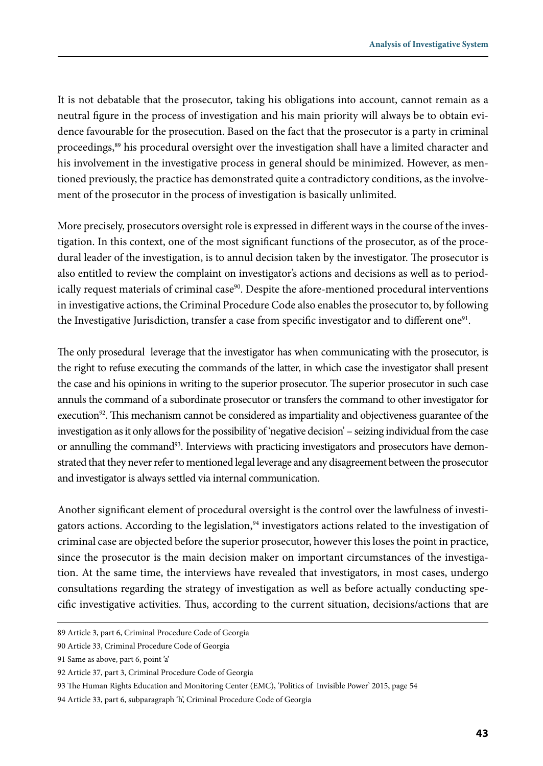It is not debatable that the prosecutor, taking his obligations into account, cannot remain as a neutral figure in the process of investigation and his main priority will always be to obtain evidence favourable for the prosecution. Based on the fact that the prosecutor is a party in criminal proceedings,[89] his procedural oversight over the investigation shall have a limited character and his involvement in the investigative process in general should be minimized. However, as mentioned previously, the practice has demonstrated quite a contradictory conditions, as the involvement of the prosecutor in the process of investigation is basically unlimited.

More precisely, prosecutors oversight role is expressed in different ways in the course of the investigation. In this context, one of the most significant functions of the prosecutor, as of the procedural leader of the investigation, is to annul decision taken by the investigator. The prosecutor is also entitled to review the complaint on investigator's actions and decisions as well as to periodically request materials of criminal case[90]. Despite the afore-mentioned procedural interventions in investigative actions, the Criminal Procedure Code also enables the prosecutor to, by following the Investigative Jurisdiction, transfer a case from specific investigator and to different one[91].

The only prosedural leverage that the investigator has when communicating with the prosecutor, is the right to refuse executing the commands of the latter, in which case the investigator shall present the case and his opinions in writing to the superior prosecutor. The superior prosecutor in such case annuls the command of a subordinate prosecutor or transfers the command to other investigator for execution[92]. This mechanism cannot be considered as impartiality and objectiveness guarantee of the investigation as it only allows for the possibility of 'negative decision' – seizing individual from the case or annulling the command[93]. Interviews with practicing investigators and prosecutors have demonstrated that they never refer to mentioned legal leverage and any disagreement between the prosecutor and investigator is always settled via internal communication.

Another significant element of procedural oversight is the control over the lawfulness of investigators actions. According to the legislation,[94] investigators actions related to the investigation of criminal case are objected before the superior prosecutor, however this loses the point in practice, since the prosecutor is the main decision maker on important circumstances of the investigation. At the same time, the interviews have revealed that investigators, in most cases, undergo consultations regarding the strategy of investigation as well as before actually conducting specific investigative activities. Thus, according to the current situation, decisions/actions that are

---

89 Article 3, part 6, Criminal Procedure Code of Georgia

90 Article 33, Criminal Procedure Code of Georgia

91 Same as above, part 6, point 'a'

92 Article 37, part 3, Criminal Procedure Code of Georgia

93 The Human Rights Education and Monitoring Center (EMC), 'Politics of Invisible Power' 2015, page 54

94 Article 33, part 6, subparagraph 'h', Criminal Procedure Code of Georgia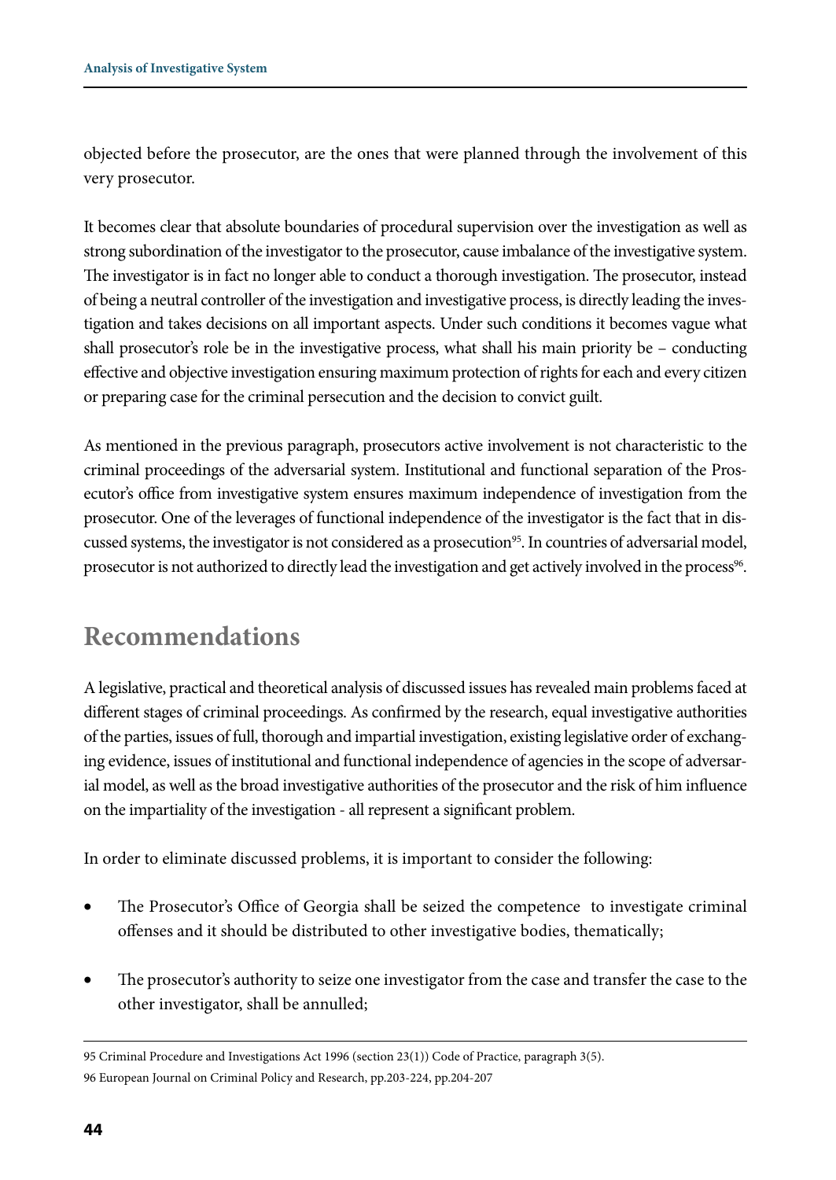objected before the prosecutor, are the ones that were planned through the involvement of this very prosecutor.

It becomes clear that absolute boundaries of procedural supervision over the investigation as well as strong subordination of the investigator to the prosecutor, cause imbalance of the investigative system. The investigator is in fact no longer able to conduct a thorough investigation. The prosecutor, instead of being a neutral controller of the investigation and investigative process, is directly leading the investigation and takes decisions on all important aspects. Under such conditions it becomes vague what shall prosecutor's role be in the investigative process, what shall his main priority be – conducting effective and objective investigation ensuring maximum protection of rights for each and every citizen or preparing case for the criminal persecution and the decision to convict guilt.

As mentioned in the previous paragraph, prosecutors active involvement is not characteristic to the criminal proceedings of the adversarial system. Institutional and functional separation of the Prosecutor's office from investigative system ensures maximum independence of investigation from the prosecutor. One of the leverages of functional independence of the investigator is the fact that in discussed systems, the investigator is not considered as a prosecution[95]. In countries of adversarial model, prosecutor is not authorized to directly lead the investigation and get actively involved in the process[96].

## Recommendations

A legislative, practical and theoretical analysis of discussed issues has revealed main problems faced at different stages of criminal proceedings. As confirmed by the research, equal investigative authorities of the parties, issues of full, thorough and impartial investigation, existing legislative order of exchanging evidence, issues of institutional and functional independence of agencies in the scope of adversarial model, as well as the broad investigative authorities of the prosecutor and the risk of him influence on the impartiality of the investigation - all represent a significant problem.

In order to eliminate discussed problems, it is important to consider the following:

- The Prosecutor's Office of Georgia shall be seized the competence to investigate criminal offenses and it should be distributed to other investigative bodies, thematically;
- The prosecutor's authority to seize one investigator from the case and transfer the case to the other investigator, shall be annulled;

---

95 Criminal Procedure and Investigations Act 1996 (section 23(1)) Code of Practice, paragraph 3(5).

96 European Journal on Criminal Policy and Research, pp.203-224, pp.204-207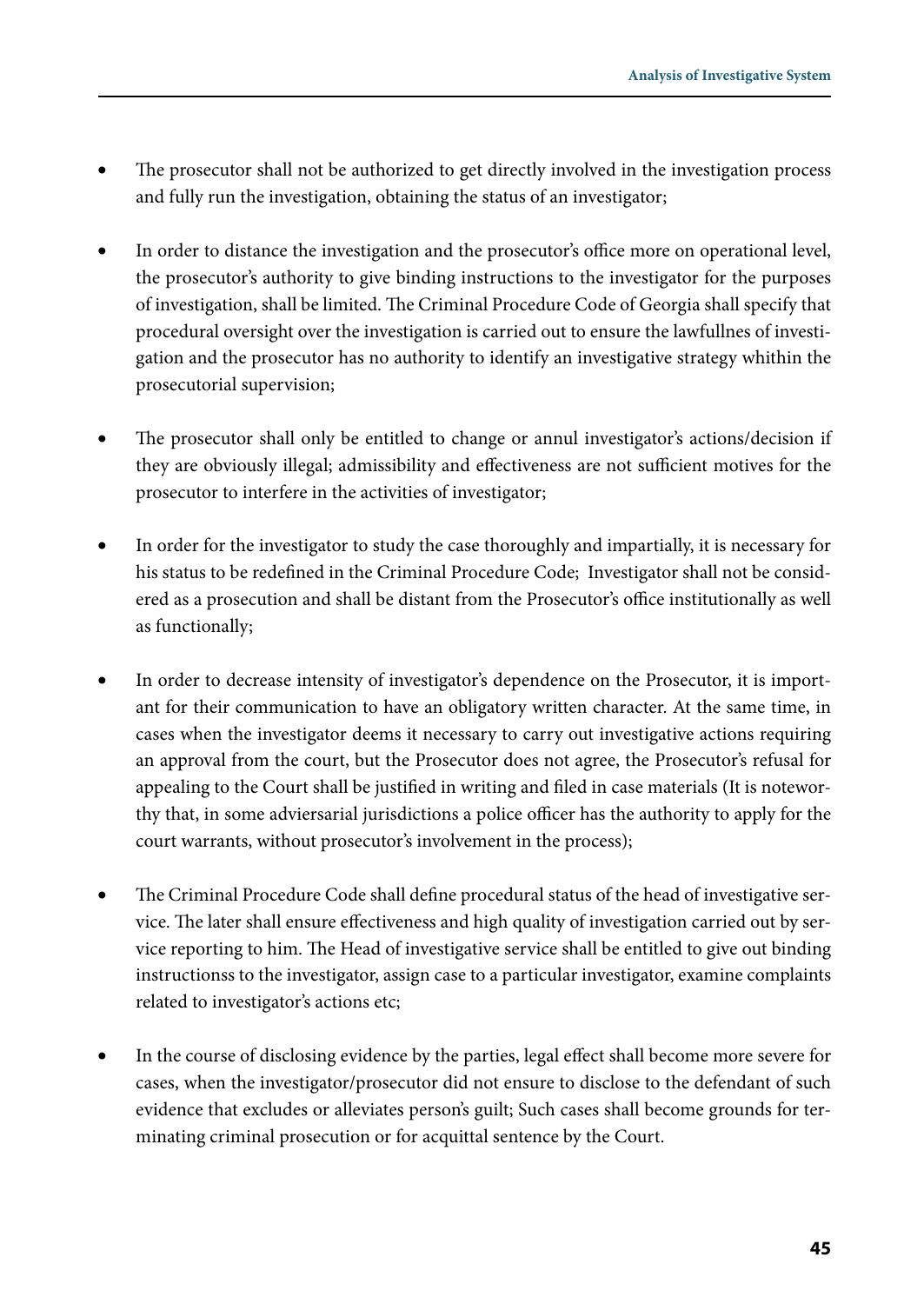- The prosecutor shall not be authorized to get directly involved in the investigation process and fully run the investigation, obtaining the status of an investigator;

- In order to distance the investigation and the prosecutor's office more on operational level, the prosecutor's authority to give binding instructions to the investigator for the purposes of investigation, shall be limited. The Criminal Procedure Code of Georgia shall specify that procedural oversight over the investigation is carried out to ensure the lawfullnes of investigation and the prosecutor has no authority to identify an investigative strategy whithin the prosecutorial supervision;

- The prosecutor shall only be entitled to change or annul investigator's actions/decision if they are obviously illegal; admissibility and effectiveness are not sufficient motives for the prosecutor to interfere in the activities of investigator;

- In order for the investigator to study the case thoroughly and impartially, it is necessary for his status to be redefined in the Criminal Procedure Code; Investigator shall not be considered as a prosecution and shall be distant from the Prosecutor's office institutionally as well as functionally;

- In order to decrease intensity of investigator's dependence on the Prosecutor, it is important for their communication to have an obligatory written character. At the same time, in cases when the investigator deems it necessary to carry out investigative actions requiring an approval from the court, but the Prosecutor does not agree, the Prosecutor's refusal for appealing to the Court shall be justified in writing and filed in case materials (It is noteworthy that, in some adviersarial jurisdictions a police officer has the authority to apply for the court warrants, without prosecutor's involvement in the process);

- The Criminal Procedure Code shall define procedural status of the head of investigative service. The later shall ensure effectiveness and high quality of investigation carried out by service reporting to him. The Head of investigative service shall be entitled to give out binding instructionss to the investigator, assign case to a particular investigator, examine complaints related to investigator's actions etc;

- In the course of disclosing evidence by the parties, legal effect shall become more severe for cases, when the investigator/prosecutor did not ensure to disclose to the defendant of such evidence that excludes or alleviates person's guilt; Such cases shall become grounds for terminating criminal prosecution or for acquittal sentence by the Court.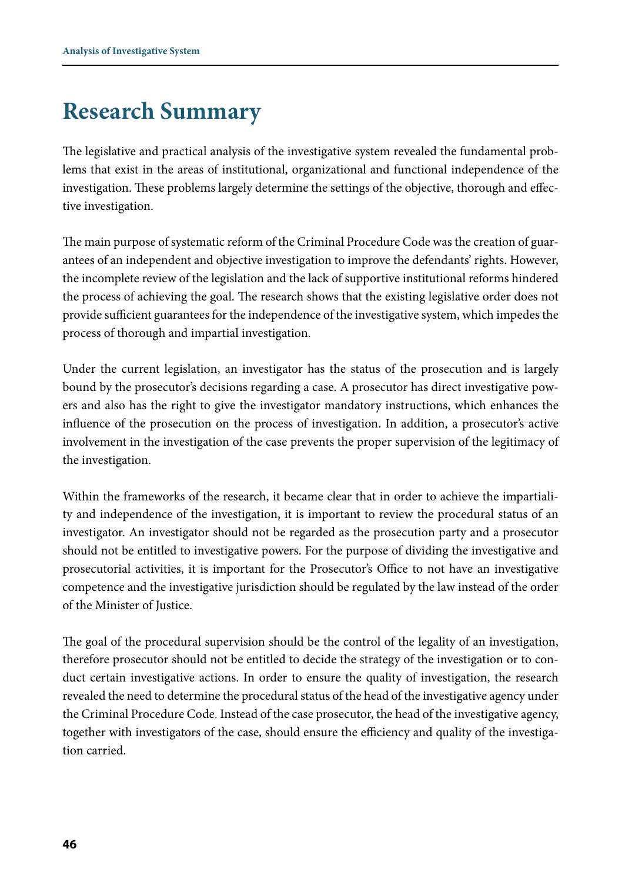# Research Summary

The legislative and practical analysis of the investigative system revealed the fundamental problems that exist in the areas of institutional, organizational and functional independence of the investigation. These problems largely determine the settings of the objective, thorough and effective investigation.

The main purpose of systematic reform of the Criminal Procedure Code was the creation of guarantees of an independent and objective investigation to improve the defendants' rights. However, the incomplete review of the legislation and the lack of supportive institutional reforms hindered the process of achieving the goal. The research shows that the existing legislative order does not provide sufficient guarantees for the independence of the investigative system, which impedes the process of thorough and impartial investigation.

Under the current legislation, an investigator has the status of the prosecution and is largely bound by the prosecutor's decisions regarding a case. A prosecutor has direct investigative powers and also has the right to give the investigator mandatory instructions, which enhances the influence of the prosecution on the process of investigation. In addition, a prosecutor's active involvement in the investigation of the case prevents the proper supervision of the legitimacy of the investigation.

Within the frameworks of the research, it became clear that in order to achieve the impartiality and independence of the investigation, it is important to review the procedural status of an investigator. An investigator should not be regarded as the prosecution party and a prosecutor should not be entitled to investigative powers. For the purpose of dividing the investigative and prosecutorial activities, it is important for the Prosecutor's Office to not have an investigative competence and the investigative jurisdiction should be regulated by the law instead of the order of the Minister of Justice.

The goal of the procedural supervision should be the control of the legality of an investigation, therefore prosecutor should not be entitled to decide the strategy of the investigation or to conduct certain investigative actions. In order to ensure the quality of investigation, the research revealed the need to determine the procedural status of the head of the investigative agency under the Criminal Procedure Code. Instead of the case prosecutor, the head of the investigative agency, together with investigators of the case, should ensure the efficiency and quality of the investigation carried.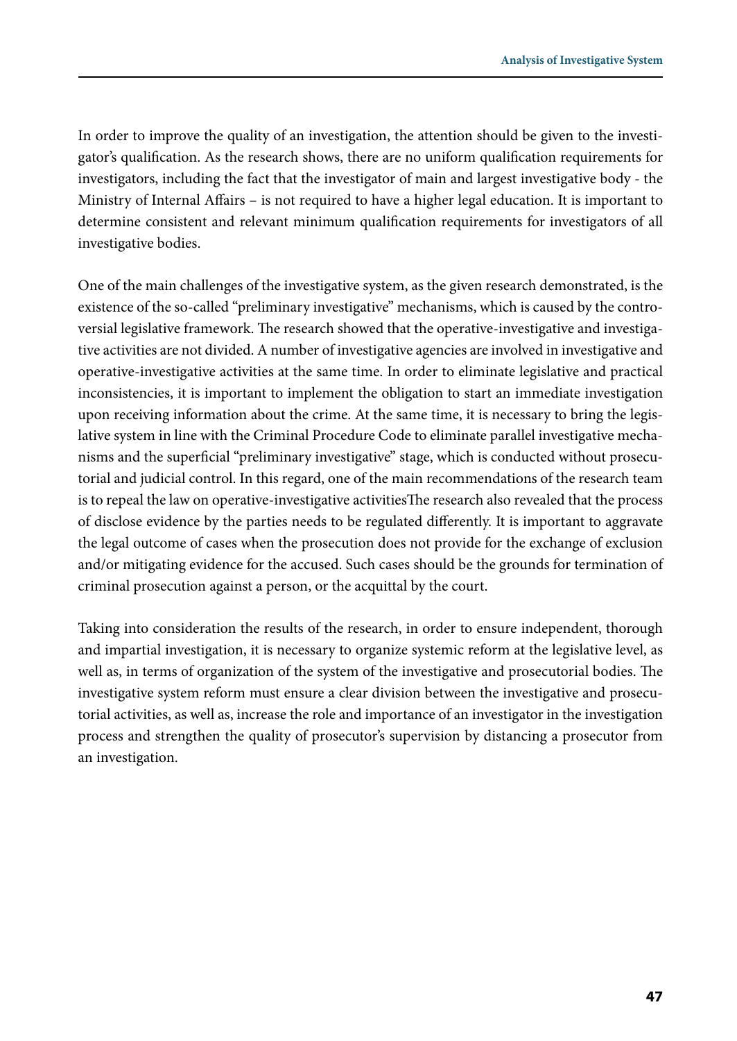In order to improve the quality of an investigation, the attention should be given to the investigator's qualification. As the research shows, there are no uniform qualification requirements for investigators, including the fact that the investigator of main and largest investigative body - the Ministry of Internal Affairs – is not required to have a higher legal education. It is important to determine consistent and relevant minimum qualification requirements for investigators of all investigative bodies.

One of the main challenges of the investigative system, as the given research demonstrated, is the existence of the so-called "preliminary investigative" mechanisms, which is caused by the controversial legislative framework. The research showed that the operative-investigative and investigative activities are not divided. A number of investigative agencies are involved in investigative and operative-investigative activities at the same time. In order to eliminate legislative and practical inconsistencies, it is important to implement the obligation to start an immediate investigation upon receiving information about the crime. At the same time, it is necessary to bring the legislative system in line with the Criminal Procedure Code to eliminate parallel investigative mechanisms and the superficial "preliminary investigative" stage, which is conducted without prosecutorial and judicial control. In this regard, one of the main recommendations of the research team is to repeal the law on operative-investigative activitiesThe research also revealed that the process of disclose evidence by the parties needs to be regulated differently. It is important to aggravate the legal outcome of cases when the prosecution does not provide for the exchange of exclusion and/or mitigating evidence for the accused. Such cases should be the grounds for termination of criminal prosecution against a person, or the acquittal by the court.

Taking into consideration the results of the research, in order to ensure independent, thorough and impartial investigation, it is necessary to organize systemic reform at the legislative level, as well as, in terms of organization of the system of the investigative and prosecutorial bodies. The investigative system reform must ensure a clear division between the investigative and prosecutorial activities, as well as, increase the role and importance of an investigator in the investigation process and strengthen the quality of prosecutor's supervision by distancing a prosecutor from an investigation.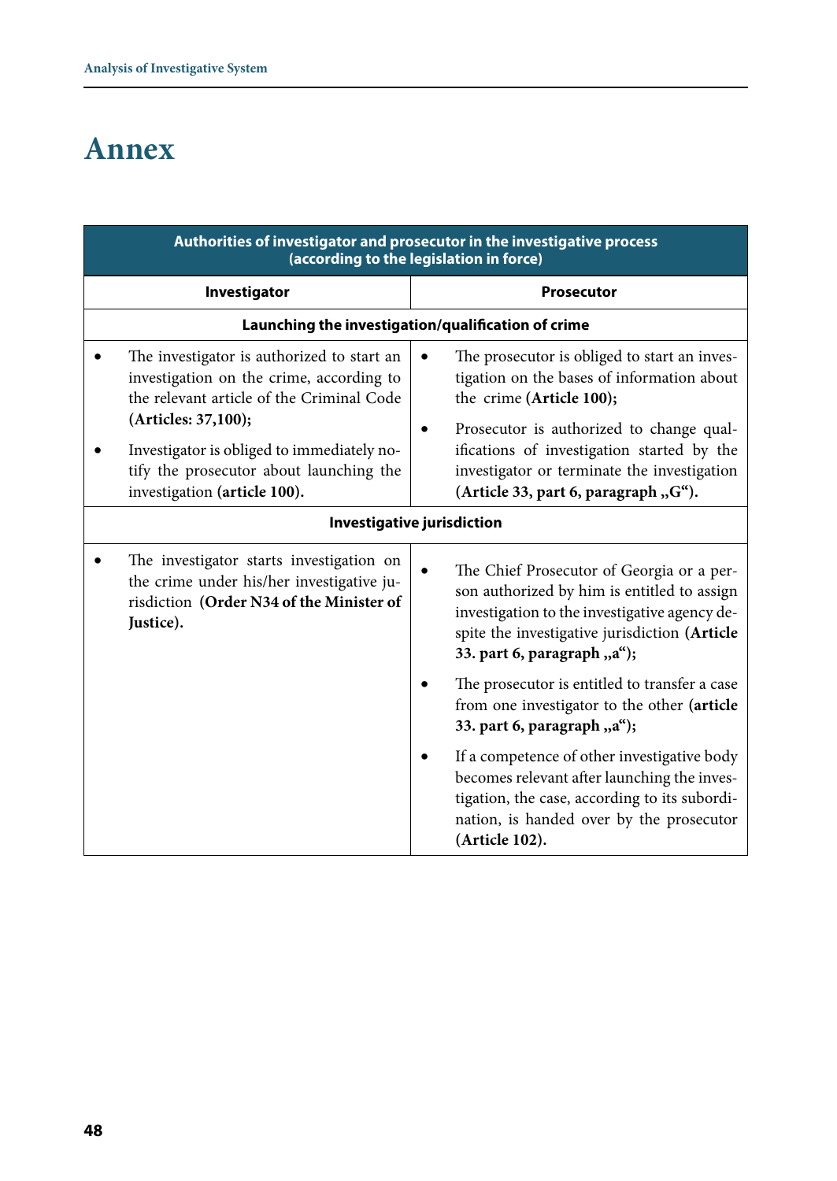# Annex

| Authorities of investigator and prosecutor in the investigative process (according to the legislation in force) | |
|---|---|
| **Investigator** | **Prosecutor** |
| **Launching the investigation/qualification of crime** | |
| • The investigator is authorized to start an investigation on the crime, according to the relevant article of the Criminal Code **(Articles: 37,100);**<br>• Investigator is obliged to immediately notify the prosecutor about launching the investigation **(article 100).** | • The prosecutor is obliged to start an investigation on the bases of information about the crime **(Article 100);**<br>• Prosecutor is authorized to change qualifications of investigation started by the investigator or terminate the investigation **(Article 33, part 6, paragraph „G“).** |
| **Investigative jurisdiction** | |
| • The investigator starts investigation on the crime under his/her investigative jurisdiction **(Order N34 of the Minister of Justice).** | • The Chief Prosecutor of Georgia or a person authorized by him is entitled to assign investigation to the investigative agency despite the investigative jurisdiction **(Article 33. part 6, paragraph „a“);**<br>• The prosecutor is entitled to transfer a case from one investigator to the other **(article 33. part 6, paragraph „a“);**<br>• If a competence of other investigative body becomes relevant after launching the investigation, the case, according to its subordination, is handed over by the prosecutor **(Article 102).** |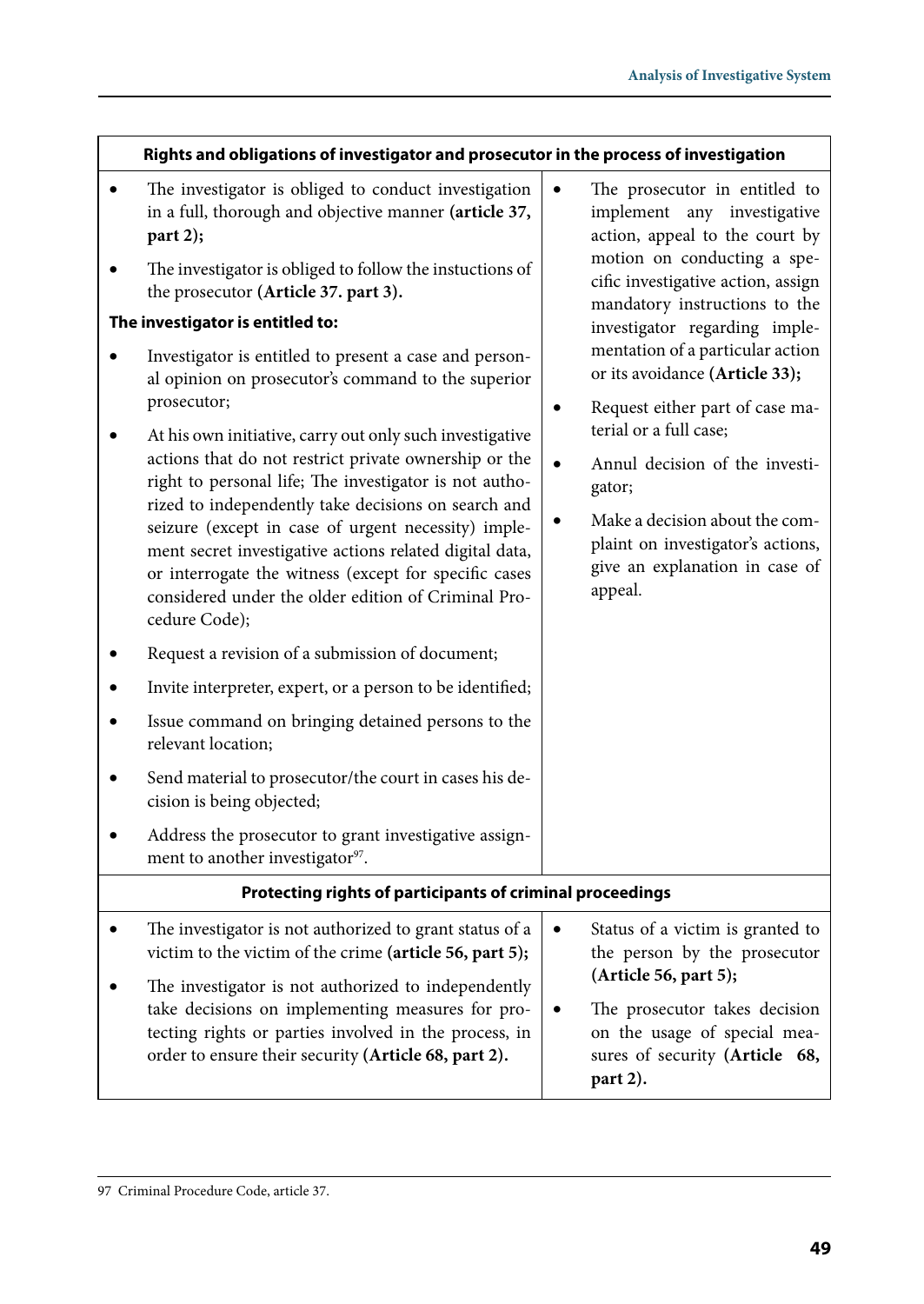| Rights and obligations of investigator and prosecutor in the process of investigation | |
|---|---|
| • The investigator is obliged to conduct investigation in a full, thorough and objective manner **(article 37, part 2);**<br>• The investigator is obliged to follow the instuctions of the prosecutor **(Article 37. part 3).**<br>**The investigator is entitled to:**<br>• Investigator is entitled to present a case and personal opinion on prosecutor's command to the superior prosecutor;<br>• At his own initiative, carry out only such investigative actions that do not restrict private ownership or the right to personal life; The investigator is not authorized to independently take decisions on search and seizure (except in case of urgent necessity) implement secret investigative actions related digital data, or interrogate the witness (except for specific cases considered under the older edition of Criminal Procedure Code);<br>• Request a revision of a submission of document;<br>• Invite interpreter, expert, or a person to be identified;<br>• Issue command on bringing detained persons to the relevant location;<br>• Send material to prosecutor/the court in cases his decision is being objected;<br>• Address the prosecutor to grant investigative assignment to another investigator[97]. | • The prosecutor in entitled to implement any investigative action, appeal to the court by motion on conducting a specific investigative action, assign mandatory instructions to the investigator regarding implementation of a particular action or its avoidance **(Article 33);**<br>• Request either part of case material or a full case;<br>• Annul decision of the investigator;<br>• Make a decision about the complaint on investigator's actions, give an explanation in case of appeal. |
| **Protecting rights of participants of criminal proceedings** | |
| • The investigator is not authorized to grant status of a victim to the victim of the crime **(article 56, part 5);**<br>• The investigator is not authorized to independently take decisions on implementing measures for protecting rights or parties involved in the process, in order to ensure their security **(Article 68, part 2).** | • Status of a victim is granted to the person by the prosecutor **(Article 56, part 5);**<br>• The prosecutor takes decision on the usage of special measures of security **(Article 68, part 2).** |

97 Criminal Procedure Code, article 37.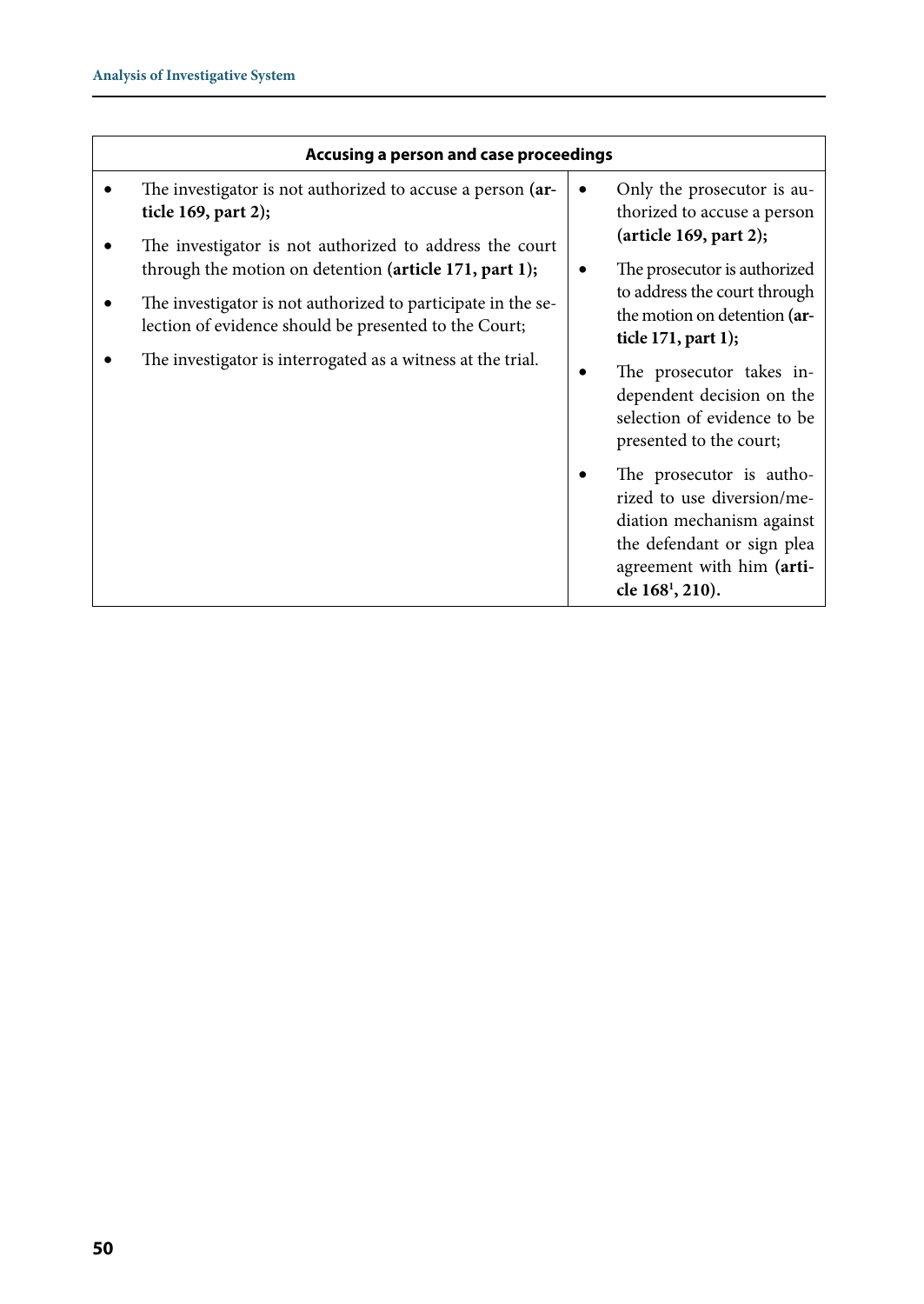| Accusing a person and case proceedings | |
|---|---|
| • The investigator is not authorized to accuse a person **(article 169, part 2);**<br>• The investigator is not authorized to address the court through the motion on detention **(article 171, part 1);**<br>• The investigator is not authorized to participate in the selection of evidence should be presented to the Court;<br>• The investigator is interrogated as a witness at the trial. | • Only the prosecutor is authorized to accuse a person **(article 169, part 2);**<br>• The prosecutor is authorized to address the court through the motion on detention **(article 171, part 1);**<br>• The prosecutor takes independent decision on the selection of evidence to be presented to the court;<br>• The prosecutor is authorized to use diversion/mediation mechanism against the defendant or sign plea agreement with him **(article 168[1], 210).** |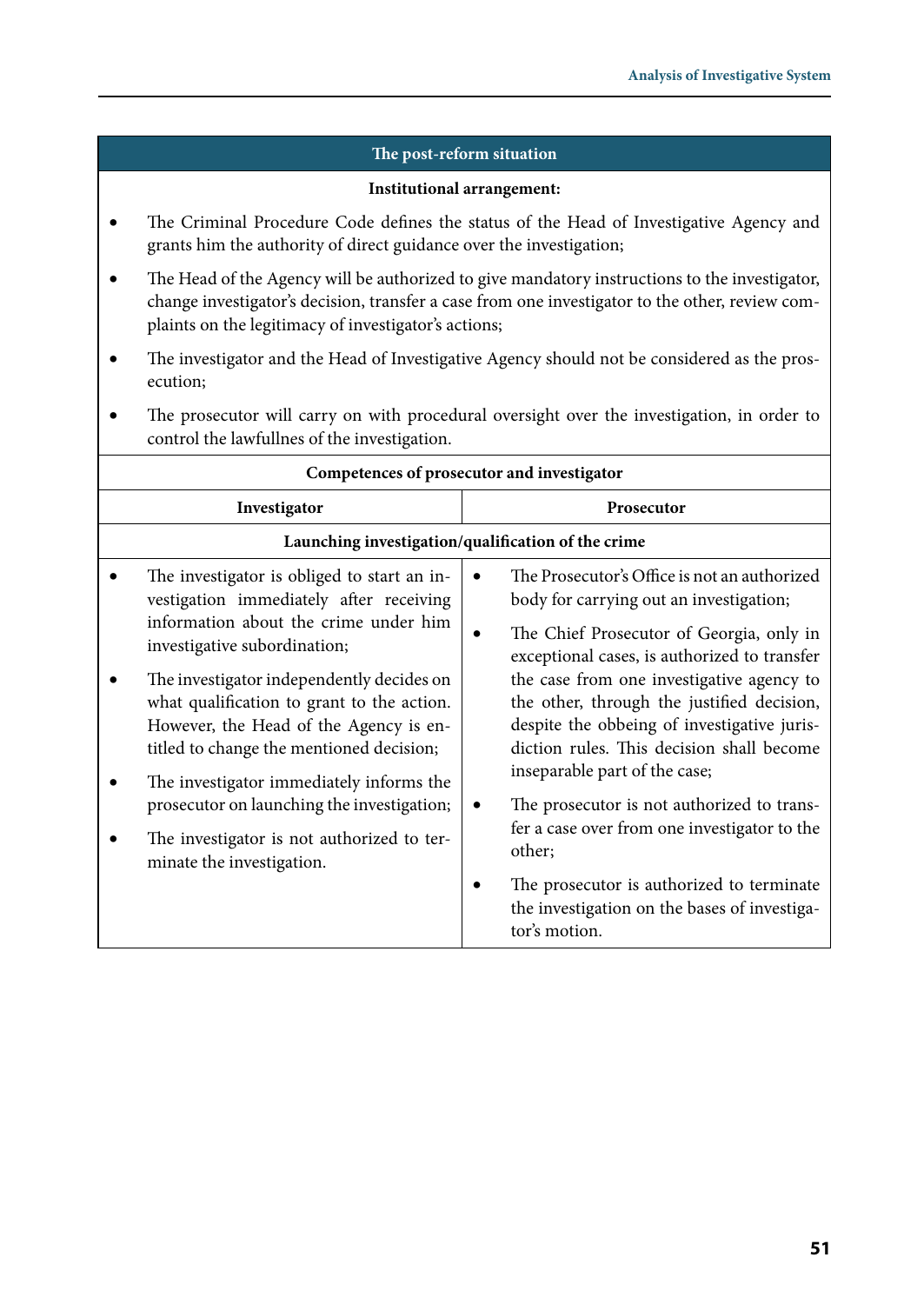| The post-reform situation | |
|---|---|
| **Institutional arrangement:** | |
| • The Criminal Procedure Code defines the status of the Head of Investigative Agency and grants him the authority of direct guidance over the investigation;<br>• The Head of the Agency will be authorized to give mandatory instructions to the investigator, change investigator's decision, transfer a case from one investigator to the other, review complaints on the legitimacy of investigator's actions;<br>• The investigator and the Head of Investigative Agency should not be considered as the prosecution;<br>• The prosecutor will carry on with procedural oversight over the investigation, in order to control the lawfullnes of the investigation. | |
| **Competences of prosecutor and investigator** | |
| **Investigator** | **Prosecutor** |
| **Launching investigation/qualification of the crime** | |
| • The investigator is obliged to start an investigation immediately after receiving information about the crime under him investigative subordination;<br>• The investigator independently decides on what qualification to grant to the action. However, the Head of the Agency is entitled to change the mentioned decision;<br>• The investigator immediately informs the prosecutor on launching the investigation;<br>• The investigator is not authorized to terminate the investigation. | • The Prosecutor's Office is not an authorized body for carrying out an investigation;<br>• The Chief Prosecutor of Georgia, only in exceptional cases, is authorized to transfer the case from one investigative agency to the other, through the justified decision, despite the obbeing of investigative jurisdiction rules. This decision shall become inseparable part of the case;<br>• The prosecutor is not authorized to transfer a case over from one investigator to the other;<br>• The prosecutor is authorized to terminate the investigation on the bases of investigator's motion. |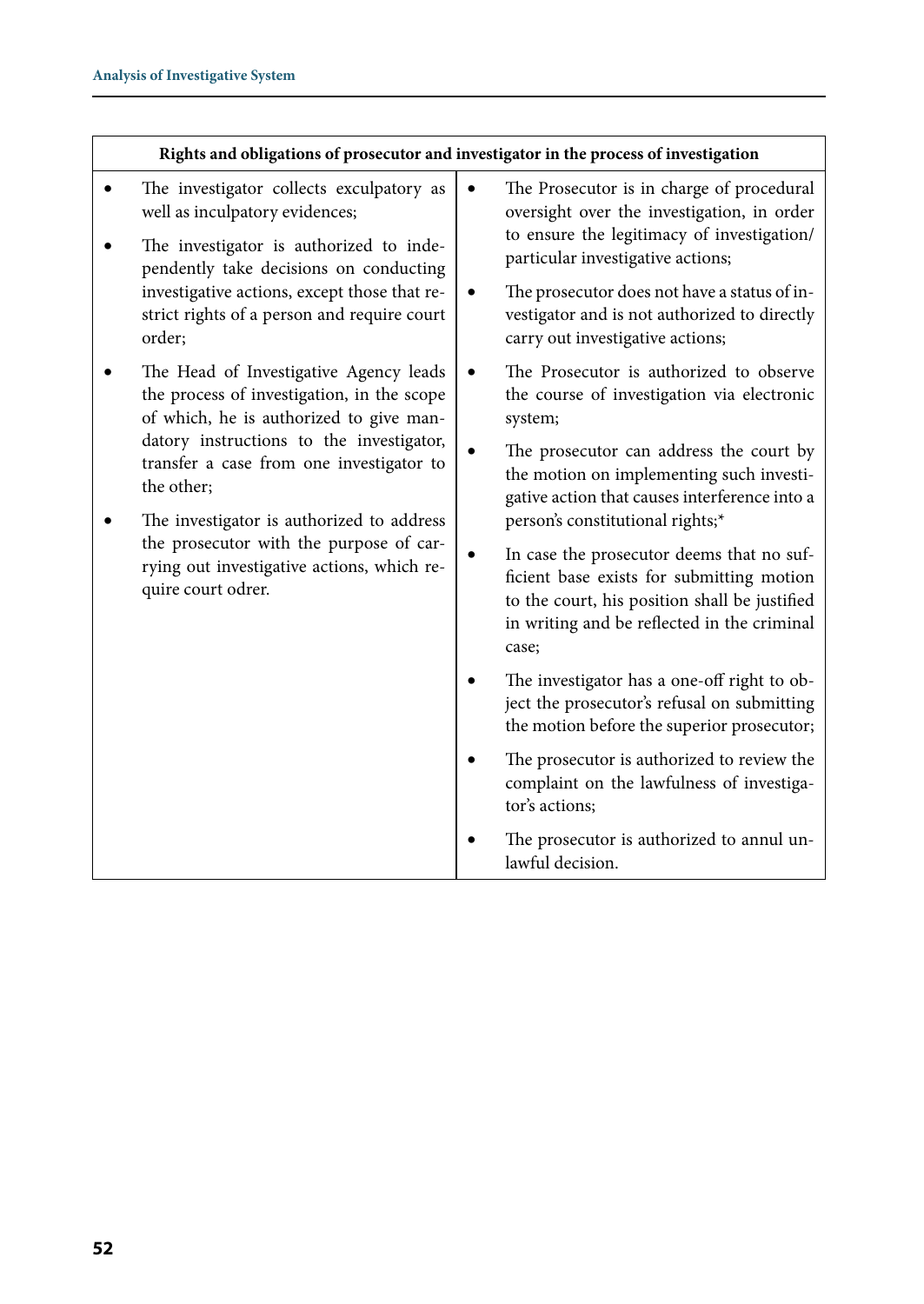| Rights and obligations of prosecutor and investigator in the process of investigation | |
|---|---|
| • The investigator collects exculpatory as well as inculpatory evidences;<br>• The investigator is authorized to independently take decisions on conducting investigative actions, except those that restrict rights of a person and require court order;<br>• The Head of Investigative Agency leads the process of investigation, in the scope of which, he is authorized to give mandatory instructions to the investigator, transfer a case from one investigator to the other;<br>• The investigator is authorized to address the prosecutor with the purpose of carrying out investigative actions, which require court odrer. | • The Prosecutor is in charge of procedural oversight over the investigation, in order to ensure the legitimacy of investigation/particular investigative actions;<br>• The prosecutor does not have a status of investigator and is not authorized to directly carry out investigative actions;<br>• The Prosecutor is authorized to observe the course of investigation via electronic system;<br>• The prosecutor can address the court by the motion on implementing such investigative action that causes interference into a person's constitutional rights;*<br>• In case the prosecutor deems that no sufficient base exists for submitting motion to the court, his position shall be justified in writing and be reflected in the criminal case;<br>• The investigator has a one-off right to object the prosecutor's refusal on submitting the motion before the superior prosecutor;<br>• The prosecutor is authorized to review the complaint on the lawfulness of investigator's actions;<br>• The prosecutor is authorized to annul unlawful decision. |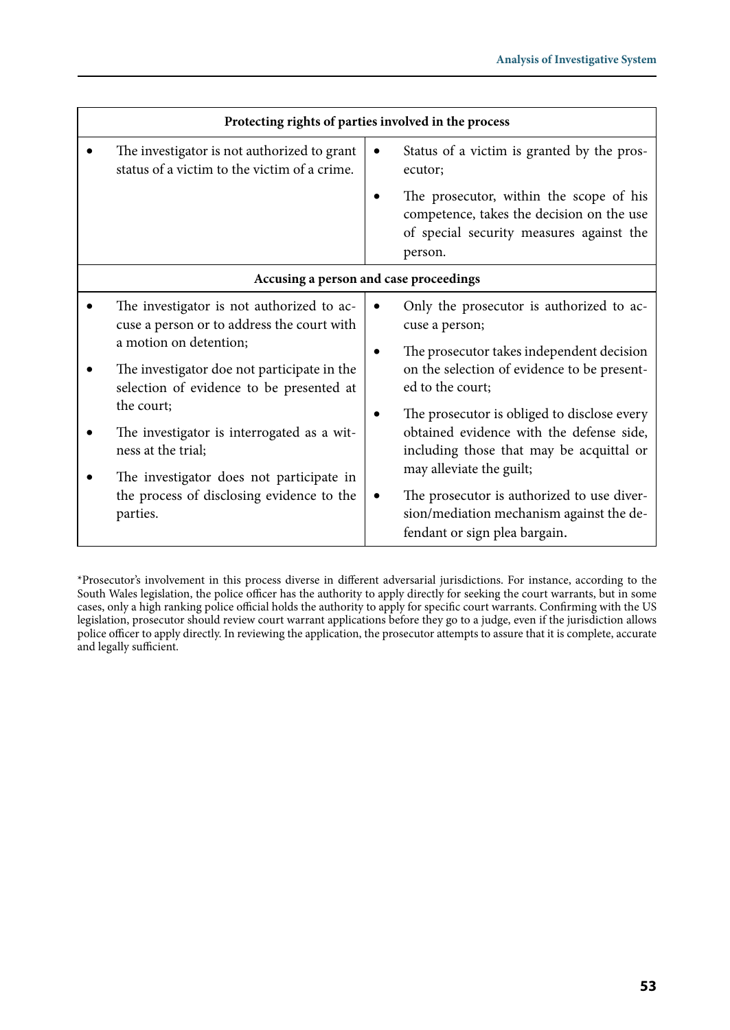| | |
|---|---|
| **Protecting rights of parties involved in the process** | |
| • The investigator is not authorized to grant status of a victim to the victim of a crime. | • Status of a victim is granted by the prosecutor;<br>• The prosecutor, within the scope of his competence, takes the decision on the use of special security measures against the person. |
| **Accusing a person and case proceedings** | |
| • The investigator is not authorized to accuse a person or to address the court with a motion on detention;<br>• The investigator doe not participate in the selection of evidence to be presented at the court;<br>• The investigator is interrogated as a witness at the trial;<br>• The investigator does not participate in the process of disclosing evidence to the parties. | • Only the prosecutor is authorized to accuse a person;<br>• The prosecutor takes independent decision on the selection of evidence to be presented to the court;<br>• The prosecutor is obliged to disclose every obtained evidence with the defense side, including those that may be acquittal or may alleviate the guilt;<br>• The prosecutor is authorized to use diversion/mediation mechanism against the defendant or sign plea bargain. |

*Prosecutor's involvement in this process diverse in different adversarial jurisdictions. For instance, according to the South Wales legislation, the police officer has the authority to apply directly for seeking the court warrants, but in some cases, only a high ranking police official holds the authority to apply for specific court warrants. Confirming with the US legislation, prosecutor should review court warrant applications before they go to a judge, even if the jurisdiction allows police officer to apply directly. In reviewing the application, the prosecutor attempts to assure that it is complete, accurate and legally sufficient.